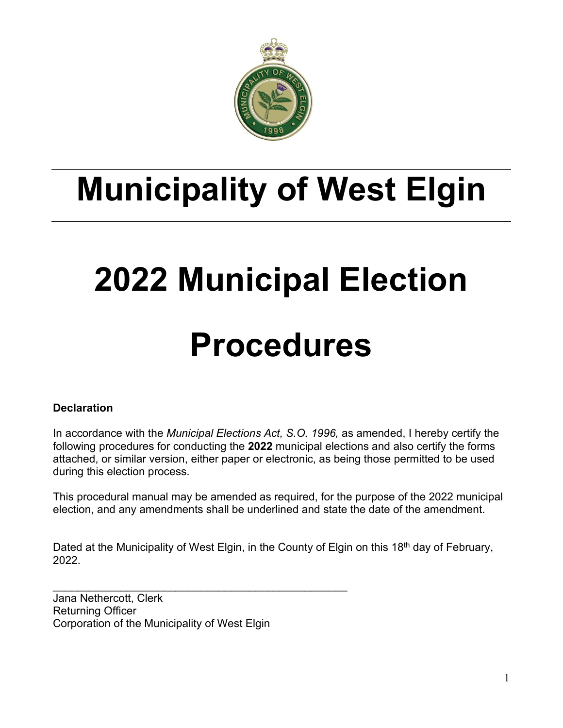# Municipality of West Elgin

# 2022 Municipal Election Procedures

**Declaration**

In accordance with the *Municipal Elections Act, S.O. 1996,* as amended, I hereby certify the following procedures for conducting the **2022** municipal elections and also certify the forms attached, or similar version, either paper or electronic, as being those permitted to be used during this election process.

This procedural manual may be amended as required, for the purpose of the 2022 municipal election, and any amendments shall be underlined and state the date of the amendment.

Dated at the Municipality of West Elgin, in the County of Elgin on this 18th day of February, 2022.

\_\_\_\_\_\_\_\_\_\_\_\_\_\_\_\_\_\_\_\_\_\_\_\_\_\_\_\_\_\_\_\_\_\_\_\_\_\_\_\_\_\_\_\_

Jana Nethercott, Clerk
Returning Officer
Corporation of the Municipality of West Elgin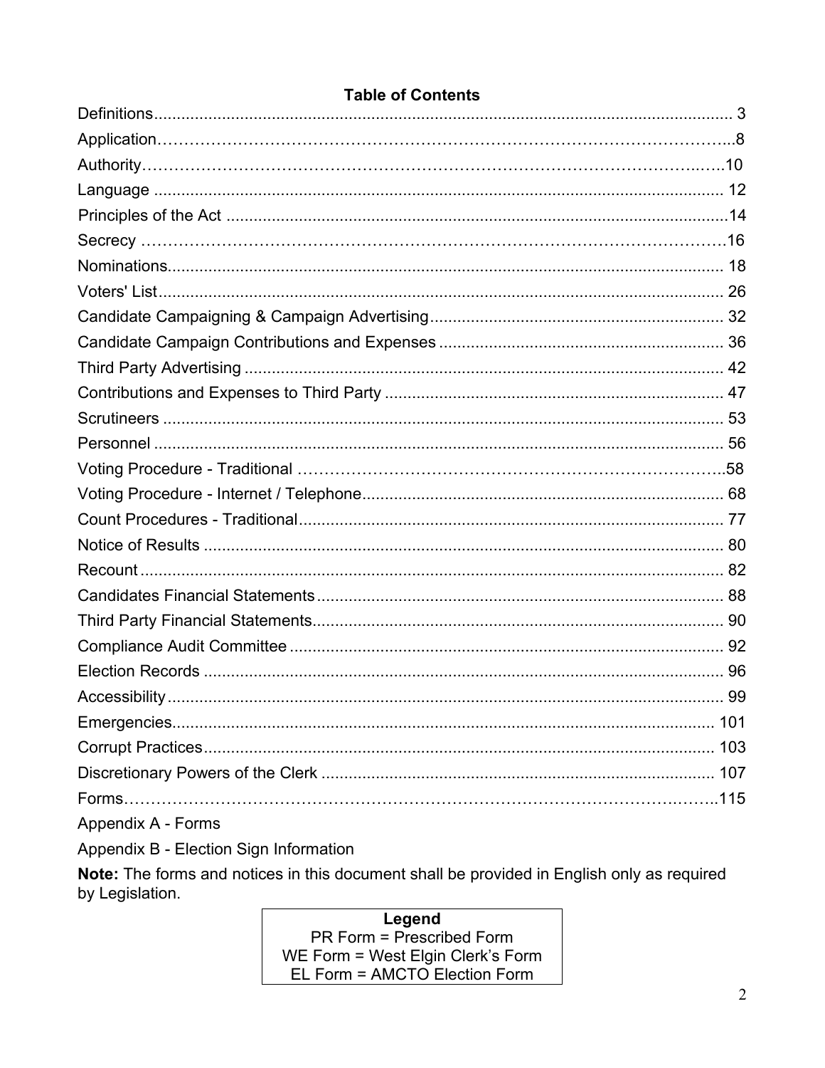## Table of Contents

| | |
|---|---|
| Definitions | 3 |
| Application | 8 |
| Authority | 10 |
| Language | 12 |
| Principles of the Act | 14 |
| Secrecy | 16 |
| Nominations | 18 |
| Voters' List | 26 |
| Candidate Campaigning & Campaign Advertising | 32 |
| Candidate Campaign Contributions and Expenses | 36 |
| Third Party Advertising | 42 |
| Contributions and Expenses to Third Party | 47 |
| Scrutineers | 53 |
| Personnel | 56 |
| Voting Procedure - Traditional | 58 |
| Voting Procedure - Internet / Telephone | 68 |
| Count Procedures - Traditional | 77 |
| Notice of Results | 80 |
| Recount | 82 |
| Candidates Financial Statements | 88 |
| Third Party Financial Statements | 90 |
| Compliance Audit Committee | 92 |
| Election Records | 96 |
| Accessibility | 99 |
| Emergencies | 101 |
| Corrupt Practices | 103 |
| Discretionary Powers of the Clerk | 107 |
| Forms | 115 |

Appendix A - Forms

Appendix B - Election Sign Information

**Note:** The forms and notices in this document shall be provided in English only as required by Legislation.

**Legend**
PR Form = Prescribed Form
WE Form = West Elgin Clerk's Form
EL Form = AMCTO Election Form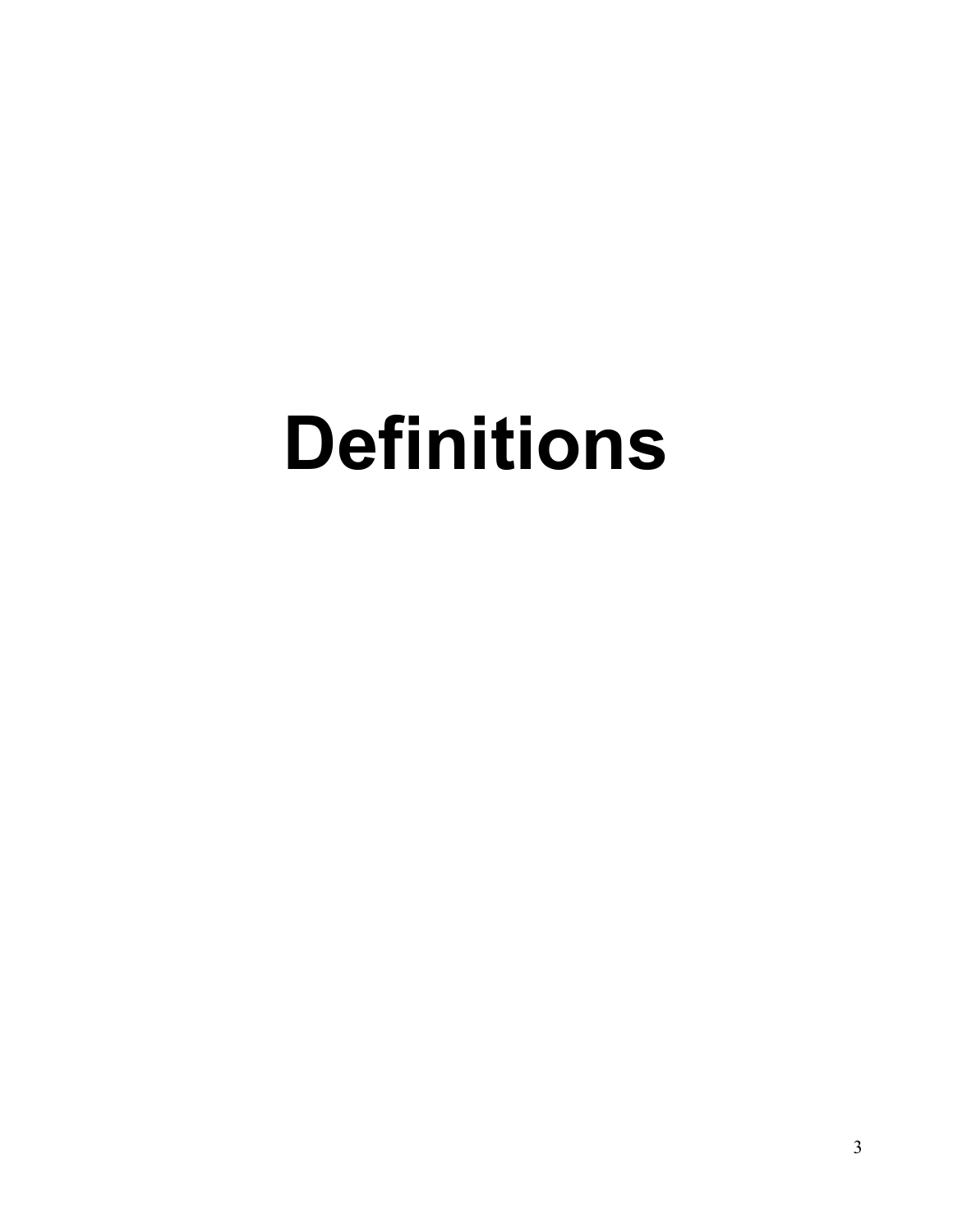# Definitions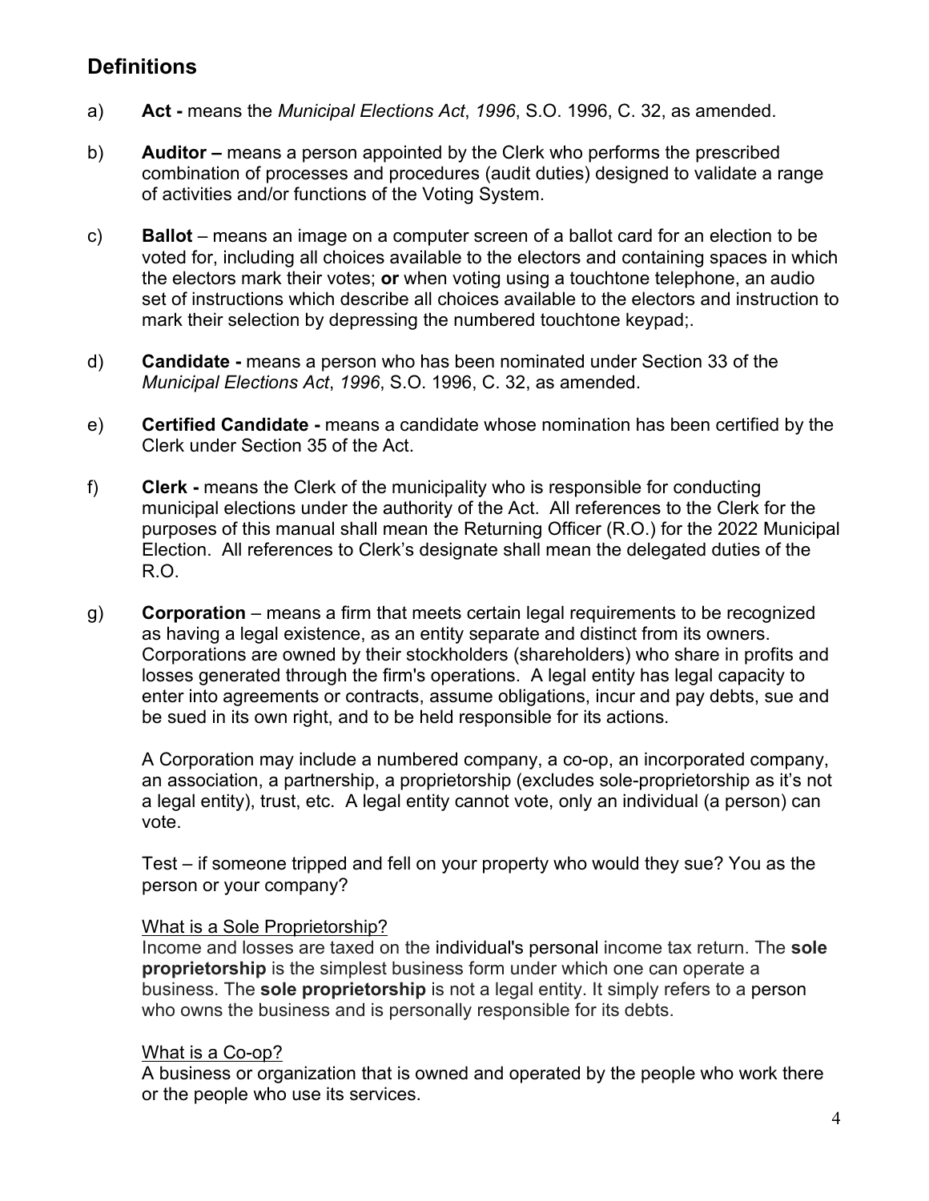## Definitions

a) **Act -** means the *Municipal Elections Act*, *1996*, S.O. 1996, C. 32, as amended.

b) **Auditor –** means a person appointed by the Clerk who performs the prescribed combination of processes and procedures (audit duties) designed to validate a range of activities and/or functions of the Voting System.

c) **Ballot** – means an image on a computer screen of a ballot card for an election to be voted for, including all choices available to the electors and containing spaces in which the electors mark their votes; **or** when voting using a touchtone telephone, an audio set of instructions which describe all choices available to the electors and instruction to mark their selection by depressing the numbered touchtone keypad;.

d) **Candidate -** means a person who has been nominated under Section 33 of the *Municipal Elections Act*, *1996*, S.O. 1996, C. 32, as amended.

e) **Certified Candidate -** means a candidate whose nomination has been certified by the Clerk under Section 35 of the Act.

f) **Clerk -** means the Clerk of the municipality who is responsible for conducting municipal elections under the authority of the Act. All references to the Clerk for the purposes of this manual shall mean the Returning Officer (R.O.) for the 2022 Municipal Election. All references to Clerk's designate shall mean the delegated duties of the R.O.

g) **Corporation** – means a firm that meets certain legal requirements to be recognized as having a legal existence, as an entity separate and distinct from its owners. Corporations are owned by their stockholders (shareholders) who share in profits and losses generated through the firm's operations. A legal entity has legal capacity to enter into agreements or contracts, assume obligations, incur and pay debts, sue and be sued in its own right, and to be held responsible for its actions.

A Corporation may include a numbered company, a co-op, an incorporated company, an association, a partnership, a proprietorship (excludes sole-proprietorship as it's not a legal entity), trust, etc. A legal entity cannot vote, only an individual (a person) can vote.

Test – if someone tripped and fell on your property who would they sue? You as the person or your company?

What is a Sole Proprietorship?

Income and losses are taxed on the individual's personal income tax return. The **sole proprietorship** is the simplest business form under which one can operate a business. The **sole proprietorship** is not a legal entity. It simply refers to a person who owns the business and is personally responsible for its debts.

What is a Co-op?

A business or organization that is owned and operated by the people who work there or the people who use its services.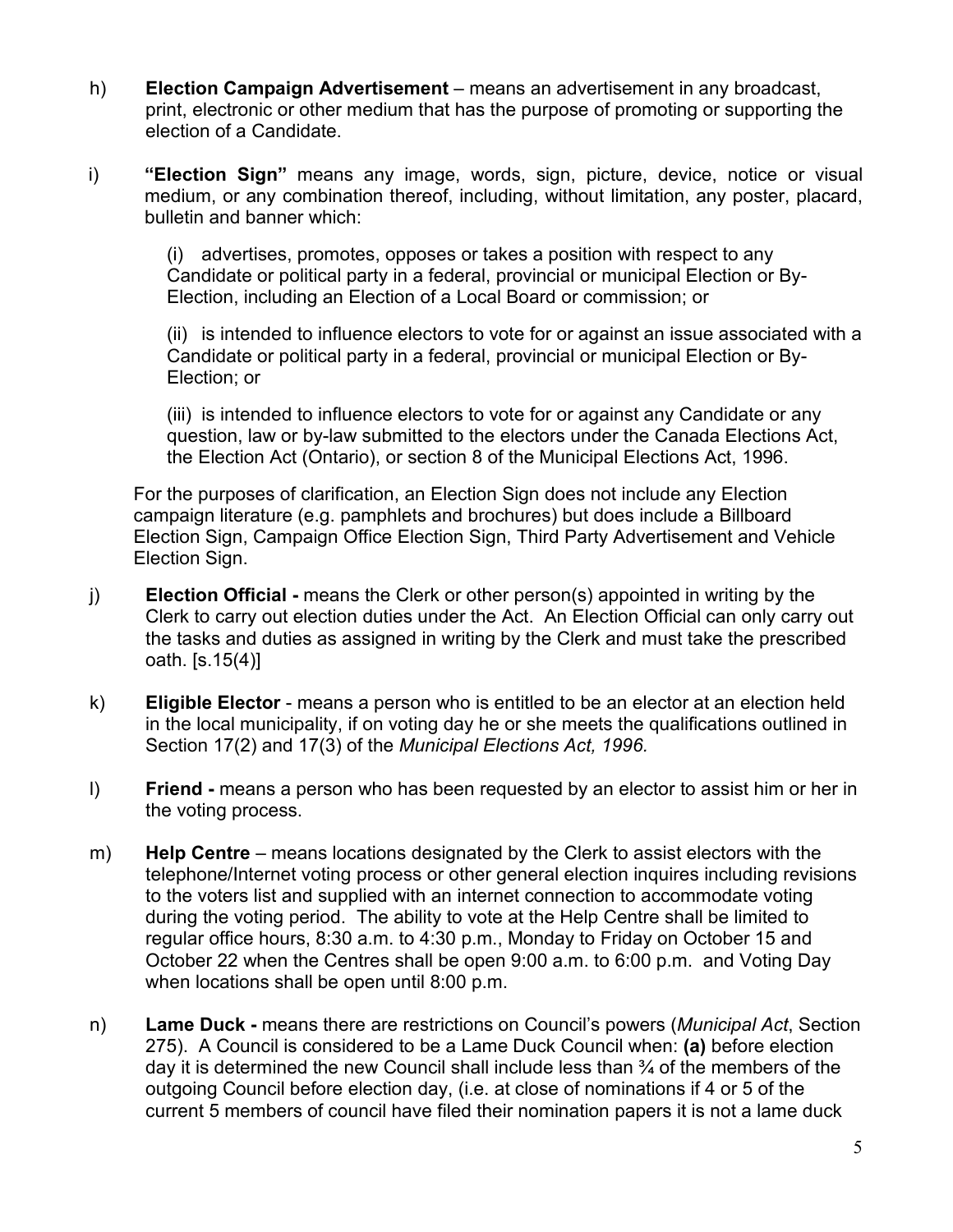h) **Election Campaign Advertisement** – means an advertisement in any broadcast, print, electronic or other medium that has the purpose of promoting or supporting the election of a Candidate.

i) **"Election Sign"** means any image, words, sign, picture, device, notice or visual medium, or any combination thereof, including, without limitation, any poster, placard, bulletin and banner which:

(i) advertises, promotes, opposes or takes a position with respect to any Candidate or political party in a federal, provincial or municipal Election or By-Election, including an Election of a Local Board or commission; or

(ii) is intended to influence electors to vote for or against an issue associated with a Candidate or political party in a federal, provincial or municipal Election or By-Election; or

(iii) is intended to influence electors to vote for or against any Candidate or any question, law or by-law submitted to the electors under the Canada Elections Act, the Election Act (Ontario), or section 8 of the Municipal Elections Act, 1996.

For the purposes of clarification, an Election Sign does not include any Election campaign literature (e.g. pamphlets and brochures) but does include a Billboard Election Sign, Campaign Office Election Sign, Third Party Advertisement and Vehicle Election Sign.

j) **Election Official -** means the Clerk or other person(s) appointed in writing by the Clerk to carry out election duties under the Act. An Election Official can only carry out the tasks and duties as assigned in writing by the Clerk and must take the prescribed oath. [s.15(4)]

k) **Eligible Elector** - means a person who is entitled to be an elector at an election held in the local municipality, if on voting day he or she meets the qualifications outlined in Section 17(2) and 17(3) of the *Municipal Elections Act, 1996.*

l) **Friend -** means a person who has been requested by an elector to assist him or her in the voting process.

m) **Help Centre** – means locations designated by the Clerk to assist electors with the telephone/Internet voting process or other general election inquires including revisions to the voters list and supplied with an internet connection to accommodate voting during the voting period. The ability to vote at the Help Centre shall be limited to regular office hours, 8:30 a.m. to 4:30 p.m., Monday to Friday on October 15 and October 22 when the Centres shall be open 9:00 a.m. to 6:00 p.m. and Voting Day when locations shall be open until 8:00 p.m.

n) **Lame Duck -** means there are restrictions on Council's powers (*Municipal Act*, Section 275). A Council is considered to be a Lame Duck Council when: **(a)** before election day it is determined the new Council shall include less than ¾ of the members of the outgoing Council before election day, (i.e. at close of nominations if 4 or 5 of the current 5 members of council have filed their nomination papers it is not a lame duck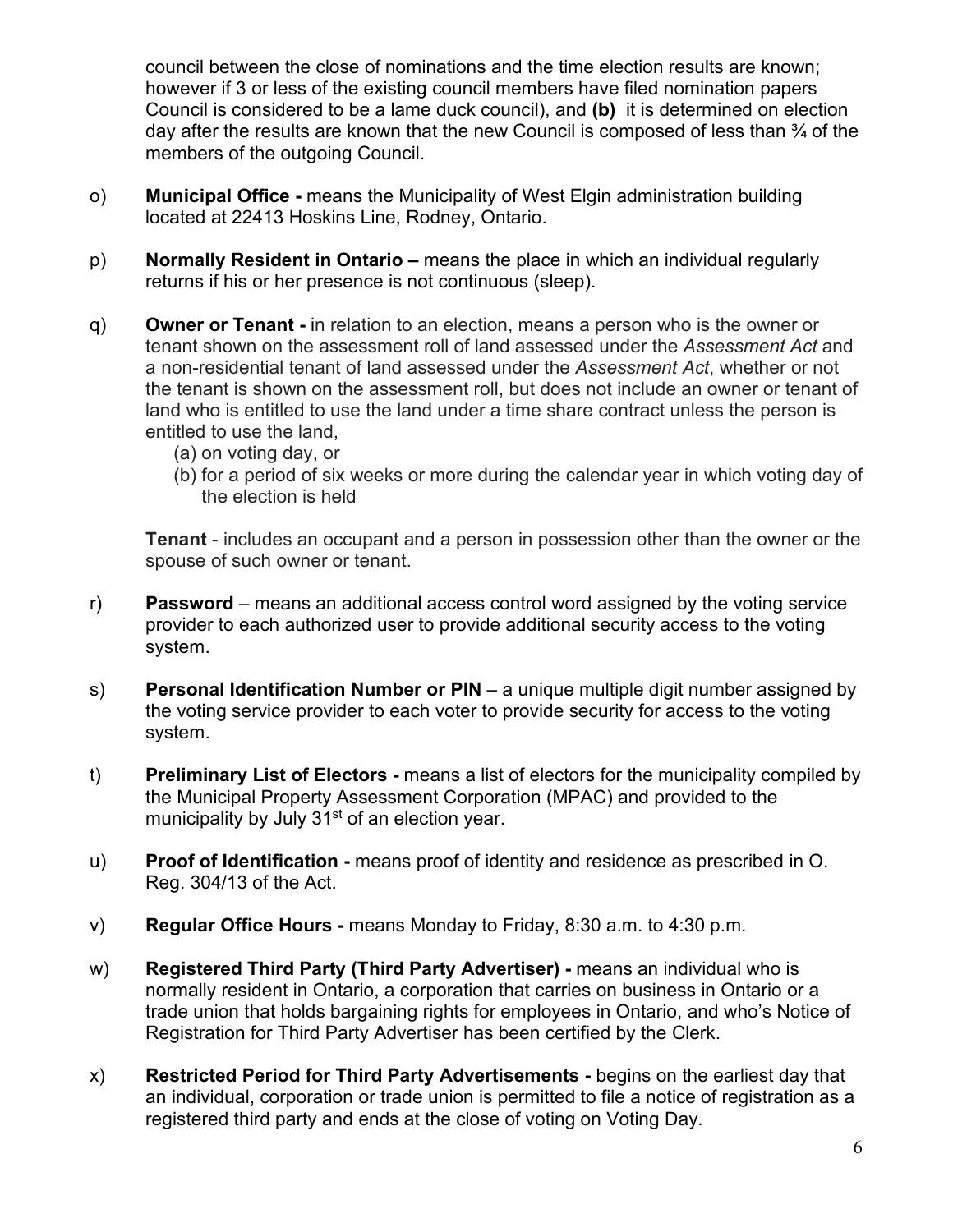council between the close of nominations and the time election results are known; however if 3 or less of the existing council members have filed nomination papers Council is considered to be a lame duck council), and **(b)** it is determined on election day after the results are known that the new Council is composed of less than ¾ of the members of the outgoing Council.

o) **Municipal Office -** means the Municipality of West Elgin administration building located at 22413 Hoskins Line, Rodney, Ontario.

p) **Normally Resident in Ontario –** means the place in which an individual regularly returns if his or her presence is not continuous (sleep).

q) **Owner or Tenant -** in relation to an election, means a person who is the owner or tenant shown on the assessment roll of land assessed under the *Assessment Act* and a non-residential tenant of land assessed under the *Assessment Act*, whether or not the tenant is shown on the assessment roll, but does not include an owner or tenant of land who is entitled to use the land under a time share contract unless the person is entitled to use the land,
   (a) on voting day, or
   (b) for a period of six weeks or more during the calendar year in which voting day of the election is held

   **Tenant** - includes an occupant and a person in possession other than the owner or the spouse of such owner or tenant.

r) **Password** – means an additional access control word assigned by the voting service provider to each authorized user to provide additional security access to the voting system.

s) **Personal Identification Number or PIN** – a unique multiple digit number assigned by the voting service provider to each voter to provide security for access to the voting system.

t) **Preliminary List of Electors -** means a list of electors for the municipality compiled by the Municipal Property Assessment Corporation (MPAC) and provided to the municipality by July 31st of an election year.

u) **Proof of Identification -** means proof of identity and residence as prescribed in O. Reg. 304/13 of the Act.

v) **Regular Office Hours -** means Monday to Friday, 8:30 a.m. to 4:30 p.m.

w) **Registered Third Party (Third Party Advertiser) -** means an individual who is normally resident in Ontario, a corporation that carries on business in Ontario or a trade union that holds bargaining rights for employees in Ontario, and who's Notice of Registration for Third Party Advertiser has been certified by the Clerk.

x) **Restricted Period for Third Party Advertisements -** begins on the earliest day that an individual, corporation or trade union is permitted to file a notice of registration as a registered third party and ends at the close of voting on Voting Day.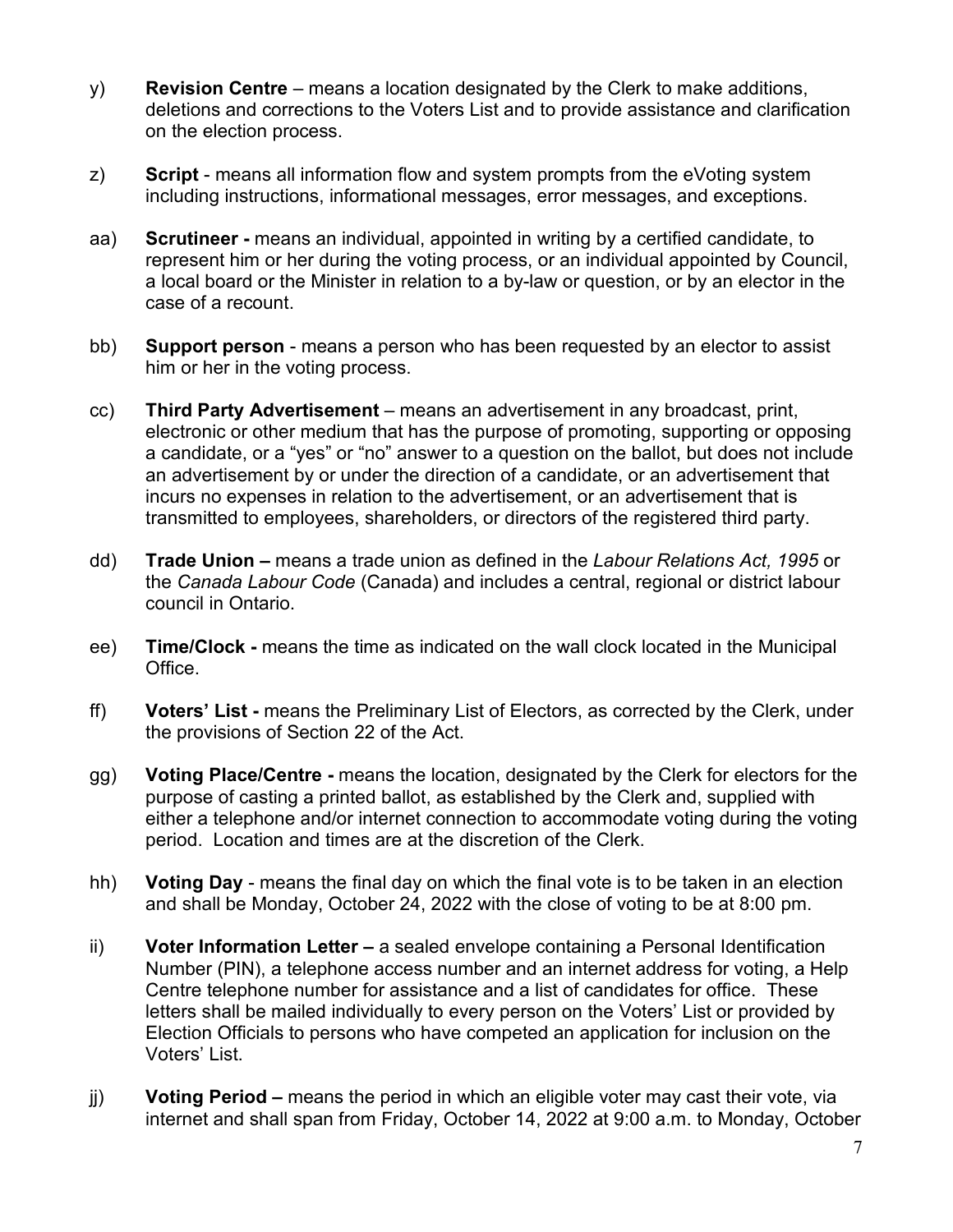y) **Revision Centre** – means a location designated by the Clerk to make additions, deletions and corrections to the Voters List and to provide assistance and clarification on the election process.

z) **Script** - means all information flow and system prompts from the eVoting system including instructions, informational messages, error messages, and exceptions.

aa) **Scrutineer -** means an individual, appointed in writing by a certified candidate, to represent him or her during the voting process, or an individual appointed by Council, a local board or the Minister in relation to a by-law or question, or by an elector in the case of a recount.

bb) **Support person** - means a person who has been requested by an elector to assist him or her in the voting process.

cc) **Third Party Advertisement** – means an advertisement in any broadcast, print, electronic or other medium that has the purpose of promoting, supporting or opposing a candidate, or a "yes" or "no" answer to a question on the ballot, but does not include an advertisement by or under the direction of a candidate, or an advertisement that incurs no expenses in relation to the advertisement, or an advertisement that is transmitted to employees, shareholders, or directors of the registered third party.

dd) **Trade Union –** means a trade union as defined in the *Labour Relations Act, 1995* or the *Canada Labour Code* (Canada) and includes a central, regional or district labour council in Ontario.

ee) **Time/Clock -** means the time as indicated on the wall clock located in the Municipal Office.

ff) **Voters' List -** means the Preliminary List of Electors, as corrected by the Clerk, under the provisions of Section 22 of the Act.

gg) **Voting Place/Centre -** means the location, designated by the Clerk for electors for the purpose of casting a printed ballot, as established by the Clerk and, supplied with either a telephone and/or internet connection to accommodate voting during the voting period. Location and times are at the discretion of the Clerk.

hh) **Voting Day** - means the final day on which the final vote is to be taken in an election and shall be Monday, October 24, 2022 with the close of voting to be at 8:00 pm.

ii) **Voter Information Letter –** a sealed envelope containing a Personal Identification Number (PIN), a telephone access number and an internet address for voting, a Help Centre telephone number for assistance and a list of candidates for office. These letters shall be mailed individually to every person on the Voters' List or provided by Election Officials to persons who have competed an application for inclusion on the Voters' List.

jj) **Voting Period –** means the period in which an eligible voter may cast their vote, via internet and shall span from Friday, October 14, 2022 at 9:00 a.m. to Monday, October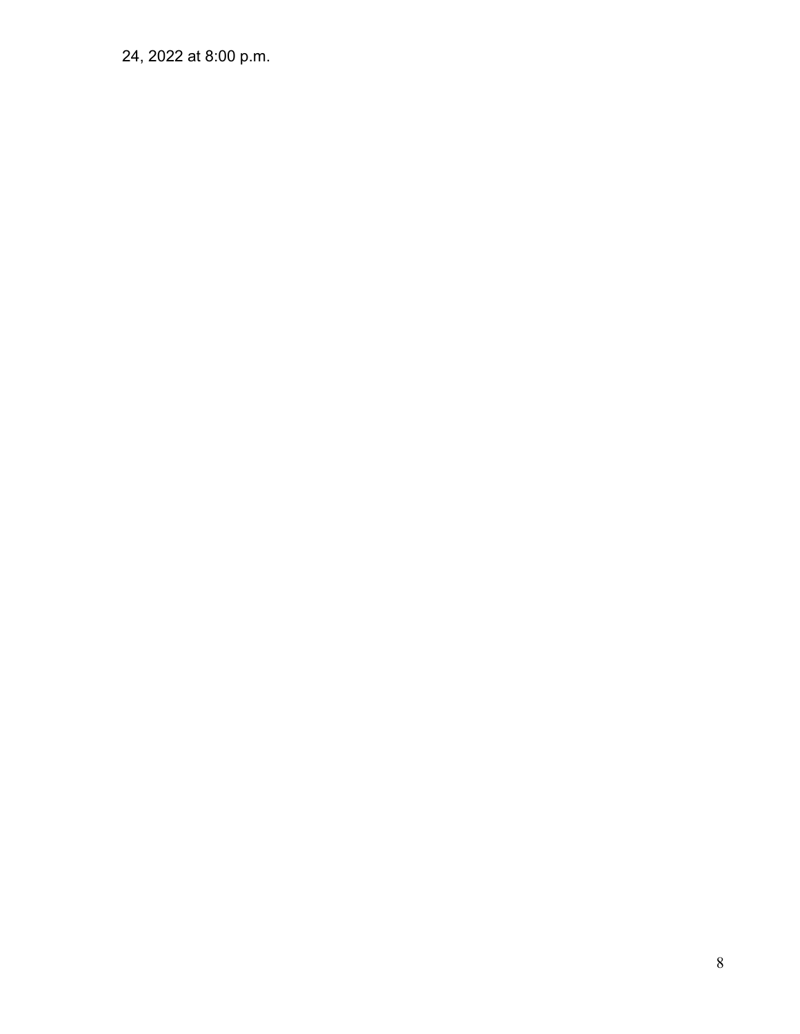24, 2022 at 8:00 p.m.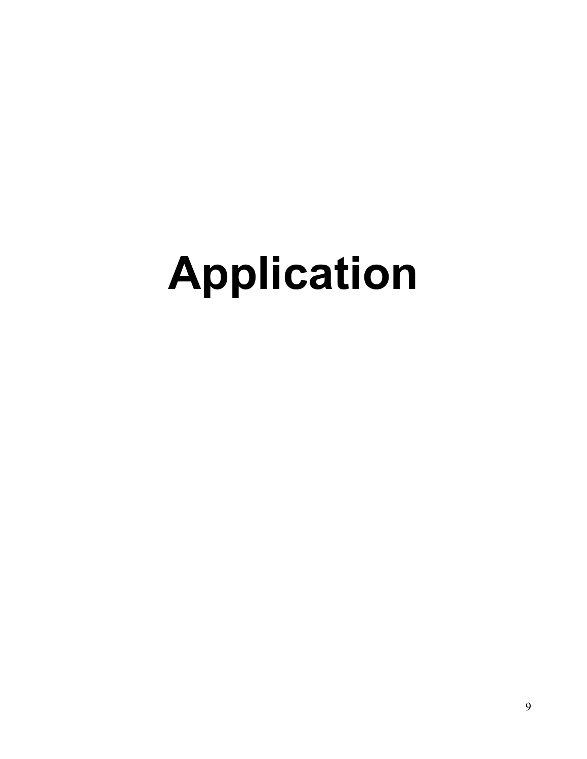# Application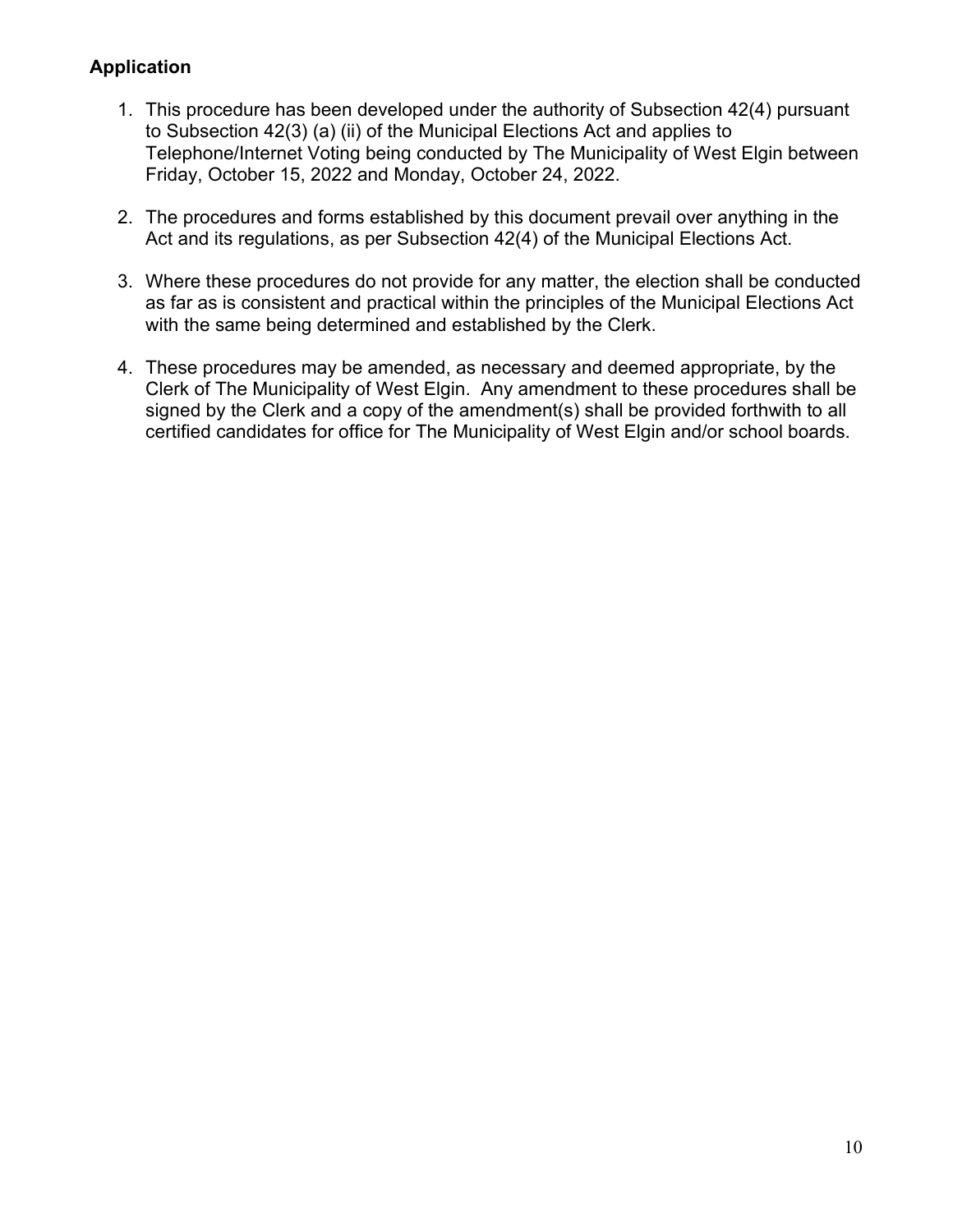## Application

1. This procedure has been developed under the authority of Subsection 42(4) pursuant to Subsection 42(3) (a) (ii) of the Municipal Elections Act and applies to Telephone/Internet Voting being conducted by The Municipality of West Elgin between Friday, October 15, 2022 and Monday, October 24, 2022.

2. The procedures and forms established by this document prevail over anything in the Act and its regulations, as per Subsection 42(4) of the Municipal Elections Act.

3. Where these procedures do not provide for any matter, the election shall be conducted as far as is consistent and practical within the principles of the Municipal Elections Act with the same being determined and established by the Clerk.

4. These procedures may be amended, as necessary and deemed appropriate, by the Clerk of The Municipality of West Elgin. Any amendment to these procedures shall be signed by the Clerk and a copy of the amendment(s) shall be provided forthwith to all certified candidates for office for The Municipality of West Elgin and/or school boards.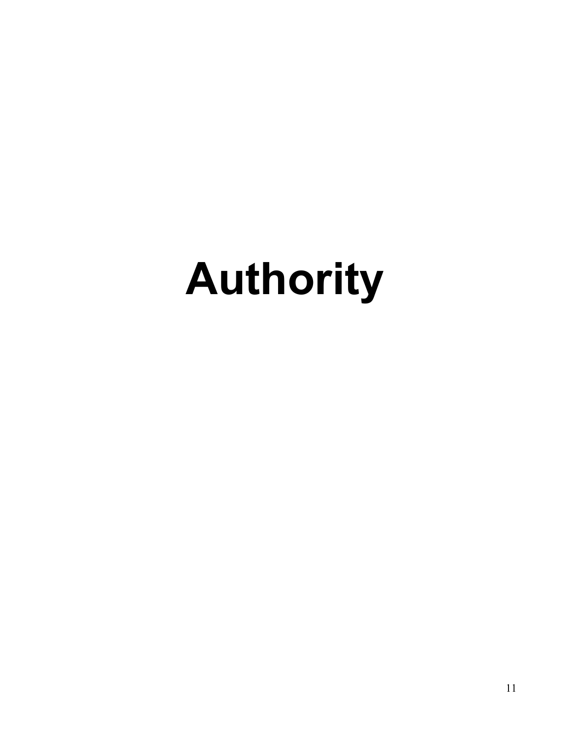# Authority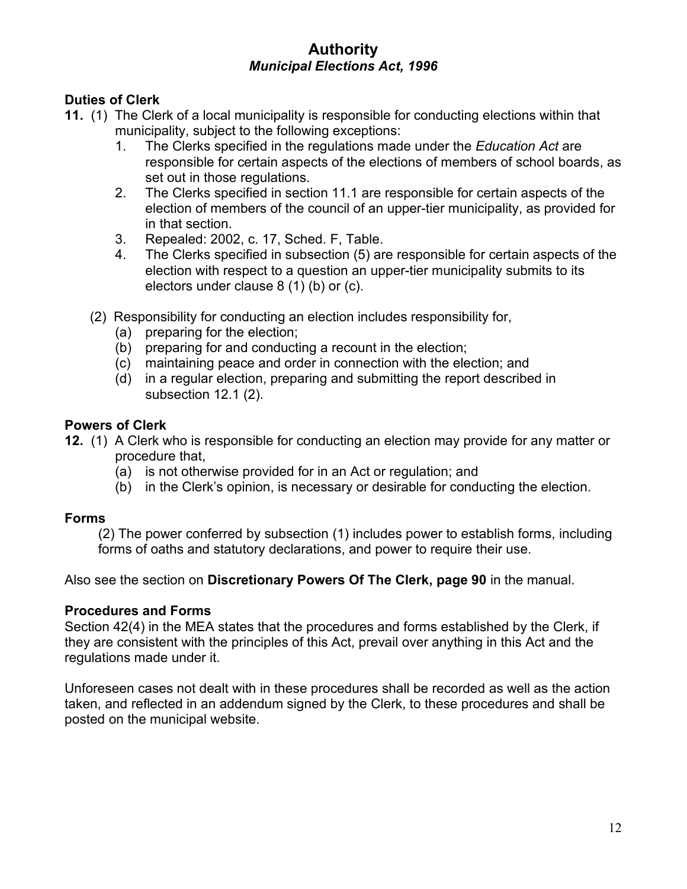# Authority
## *Municipal Elections Act, 1996*

**Duties of Clerk**

**11.** (1) The Clerk of a local municipality is responsible for conducting elections within that municipality, subject to the following exceptions:

1. The Clerks specified in the regulations made under the *Education Act* are responsible for certain aspects of the elections of members of school boards, as set out in those regulations.
2. The Clerks specified in section 11.1 are responsible for certain aspects of the election of members of the council of an upper-tier municipality, as provided for in that section.
3. Repealed: 2002, c. 17, Sched. F, Table.
4. The Clerks specified in subsection (5) are responsible for certain aspects of the election with respect to a question an upper-tier municipality submits to its electors under clause 8 (1) (b) or (c).

(2) Responsibility for conducting an election includes responsibility for,
- (a) preparing for the election;
- (b) preparing for and conducting a recount in the election;
- (c) maintaining peace and order in connection with the election; and
- (d) in a regular election, preparing and submitting the report described in subsection 12.1 (2).

**Powers of Clerk**

**12.** (1) A Clerk who is responsible for conducting an election may provide for any matter or procedure that,
- (a) is not otherwise provided for in an Act or regulation; and
- (b) in the Clerk's opinion, is necessary or desirable for conducting the election.

**Forms**

(2) The power conferred by subsection (1) includes power to establish forms, including forms of oaths and statutory declarations, and power to require their use.

Also see the section on **Discretionary Powers Of The Clerk, page 90** in the manual.

**Procedures and Forms**

Section 42(4) in the MEA states that the procedures and forms established by the Clerk, if they are consistent with the principles of this Act, prevail over anything in this Act and the regulations made under it.

Unforeseen cases not dealt with in these procedures shall be recorded as well as the action taken, and reflected in an addendum signed by the Clerk, to these procedures and shall be posted on the municipal website.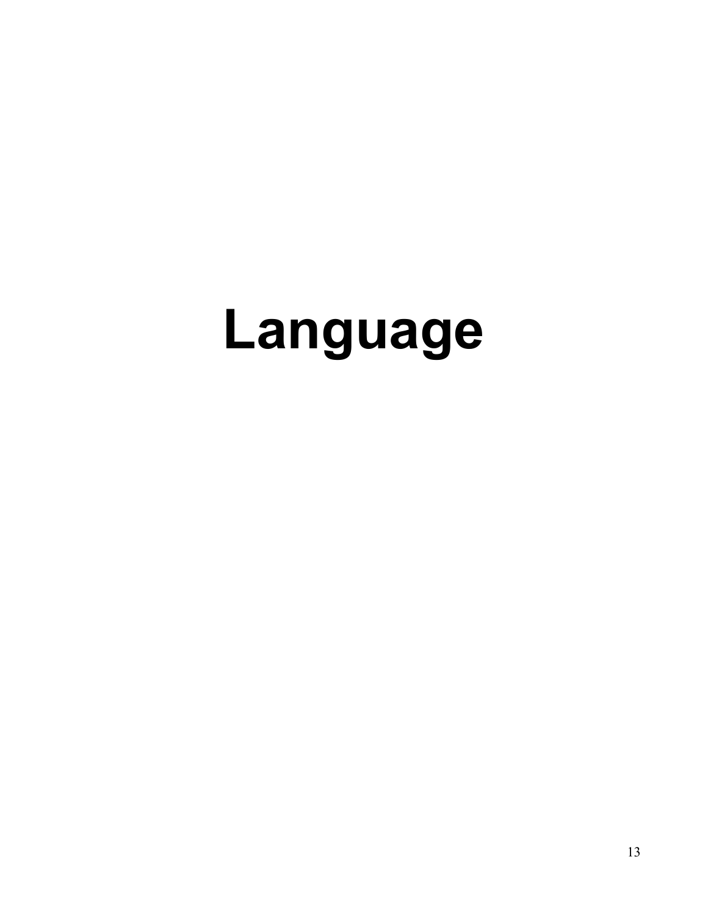# Language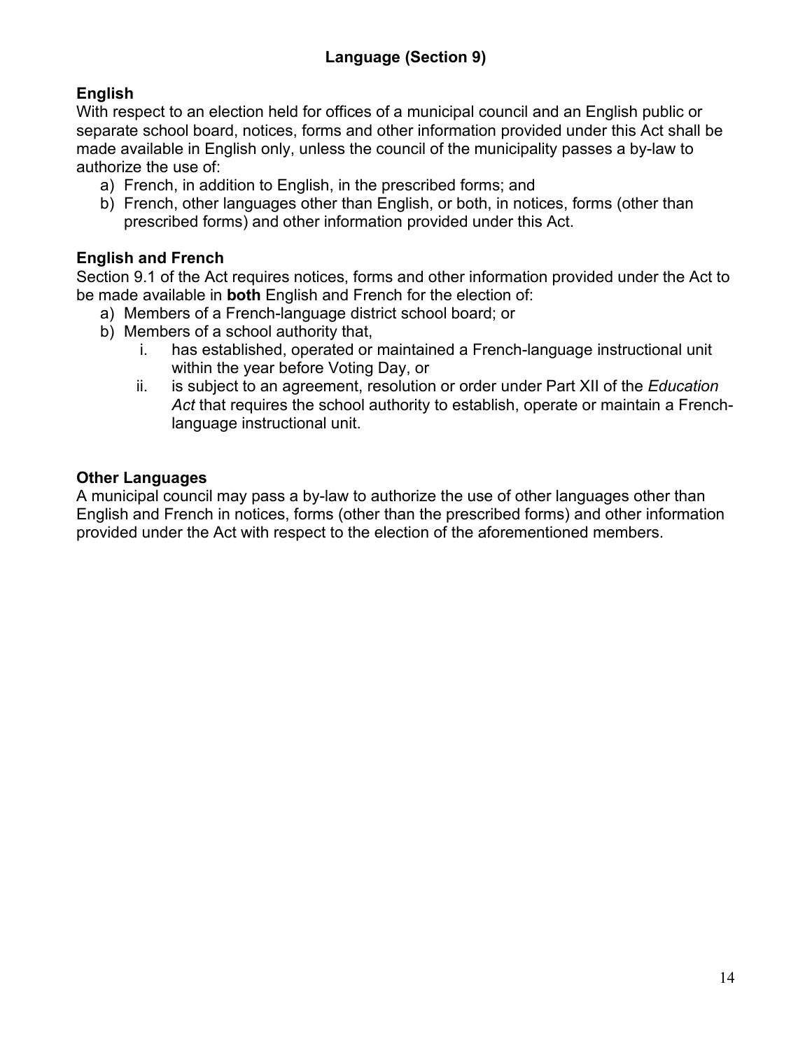## Language (Section 9)

### English

With respect to an election held for offices of a municipal council and an English public or separate school board, notices, forms and other information provided under this Act shall be made available in English only, unless the council of the municipality passes a by-law to authorize the use of:

a) French, in addition to English, in the prescribed forms; and
b) French, other languages other than English, or both, in notices, forms (other than prescribed forms) and other information provided under this Act.

### English and French

Section 9.1 of the Act requires notices, forms and other information provided under the Act to be made available in **both** English and French for the election of:

a) Members of a French-language district school board; or
b) Members of a school authority that,
   i. has established, operated or maintained a French-language instructional unit within the year before Voting Day, or
   ii. is subject to an agreement, resolution or order under Part XII of the *Education Act* that requires the school authority to establish, operate or maintain a French-language instructional unit.

### Other Languages

A municipal council may pass a by-law to authorize the use of other languages other than English and French in notices, forms (other than the prescribed forms) and other information provided under the Act with respect to the election of the aforementioned members.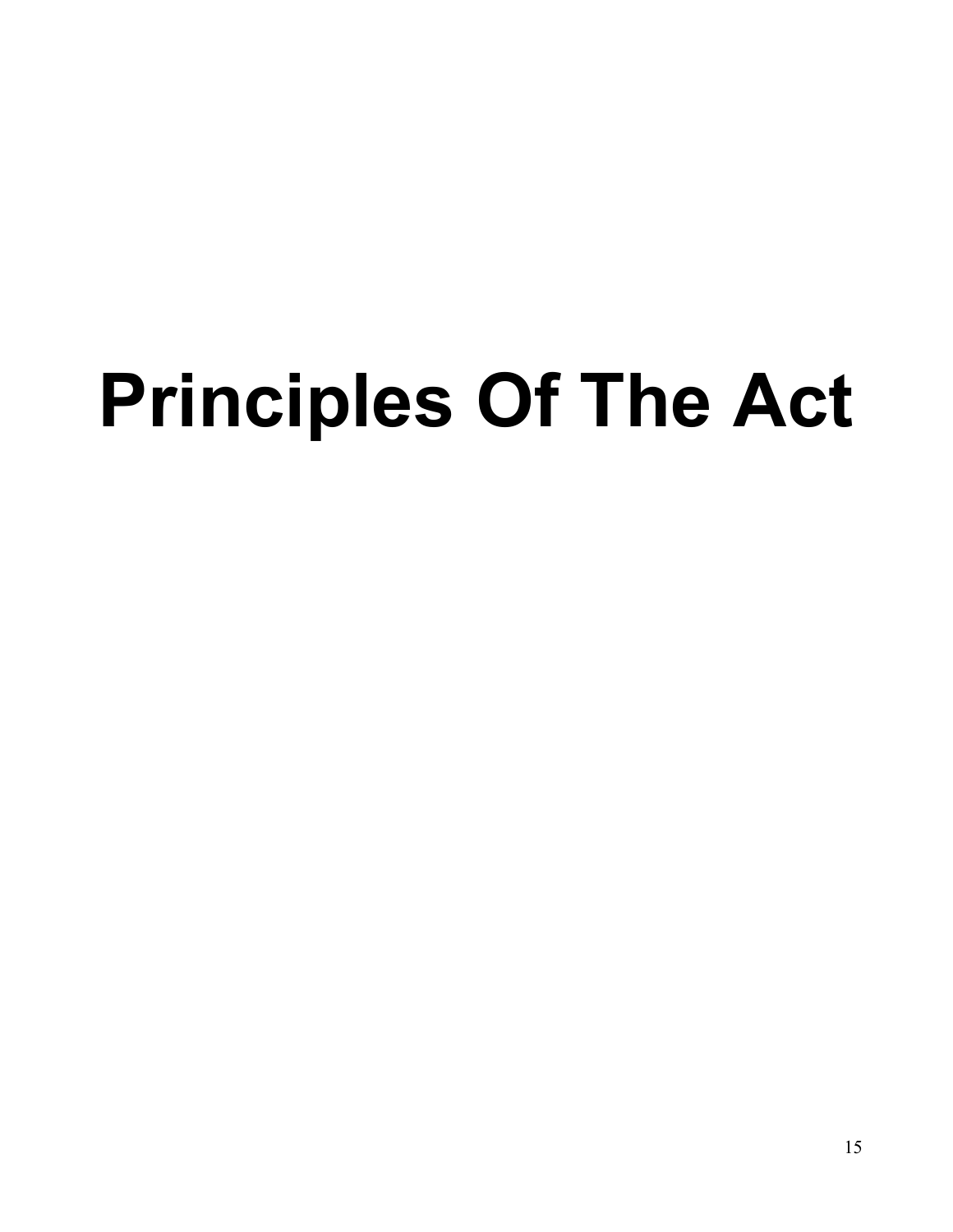# Principles Of The Act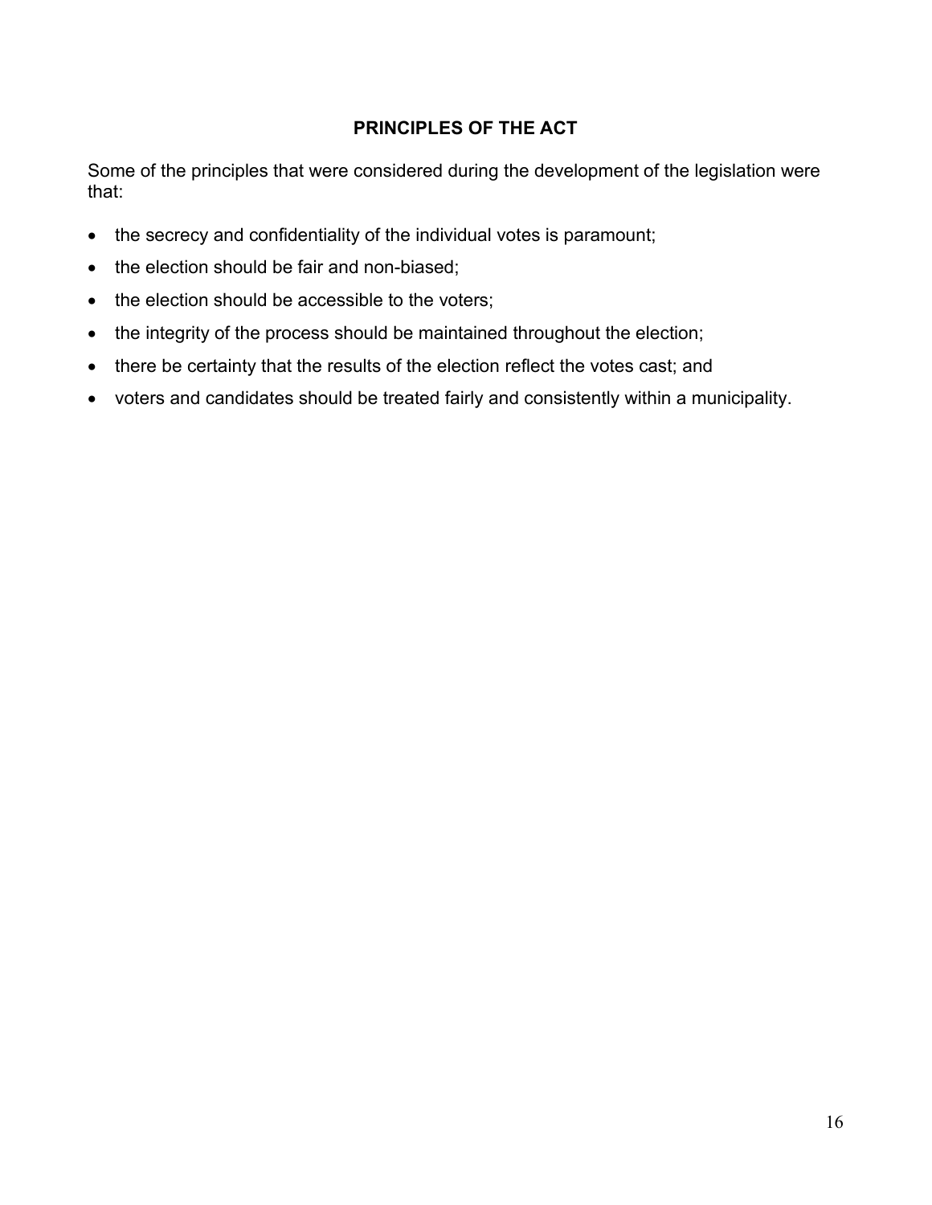## PRINCIPLES OF THE ACT

Some of the principles that were considered during the development of the legislation were that:

- the secrecy and confidentiality of the individual votes is paramount;
- the election should be fair and non-biased;
- the election should be accessible to the voters;
- the integrity of the process should be maintained throughout the election;
- there be certainty that the results of the election reflect the votes cast; and
- voters and candidates should be treated fairly and consistently within a municipality.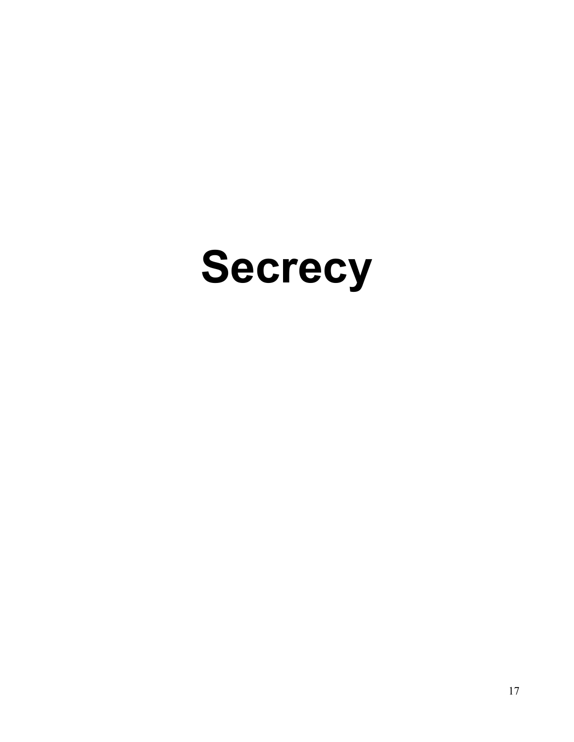# Secrecy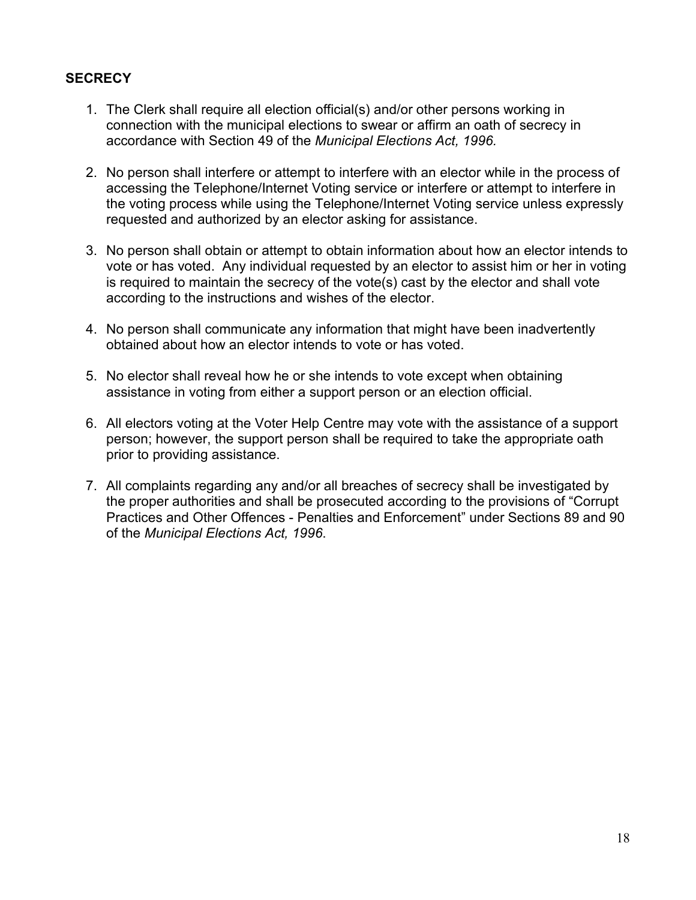## SECRECY

1. The Clerk shall require all election official(s) and/or other persons working in connection with the municipal elections to swear or affirm an oath of secrecy in accordance with Section 49 of the *Municipal Elections Act, 1996*.

2. No person shall interfere or attempt to interfere with an elector while in the process of accessing the Telephone/Internet Voting service or interfere or attempt to interfere in the voting process while using the Telephone/Internet Voting service unless expressly requested and authorized by an elector asking for assistance.

3. No person shall obtain or attempt to obtain information about how an elector intends to vote or has voted. Any individual requested by an elector to assist him or her in voting is required to maintain the secrecy of the vote(s) cast by the elector and shall vote according to the instructions and wishes of the elector.

4. No person shall communicate any information that might have been inadvertently obtained about how an elector intends to vote or has voted.

5. No elector shall reveal how he or she intends to vote except when obtaining assistance in voting from either a support person or an election official.

6. All electors voting at the Voter Help Centre may vote with the assistance of a support person; however, the support person shall be required to take the appropriate oath prior to providing assistance.

7. All complaints regarding any and/or all breaches of secrecy shall be investigated by the proper authorities and shall be prosecuted according to the provisions of "Corrupt Practices and Other Offences - Penalties and Enforcement" under Sections 89 and 90 of the *Municipal Elections Act, 1996*.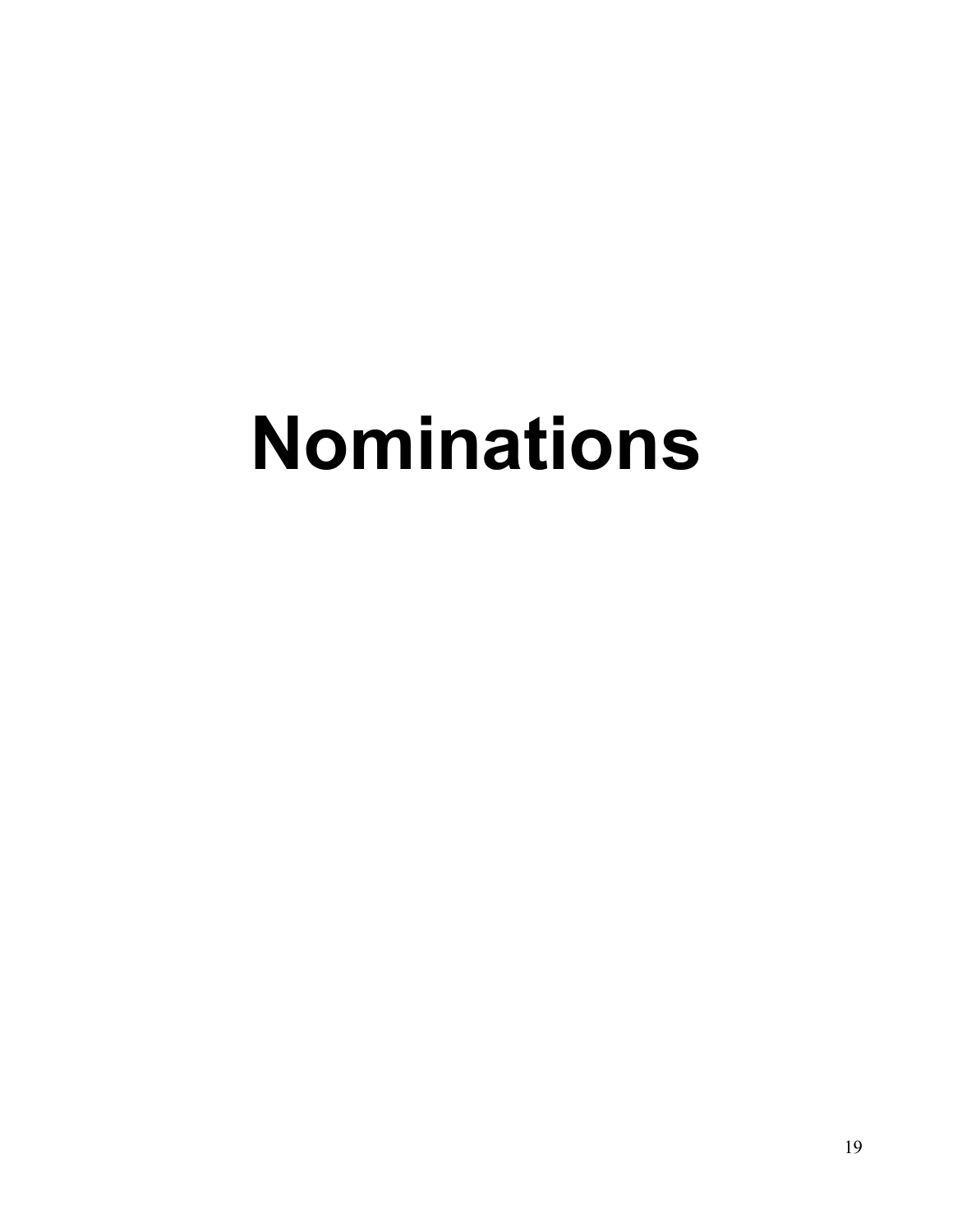# Nominations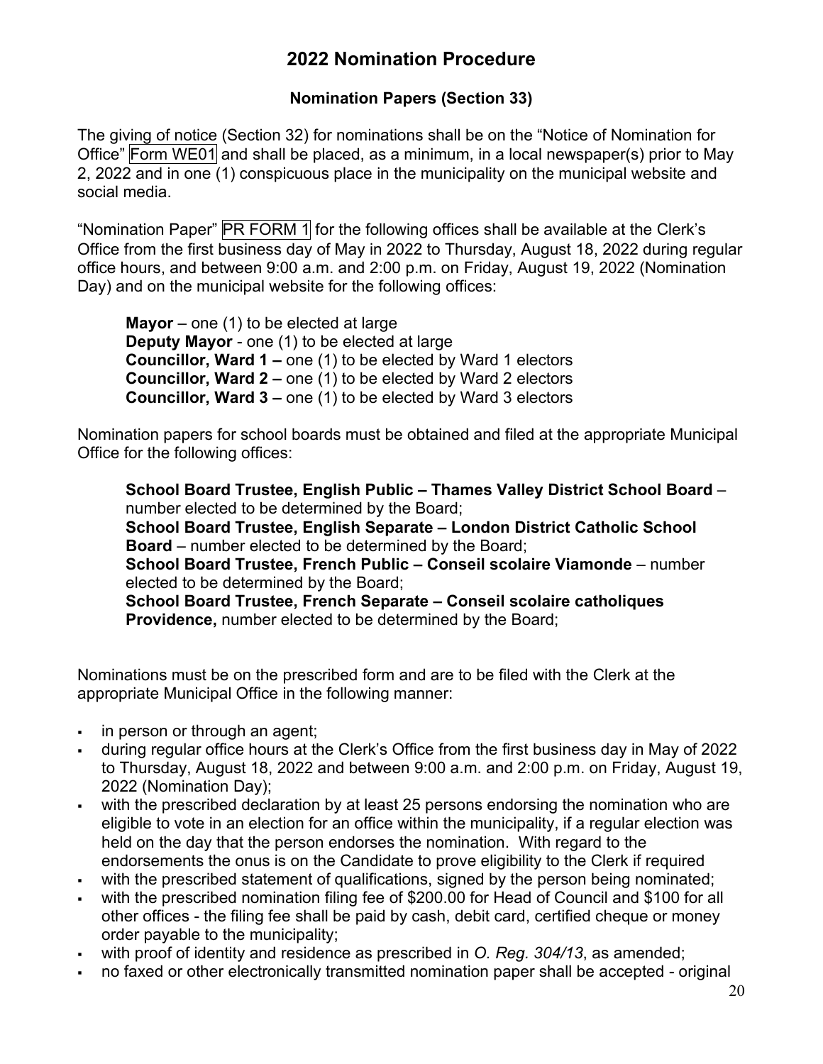# 2022 Nomination Procedure

### Nomination Papers (Section 33)

The giving of notice (Section 32) for nominations shall be on the "Notice of Nomination for Office" Form WE01 and shall be placed, as a minimum, in a local newspaper(s) prior to May 2, 2022 and in one (1) conspicuous place in the municipality on the municipal website and social media.

"Nomination Paper" PR FORM 1 for the following offices shall be available at the Clerk's Office from the first business day of May in 2022 to Thursday, August 18, 2022 during regular office hours, and between 9:00 a.m. and 2:00 p.m. on Friday, August 19, 2022 (Nomination Day) and on the municipal website for the following offices:

> **Mayor** – one (1) to be elected at large
> **Deputy Mayor** - one (1) to be elected at large
> **Councillor, Ward 1 –** one (1) to be elected by Ward 1 electors
> **Councillor, Ward 2 –** one (1) to be elected by Ward 2 electors
> **Councillor, Ward 3 –** one (1) to be elected by Ward 3 electors

Nomination papers for school boards must be obtained and filed at the appropriate Municipal Office for the following offices:

> **School Board Trustee, English Public – Thames Valley District School Board** – number elected to be determined by the Board;
> **School Board Trustee, English Separate – London District Catholic School Board** – number elected to be determined by the Board;
> **School Board Trustee, French Public – Conseil scolaire Viamonde** – number elected to be determined by the Board;
> **School Board Trustee, French Separate – Conseil scolaire catholiques Providence,** number elected to be determined by the Board;

Nominations must be on the prescribed form and are to be filed with the Clerk at the appropriate Municipal Office in the following manner:

- in person or through an agent;
- during regular office hours at the Clerk's Office from the first business day in May of 2022 to Thursday, August 18, 2022 and between 9:00 a.m. and 2:00 p.m. on Friday, August 19, 2022 (Nomination Day);
- with the prescribed declaration by at least 25 persons endorsing the nomination who are eligible to vote in an election for an office within the municipality, if a regular election was held on the day that the person endorses the nomination. With regard to the endorsements the onus is on the Candidate to prove eligibility to the Clerk if required
- with the prescribed statement of qualifications, signed by the person being nominated;
- with the prescribed nomination filing fee of $200.00 for Head of Council and $100 for all other offices - the filing fee shall be paid by cash, debit card, certified cheque or money order payable to the municipality;
- with proof of identity and residence as prescribed in *O. Reg. 304/13*, as amended;
- no faxed or other electronically transmitted nomination paper shall be accepted - original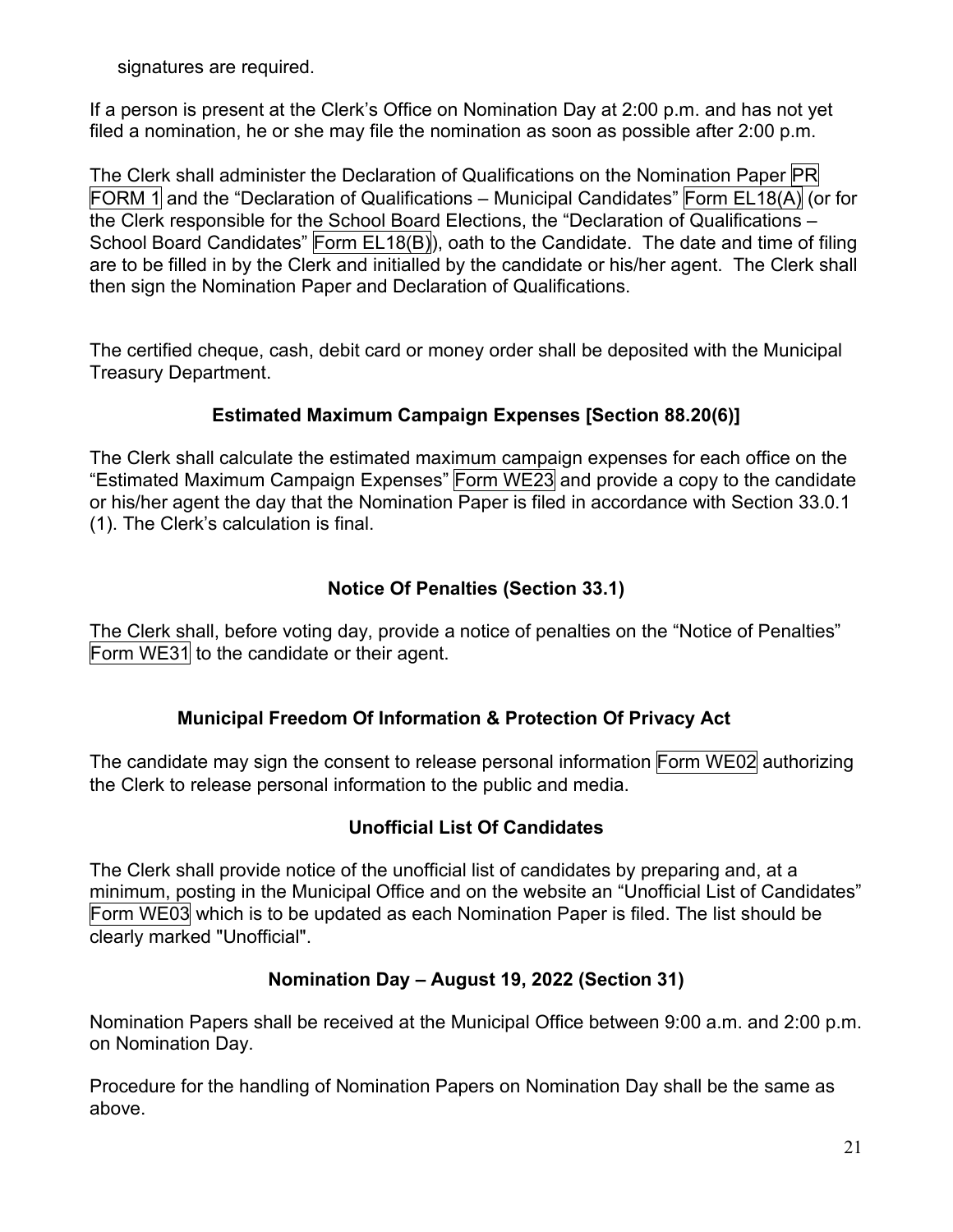signatures are required.

If a person is present at the Clerk's Office on Nomination Day at 2:00 p.m. and has not yet filed a nomination, he or she may file the nomination as soon as possible after 2:00 p.m.

The Clerk shall administer the Declaration of Qualifications on the Nomination Paper PR FORM 1 and the "Declaration of Qualifications – Municipal Candidates" Form EL18(A) (or for the Clerk responsible for the School Board Elections, the "Declaration of Qualifications – School Board Candidates" Form EL18(B)), oath to the Candidate. The date and time of filing are to be filled in by the Clerk and initialled by the candidate or his/her agent. The Clerk shall then sign the Nomination Paper and Declaration of Qualifications.

The certified cheque, cash, debit card or money order shall be deposited with the Municipal Treasury Department.

### Estimated Maximum Campaign Expenses [Section 88.20(6)]

The Clerk shall calculate the estimated maximum campaign expenses for each office on the "Estimated Maximum Campaign Expenses" Form WE23 and provide a copy to the candidate or his/her agent the day that the Nomination Paper is filed in accordance with Section 33.0.1 (1). The Clerk's calculation is final.

### Notice Of Penalties (Section 33.1)

The Clerk shall, before voting day, provide a notice of penalties on the "Notice of Penalties" Form WE31 to the candidate or their agent.

### Municipal Freedom Of Information & Protection Of Privacy Act

The candidate may sign the consent to release personal information Form WE02 authorizing the Clerk to release personal information to the public and media.

### Unofficial List Of Candidates

The Clerk shall provide notice of the unofficial list of candidates by preparing and, at a minimum, posting in the Municipal Office and on the website an "Unofficial List of Candidates" Form WE03 which is to be updated as each Nomination Paper is filed. The list should be clearly marked "Unofficial".

### Nomination Day – August 19, 2022 (Section 31)

Nomination Papers shall be received at the Municipal Office between 9:00 a.m. and 2:00 p.m. on Nomination Day.

Procedure for the handling of Nomination Papers on Nomination Day shall be the same as above.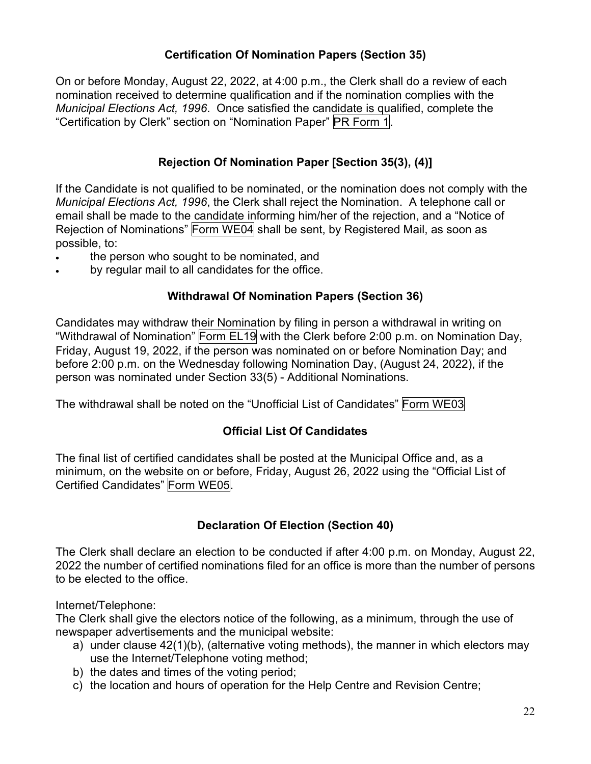## Certification Of Nomination Papers (Section 35)

On or before Monday, August 22, 2022, at 4:00 p.m., the Clerk shall do a review of each nomination received to determine qualification and if the nomination complies with the *Municipal Elections Act, 1996*. Once satisfied the candidate is qualified, complete the "Certification by Clerk" section on "Nomination Paper" PR Form 1.

## Rejection Of Nomination Paper [Section 35(3), (4)]

If the Candidate is not qualified to be nominated, or the nomination does not comply with the *Municipal Elections Act, 1996*, the Clerk shall reject the Nomination. A telephone call or email shall be made to the candidate informing him/her of the rejection, and a "Notice of Rejection of Nominations" Form WE04 shall be sent, by Registered Mail, as soon as possible, to:

- the person who sought to be nominated, and
- by regular mail to all candidates for the office.

## Withdrawal Of Nomination Papers (Section 36)

Candidates may withdraw their Nomination by filing in person a withdrawal in writing on "Withdrawal of Nomination" Form EL19 with the Clerk before 2:00 p.m. on Nomination Day, Friday, August 19, 2022, if the person was nominated on or before Nomination Day; and before 2:00 p.m. on the Wednesday following Nomination Day, (August 24, 2022), if the person was nominated under Section 33(5) - Additional Nominations.

The withdrawal shall be noted on the "Unofficial List of Candidates" Form WE03

## Official List Of Candidates

The final list of certified candidates shall be posted at the Municipal Office and, as a minimum, on the website on or before, Friday, August 26, 2022 using the "Official List of Certified Candidates" Form WE05.

## Declaration Of Election (Section 40)

The Clerk shall declare an election to be conducted if after 4:00 p.m. on Monday, August 22, 2022 the number of certified nominations filed for an office is more than the number of persons to be elected to the office.

Internet/Telephone:

The Clerk shall give the electors notice of the following, as a minimum, through the use of newspaper advertisements and the municipal website:

a) under clause 42(1)(b), (alternative voting methods), the manner in which electors may use the Internet/Telephone voting method;
b) the dates and times of the voting period;
c) the location and hours of operation for the Help Centre and Revision Centre;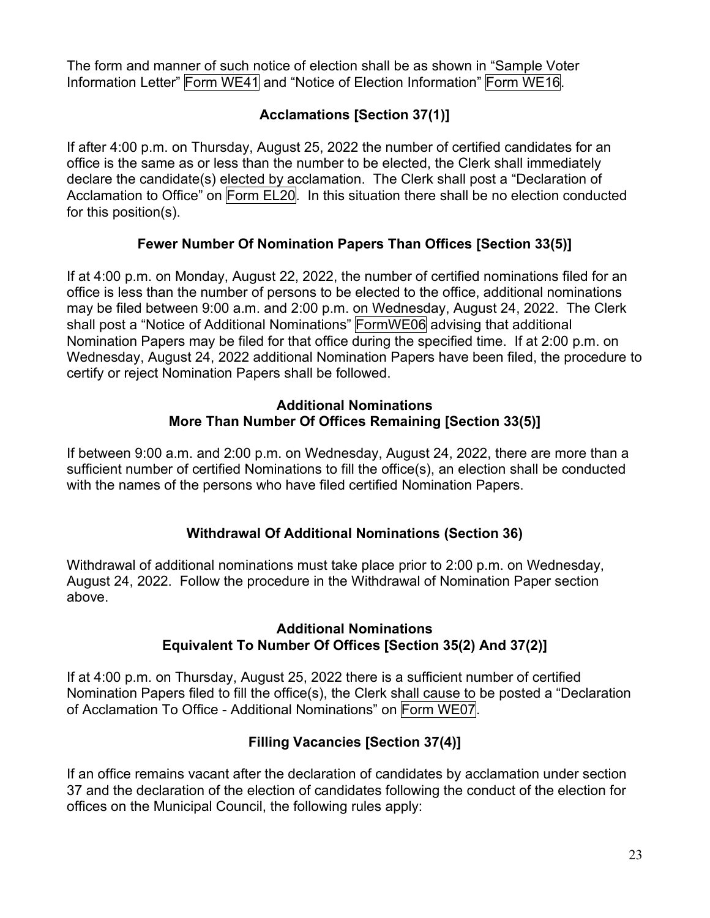The form and manner of such notice of election shall be as shown in "Sample Voter Information Letter" Form WE41 and "Notice of Election Information" Form WE16.

### Acclamations [Section 37(1)]

If after 4:00 p.m. on Thursday, August 25, 2022 the number of certified candidates for an office is the same as or less than the number to be elected, the Clerk shall immediately declare the candidate(s) elected by acclamation. The Clerk shall post a "Declaration of Acclamation to Office" on Form EL20. In this situation there shall be no election conducted for this position(s).

### Fewer Number Of Nomination Papers Than Offices [Section 33(5)]

If at 4:00 p.m. on Monday, August 22, 2022, the number of certified nominations filed for an office is less than the number of persons to be elected to the office, additional nominations may be filed between 9:00 a.m. and 2:00 p.m. on Wednesday, August 24, 2022. The Clerk shall post a "Notice of Additional Nominations" FormWE06 advising that additional Nomination Papers may be filed for that office during the specified time. If at 2:00 p.m. on Wednesday, August 24, 2022 additional Nomination Papers have been filed, the procedure to certify or reject Nomination Papers shall be followed.

### Additional Nominations More Than Number Of Offices Remaining [Section 33(5)]

If between 9:00 a.m. and 2:00 p.m. on Wednesday, August 24, 2022, there are more than a sufficient number of certified Nominations to fill the office(s), an election shall be conducted with the names of the persons who have filed certified Nomination Papers.

### Withdrawal Of Additional Nominations (Section 36)

Withdrawal of additional nominations must take place prior to 2:00 p.m. on Wednesday, August 24, 2022. Follow the procedure in the Withdrawal of Nomination Paper section above.

### Additional Nominations Equivalent To Number Of Offices [Section 35(2) And 37(2)]

If at 4:00 p.m. on Thursday, August 25, 2022 there is a sufficient number of certified Nomination Papers filed to fill the office(s), the Clerk shall cause to be posted a "Declaration of Acclamation To Office - Additional Nominations" on Form WE07.

### Filling Vacancies [Section 37(4)]

If an office remains vacant after the declaration of candidates by acclamation under section 37 and the declaration of the election of candidates following the conduct of the election for offices on the Municipal Council, the following rules apply: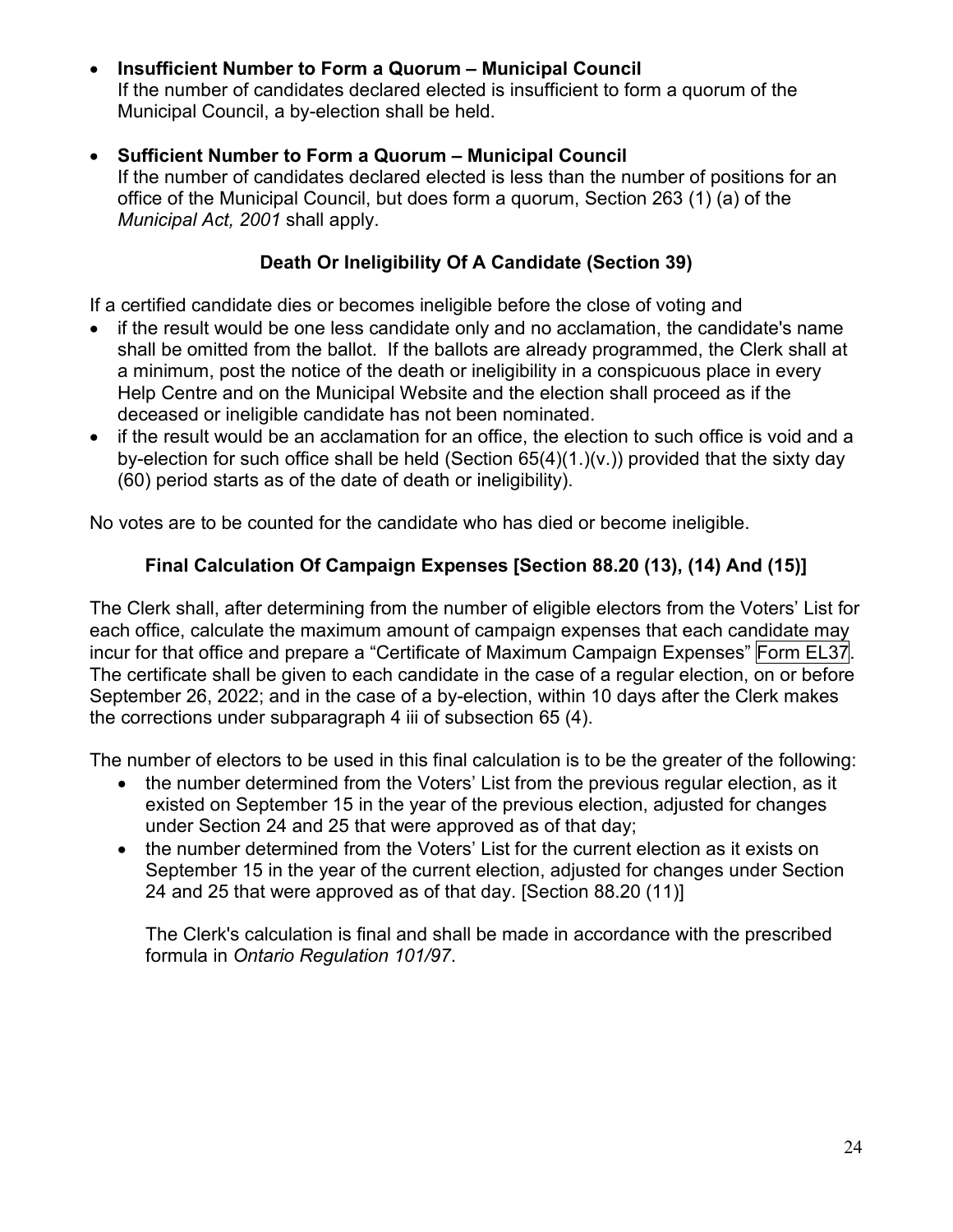- **Insufficient Number to Form a Quorum – Municipal Council**
  If the number of candidates declared elected is insufficient to form a quorum of the Municipal Council, a by-election shall be held.

- **Sufficient Number to Form a Quorum – Municipal Council**
  If the number of candidates declared elected is less than the number of positions for an office of the Municipal Council, but does form a quorum, Section 263 (1) (a) of the *Municipal Act, 2001* shall apply.

## Death Or Ineligibility Of A Candidate (Section 39)

If a certified candidate dies or becomes ineligible before the close of voting and

- if the result would be one less candidate only and no acclamation, the candidate's name shall be omitted from the ballot. If the ballots are already programmed, the Clerk shall at a minimum, post the notice of the death or ineligibility in a conspicuous place in every Help Centre and on the Municipal Website and the election shall proceed as if the deceased or ineligible candidate has not been nominated.
- if the result would be an acclamation for an office, the election to such office is void and a by-election for such office shall be held (Section 65(4)(1.)(v.)) provided that the sixty day (60) period starts as of the date of death or ineligibility).

No votes are to be counted for the candidate who has died or become ineligible.

## Final Calculation Of Campaign Expenses [Section 88.20 (13), (14) And (15)]

The Clerk shall, after determining from the number of eligible electors from the Voters' List for each office, calculate the maximum amount of campaign expenses that each candidate may incur for that office and prepare a "Certificate of Maximum Campaign Expenses" Form EL37. The certificate shall be given to each candidate in the case of a regular election, on or before September 26, 2022; and in the case of a by-election, within 10 days after the Clerk makes the corrections under subparagraph 4 iii of subsection 65 (4).

The number of electors to be used in this final calculation is to be the greater of the following:

- the number determined from the Voters' List from the previous regular election, as it existed on September 15 in the year of the previous election, adjusted for changes under Section 24 and 25 that were approved as of that day;
- the number determined from the Voters' List for the current election as it exists on September 15 in the year of the current election, adjusted for changes under Section 24 and 25 that were approved as of that day. [Section 88.20 (11)]

  The Clerk's calculation is final and shall be made in accordance with the prescribed formula in *Ontario Regulation 101/97*.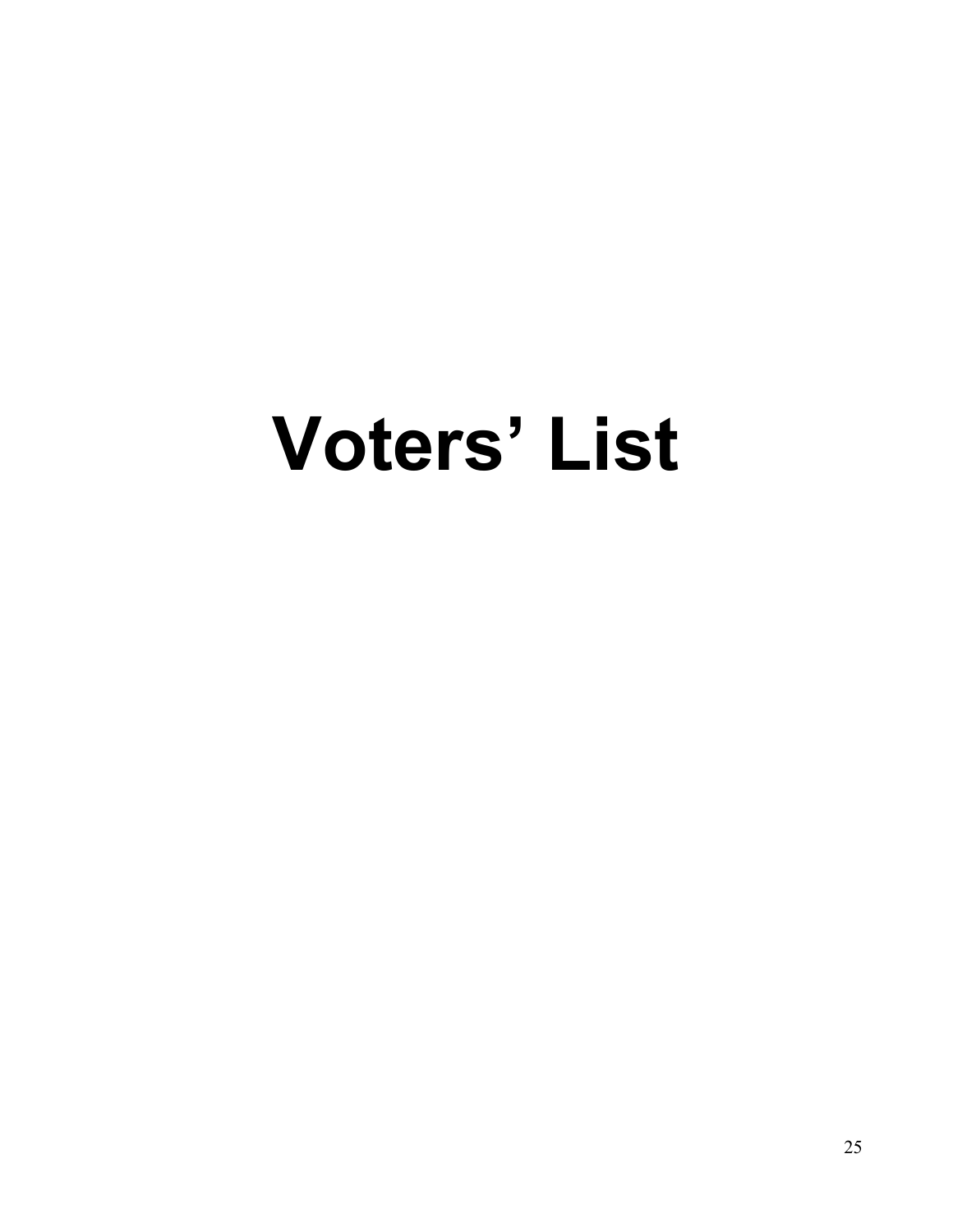# Voters' List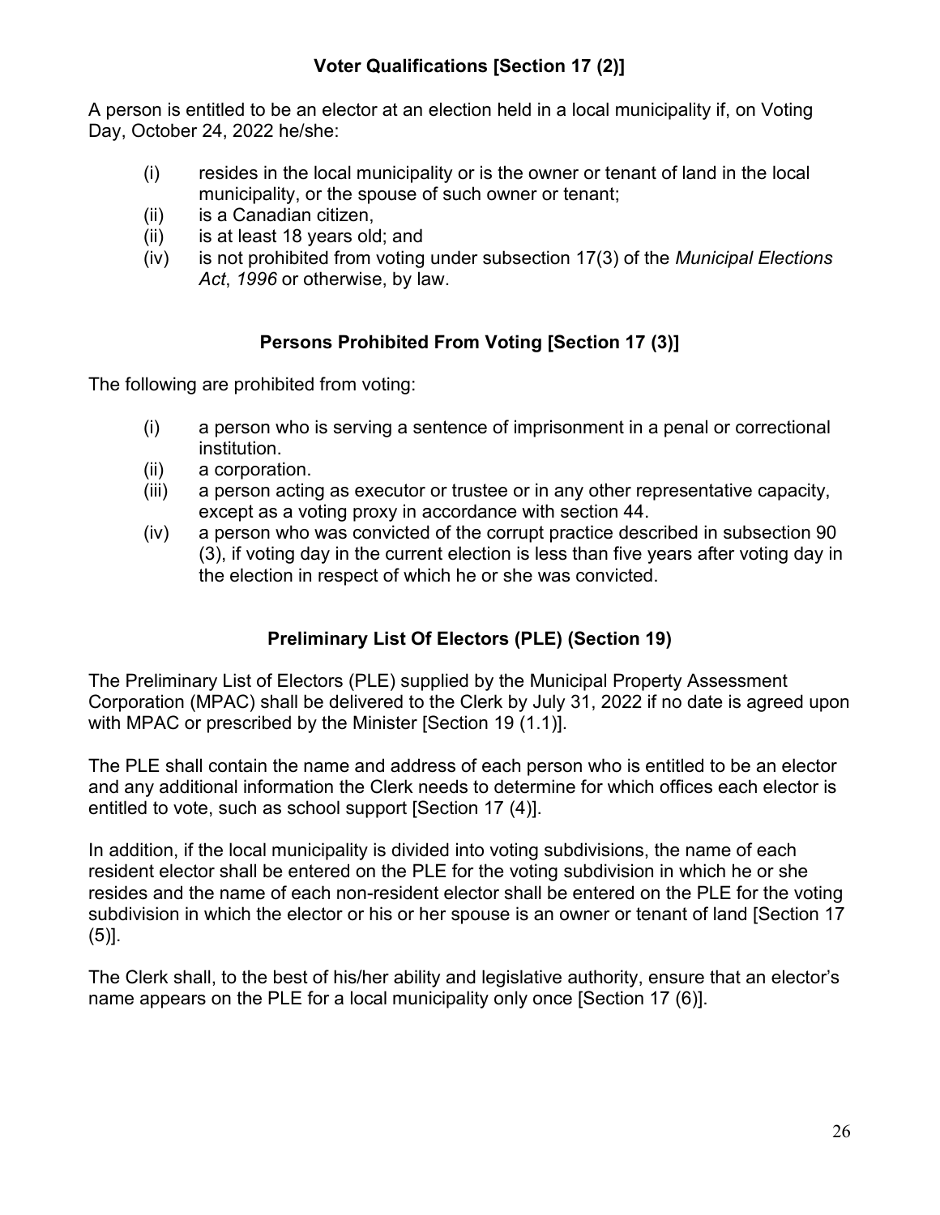## Voter Qualifications [Section 17 (2)]

A person is entitled to be an elector at an election held in a local municipality if, on Voting Day, October 24, 2022 he/she:

(i) resides in the local municipality or is the owner or tenant of land in the local municipality, or the spouse of such owner or tenant;
(ii) is a Canadian citizen,
(ii) is at least 18 years old; and
(iv) is not prohibited from voting under subsection 17(3) of the *Municipal Elections Act*, *1996* or otherwise, by law.

## Persons Prohibited From Voting [Section 17 (3)]

The following are prohibited from voting:

(i) a person who is serving a sentence of imprisonment in a penal or correctional institution.
(ii) a corporation.
(iii) a person acting as executor or trustee or in any other representative capacity, except as a voting proxy in accordance with section 44.
(iv) a person who was convicted of the corrupt practice described in subsection 90 (3), if voting day in the current election is less than five years after voting day in the election in respect of which he or she was convicted.

## Preliminary List Of Electors (PLE) (Section 19)

The Preliminary List of Electors (PLE) supplied by the Municipal Property Assessment Corporation (MPAC) shall be delivered to the Clerk by July 31, 2022 if no date is agreed upon with MPAC or prescribed by the Minister [Section 19 (1.1)].

The PLE shall contain the name and address of each person who is entitled to be an elector and any additional information the Clerk needs to determine for which offices each elector is entitled to vote, such as school support [Section 17 (4)].

In addition, if the local municipality is divided into voting subdivisions, the name of each resident elector shall be entered on the PLE for the voting subdivision in which he or she resides and the name of each non-resident elector shall be entered on the PLE for the voting subdivision in which the elector or his or her spouse is an owner or tenant of land [Section 17 (5)].

The Clerk shall, to the best of his/her ability and legislative authority, ensure that an elector's name appears on the PLE for a local municipality only once [Section 17 (6)].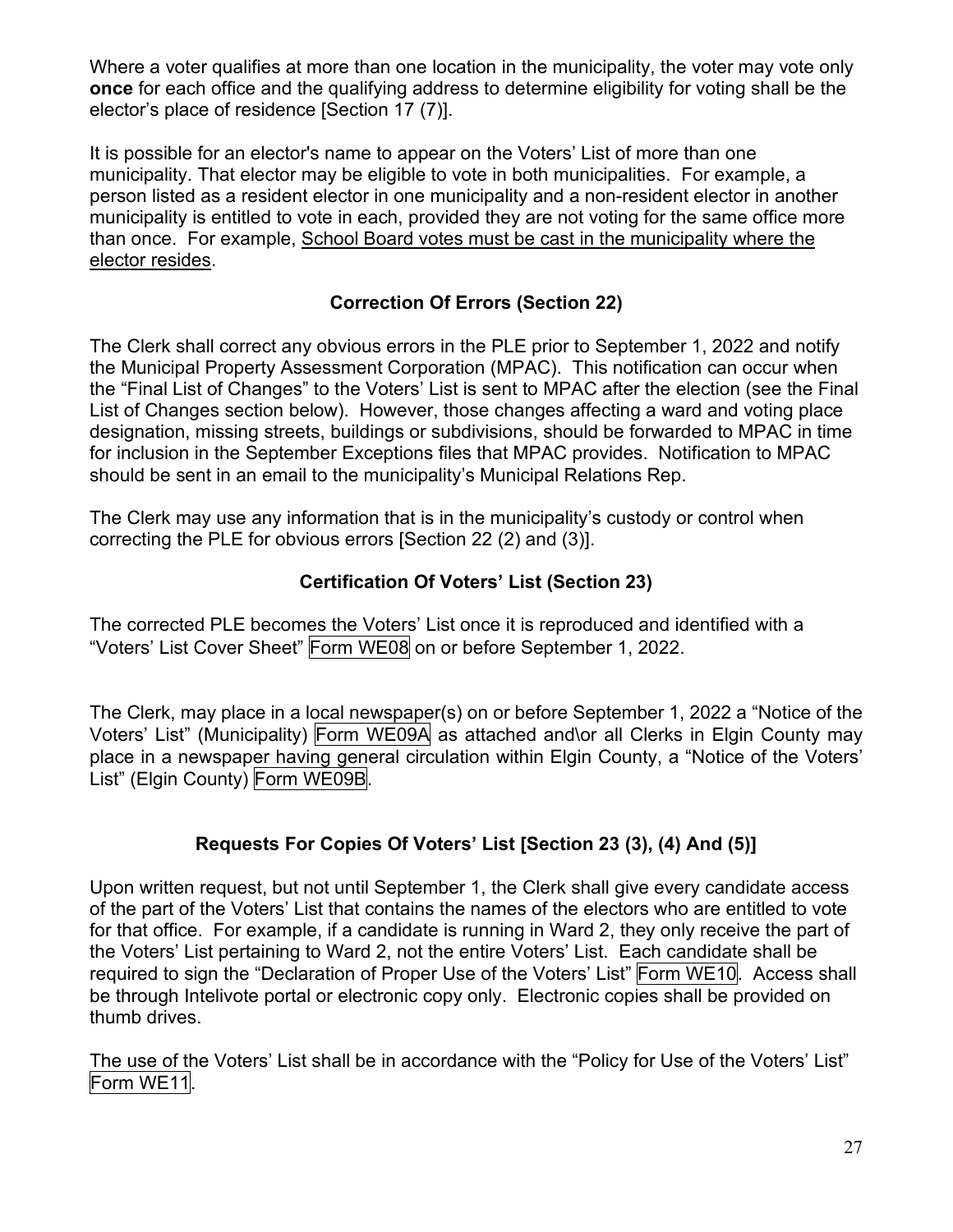Where a voter qualifies at more than one location in the municipality, the voter may vote only **once** for each office and the qualifying address to determine eligibility for voting shall be the elector's place of residence [Section 17 (7)].

It is possible for an elector's name to appear on the Voters' List of more than one municipality. That elector may be eligible to vote in both municipalities. For example, a person listed as a resident elector in one municipality and a non-resident elector in another municipality is entitled to vote in each, provided they are not voting for the same office more than once. For example, School Board votes must be cast in the municipality where the elector resides.

## Correction Of Errors (Section 22)

The Clerk shall correct any obvious errors in the PLE prior to September 1, 2022 and notify the Municipal Property Assessment Corporation (MPAC). This notification can occur when the "Final List of Changes" to the Voters' List is sent to MPAC after the election (see the Final List of Changes section below). However, those changes affecting a ward and voting place designation, missing streets, buildings or subdivisions, should be forwarded to MPAC in time for inclusion in the September Exceptions files that MPAC provides. Notification to MPAC should be sent in an email to the municipality's Municipal Relations Rep.

The Clerk may use any information that is in the municipality's custody or control when correcting the PLE for obvious errors [Section 22 (2) and (3)].

## Certification Of Voters' List (Section 23)

The corrected PLE becomes the Voters' List once it is reproduced and identified with a "Voters' List Cover Sheet" Form WE08 on or before September 1, 2022.

The Clerk, may place in a local newspaper(s) on or before September 1, 2022 a "Notice of the Voters' List" (Municipality) Form WE09A as attached and\or all Clerks in Elgin County may place in a newspaper having general circulation within Elgin County, a "Notice of the Voters' List" (Elgin County) Form WE09B.

## Requests For Copies Of Voters' List [Section 23 (3), (4) And (5)]

Upon written request, but not until September 1, the Clerk shall give every candidate access of the part of the Voters' List that contains the names of the electors who are entitled to vote for that office. For example, if a candidate is running in Ward 2, they only receive the part of the Voters' List pertaining to Ward 2, not the entire Voters' List. Each candidate shall be required to sign the "Declaration of Proper Use of the Voters' List" Form WE10. Access shall be through Intelivote portal or electronic copy only. Electronic copies shall be provided on thumb drives.

The use of the Voters' List shall be in accordance with the "Policy for Use of the Voters' List" Form WE11.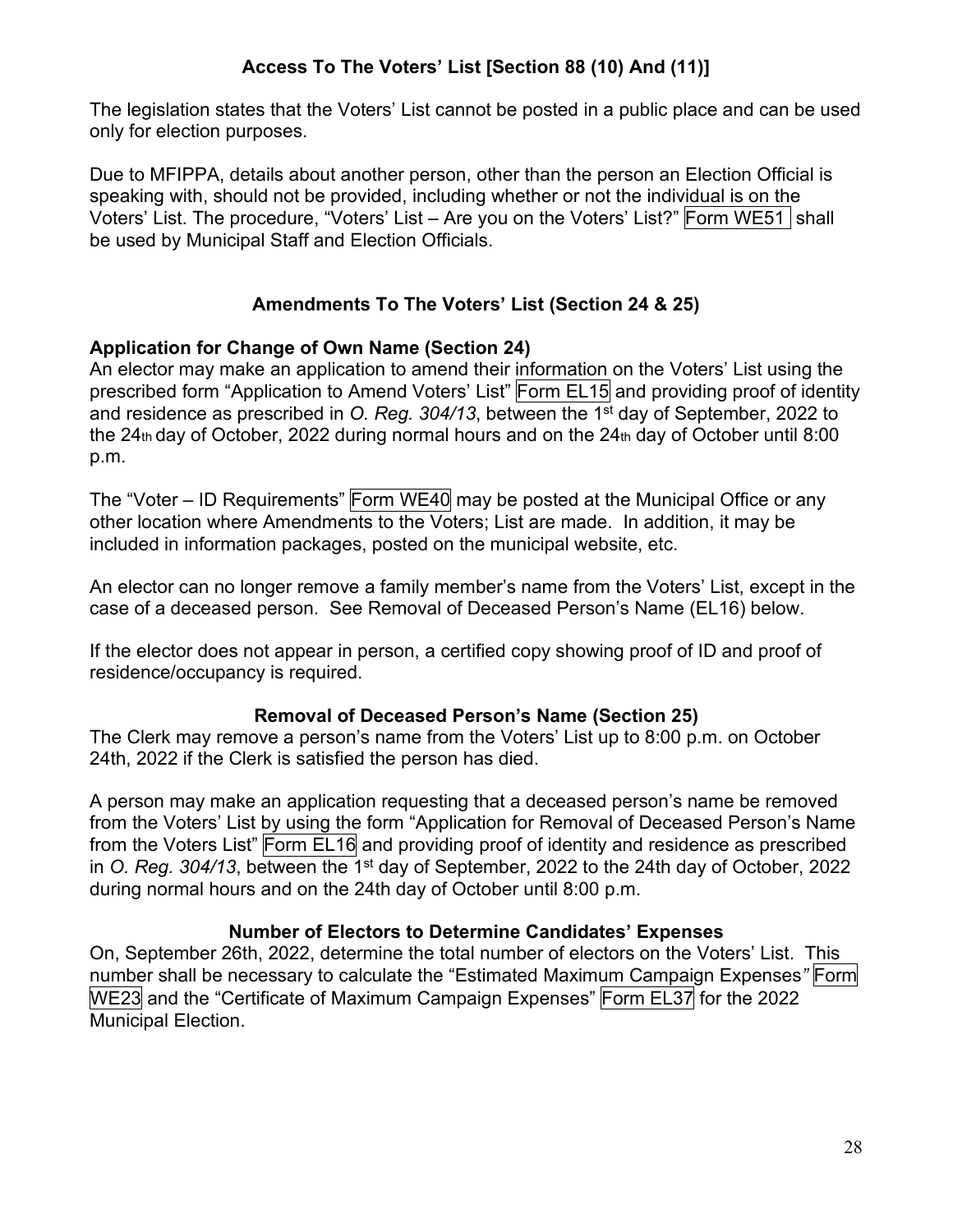## Access To The Voters' List [Section 88 (10) And (11)]

The legislation states that the Voters' List cannot be posted in a public place and can be used only for election purposes.

Due to MFIPPA, details about another person, other than the person an Election Official is speaking with, should not be provided, including whether or not the individual is on the Voters' List. The procedure, "Voters' List – Are you on the Voters' List?" Form WE51 shall be used by Municipal Staff and Election Officials.

## Amendments To The Voters' List (Section 24 & 25)

### Application for Change of Own Name (Section 24)

An elector may make an application to amend their information on the Voters' List using the prescribed form "Application to Amend Voters' List" Form EL15 and providing proof of identity and residence as prescribed in *O. Reg. 304/13*, between the 1st day of September, 2022 to the 24th day of October, 2022 during normal hours and on the 24th day of October until 8:00 p.m.

The "Voter – ID Requirements" Form WE40 may be posted at the Municipal Office or any other location where Amendments to the Voters; List are made. In addition, it may be included in information packages, posted on the municipal website, etc.

An elector can no longer remove a family member's name from the Voters' List, except in the case of a deceased person. See Removal of Deceased Person's Name (EL16) below.

If the elector does not appear in person, a certified copy showing proof of ID and proof of residence/occupancy is required.

### Removal of Deceased Person's Name (Section 25)

The Clerk may remove a person's name from the Voters' List up to 8:00 p.m. on October 24th, 2022 if the Clerk is satisfied the person has died.

A person may make an application requesting that a deceased person's name be removed from the Voters' List by using the form "Application for Removal of Deceased Person's Name from the Voters List" Form EL16 and providing proof of identity and residence as prescribed in *O. Reg. 304/13*, between the 1st day of September, 2022 to the 24th day of October, 2022 during normal hours and on the 24th day of October until 8:00 p.m.

### Number of Electors to Determine Candidates' Expenses

On, September 26th, 2022, determine the total number of electors on the Voters' List. This number shall be necessary to calculate the "Estimated Maximum Campaign Expenses*"* Form WE23 and the "Certificate of Maximum Campaign Expenses" Form EL37 for the 2022 Municipal Election.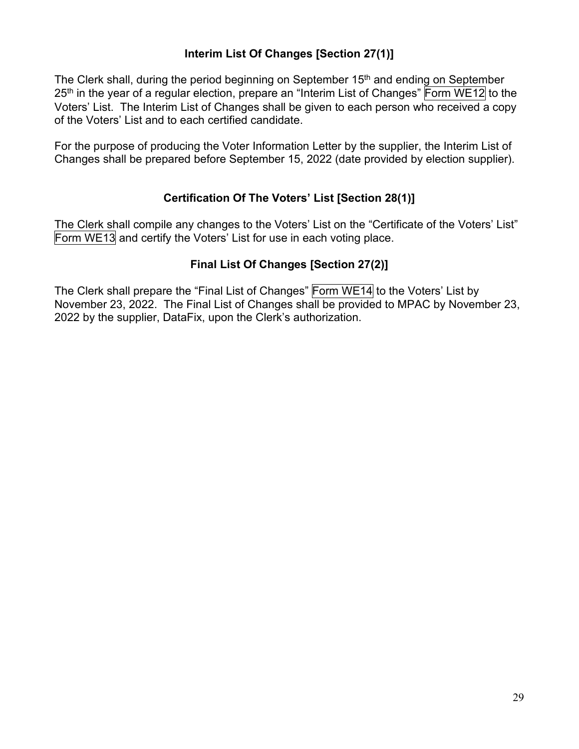## Interim List Of Changes [Section 27(1)]

The Clerk shall, during the period beginning on September 15th and ending on September 25th in the year of a regular election, prepare an "Interim List of Changes" Form WE12 to the Voters' List. The Interim List of Changes shall be given to each person who received a copy of the Voters' List and to each certified candidate.

For the purpose of producing the Voter Information Letter by the supplier, the Interim List of Changes shall be prepared before September 15, 2022 (date provided by election supplier).

## Certification Of The Voters' List [Section 28(1)]

The Clerk shall compile any changes to the Voters' List on the "Certificate of the Voters' List" Form WE13 and certify the Voters' List for use in each voting place.

## Final List Of Changes [Section 27(2)]

The Clerk shall prepare the "Final List of Changes" Form WE14 to the Voters' List by November 23, 2022. The Final List of Changes shall be provided to MPAC by November 23, 2022 by the supplier, DataFix, upon the Clerk's authorization.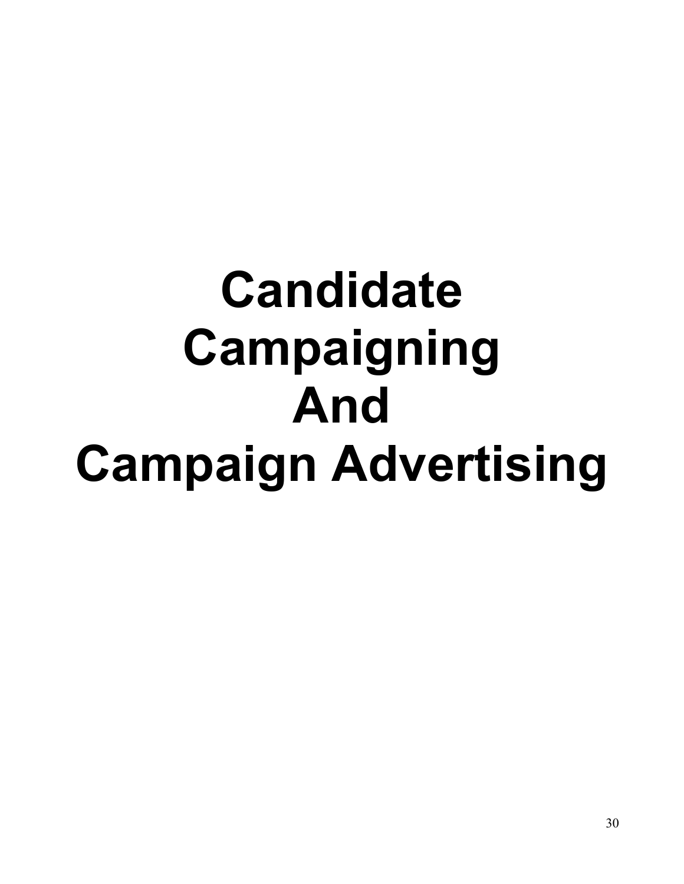# Candidate Campaigning And Campaign Advertising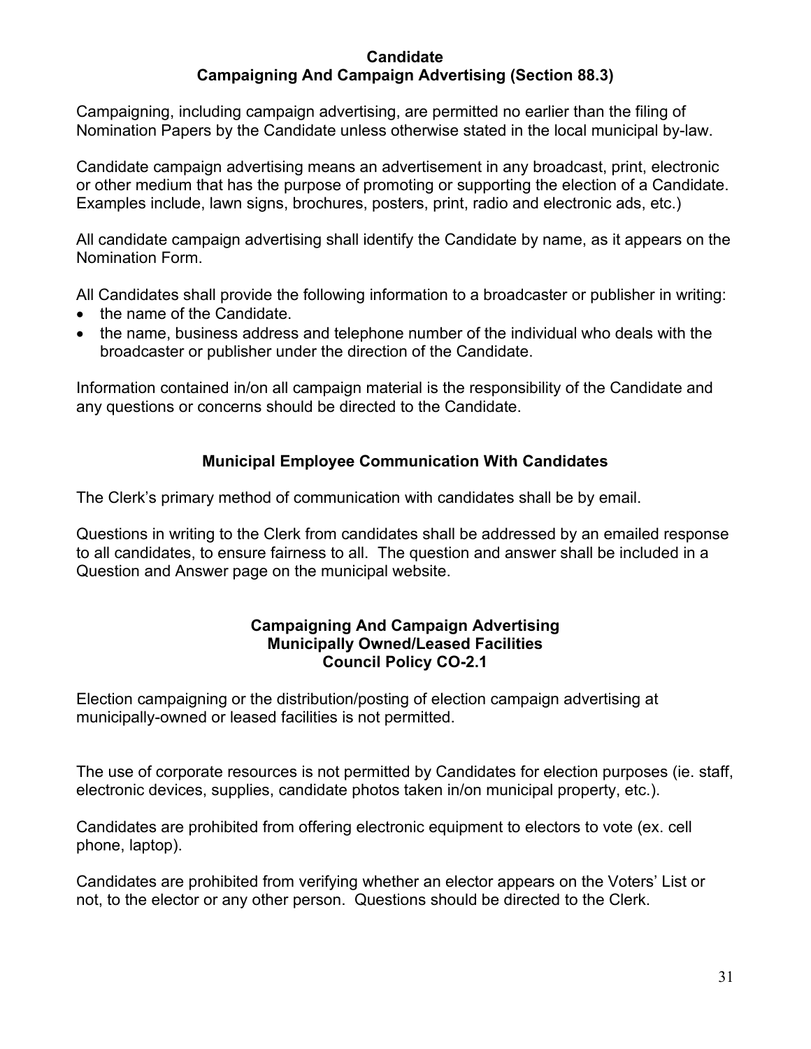## Candidate
## Campaigning And Campaign Advertising (Section 88.3)

Campaigning, including campaign advertising, are permitted no earlier than the filing of Nomination Papers by the Candidate unless otherwise stated in the local municipal by-law.

Candidate campaign advertising means an advertisement in any broadcast, print, electronic or other medium that has the purpose of promoting or supporting the election of a Candidate. Examples include, lawn signs, brochures, posters, print, radio and electronic ads, etc.)

All candidate campaign advertising shall identify the Candidate by name, as it appears on the Nomination Form.

All Candidates shall provide the following information to a broadcaster or publisher in writing:

- the name of the Candidate.
- the name, business address and telephone number of the individual who deals with the broadcaster or publisher under the direction of the Candidate.

Information contained in/on all campaign material is the responsibility of the Candidate and any questions or concerns should be directed to the Candidate.

## Municipal Employee Communication With Candidates

The Clerk's primary method of communication with candidates shall be by email.

Questions in writing to the Clerk from candidates shall be addressed by an emailed response to all candidates, to ensure fairness to all. The question and answer shall be included in a Question and Answer page on the municipal website.

## Campaigning And Campaign Advertising
## Municipally Owned/Leased Facilities
## Council Policy CO-2.1

Election campaigning or the distribution/posting of election campaign advertising at municipally-owned or leased facilities is not permitted.

The use of corporate resources is not permitted by Candidates for election purposes (ie. staff, electronic devices, supplies, candidate photos taken in/on municipal property, etc.).

Candidates are prohibited from offering electronic equipment to electors to vote (ex. cell phone, laptop).

Candidates are prohibited from verifying whether an elector appears on the Voters' List or not, to the elector or any other person. Questions should be directed to the Clerk.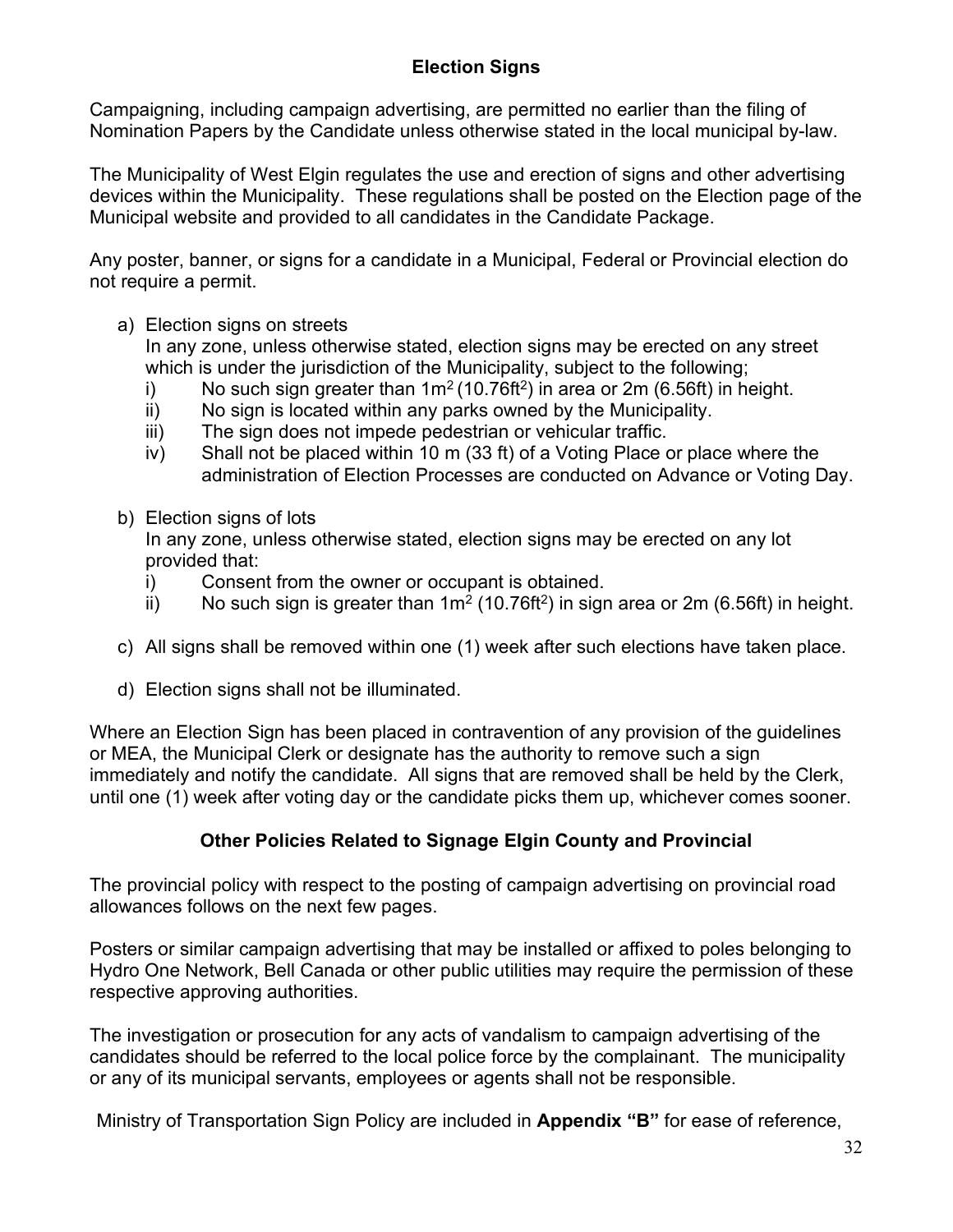## Election Signs

Campaigning, including campaign advertising, are permitted no earlier than the filing of Nomination Papers by the Candidate unless otherwise stated in the local municipal by-law.

The Municipality of West Elgin regulates the use and erection of signs and other advertising devices within the Municipality. These regulations shall be posted on the Election page of the Municipal website and provided to all candidates in the Candidate Package.

Any poster, banner, or signs for a candidate in a Municipal, Federal or Provincial election do not require a permit.

a) Election signs on streets
   In any zone, unless otherwise stated, election signs may be erected on any street which is under the jurisdiction of the Municipality, subject to the following;
   i) No such sign greater than $1m^2$ ($10.76ft^2$) in area or 2m (6.56ft) in height.
   ii) No sign is located within any parks owned by the Municipality.
   iii) The sign does not impede pedestrian or vehicular traffic.
   iv) Shall not be placed within 10 m (33 ft) of a Voting Place or place where the administration of Election Processes are conducted on Advance or Voting Day.

b) Election signs of lots
   In any zone, unless otherwise stated, election signs may be erected on any lot provided that:
   i) Consent from the owner or occupant is obtained.
   ii) No such sign is greater than $1m^2$ ($10.76ft^2$) in sign area or 2m (6.56ft) in height.

c) All signs shall be removed within one (1) week after such elections have taken place.

d) Election signs shall not be illuminated.

Where an Election Sign has been placed in contravention of any provision of the guidelines or MEA, the Municipal Clerk or designate has the authority to remove such a sign immediately and notify the candidate. All signs that are removed shall be held by the Clerk, until one (1) week after voting day or the candidate picks them up, whichever comes sooner.

## Other Policies Related to Signage Elgin County and Provincial

The provincial policy with respect to the posting of campaign advertising on provincial road allowances follows on the next few pages.

Posters or similar campaign advertising that may be installed or affixed to poles belonging to Hydro One Network, Bell Canada or other public utilities may require the permission of these respective approving authorities.

The investigation or prosecution for any acts of vandalism to campaign advertising of the candidates should be referred to the local police force by the complainant. The municipality or any of its municipal servants, employees or agents shall not be responsible.

Ministry of Transportation Sign Policy are included in **Appendix "B"** for ease of reference,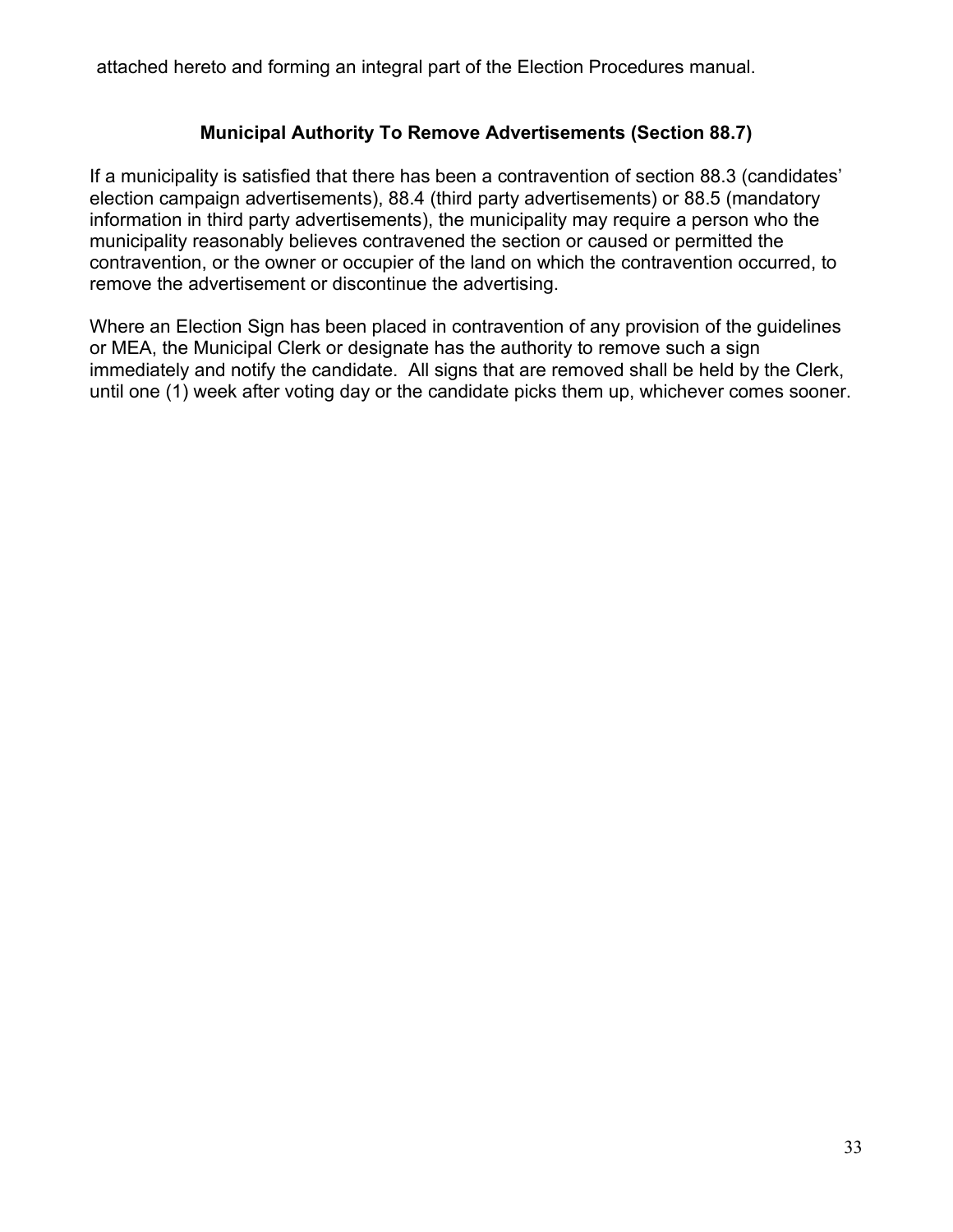attached hereto and forming an integral part of the Election Procedures manual.

### Municipal Authority To Remove Advertisements (Section 88.7)

If a municipality is satisfied that there has been a contravention of section 88.3 (candidates' election campaign advertisements), 88.4 (third party advertisements) or 88.5 (mandatory information in third party advertisements), the municipality may require a person who the municipality reasonably believes contravened the section or caused or permitted the contravention, or the owner or occupier of the land on which the contravention occurred, to remove the advertisement or discontinue the advertising.

Where an Election Sign has been placed in contravention of any provision of the guidelines or MEA, the Municipal Clerk or designate has the authority to remove such a sign immediately and notify the candidate. All signs that are removed shall be held by the Clerk, until one (1) week after voting day or the candidate picks them up, whichever comes sooner.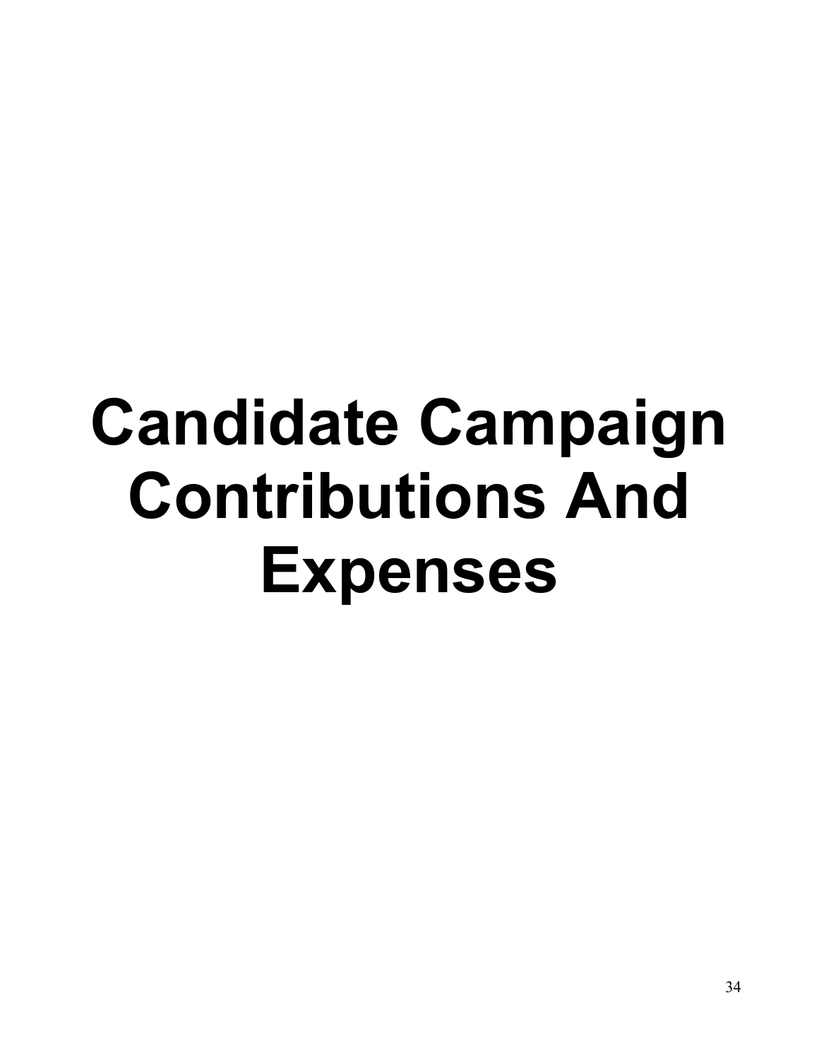# Candidate Campaign Contributions And Expenses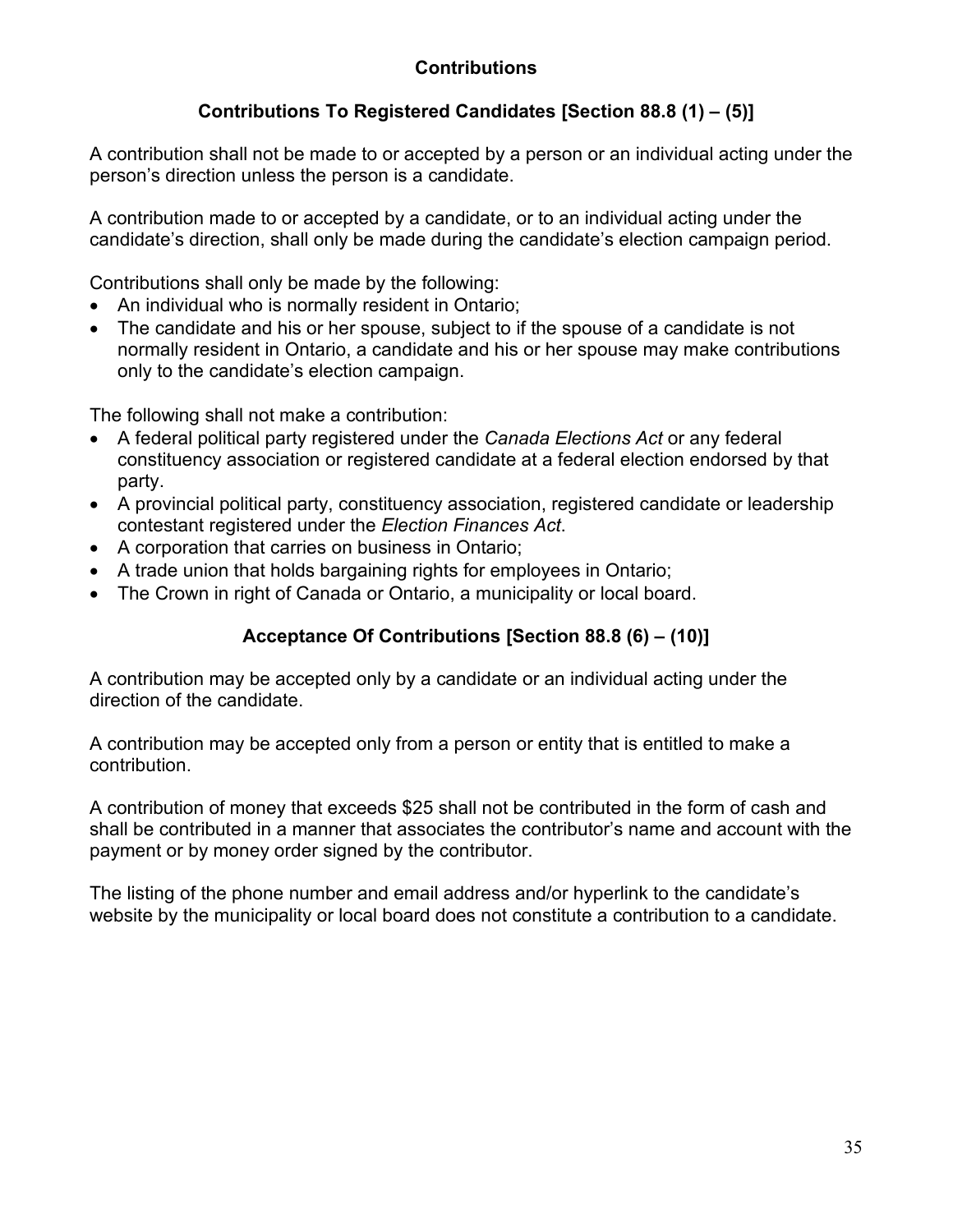# Contributions

## Contributions To Registered Candidates [Section 88.8 (1) – (5)]

A contribution shall not be made to or accepted by a person or an individual acting under the person's direction unless the person is a candidate.

A contribution made to or accepted by a candidate, or to an individual acting under the candidate's direction, shall only be made during the candidate's election campaign period.

Contributions shall only be made by the following:

- An individual who is normally resident in Ontario;
- The candidate and his or her spouse, subject to if the spouse of a candidate is not normally resident in Ontario, a candidate and his or her spouse may make contributions only to the candidate's election campaign.

The following shall not make a contribution:

- A federal political party registered under the *Canada Elections Act* or any federal constituency association or registered candidate at a federal election endorsed by that party.
- A provincial political party, constituency association, registered candidate or leadership contestant registered under the *Election Finances Act*.
- A corporation that carries on business in Ontario;
- A trade union that holds bargaining rights for employees in Ontario;
- The Crown in right of Canada or Ontario, a municipality or local board.

## Acceptance Of Contributions [Section 88.8 (6) – (10)]

A contribution may be accepted only by a candidate or an individual acting under the direction of the candidate.

A contribution may be accepted only from a person or entity that is entitled to make a contribution.

A contribution of money that exceeds $25 shall not be contributed in the form of cash and shall be contributed in a manner that associates the contributor's name and account with the payment or by money order signed by the contributor.

The listing of the phone number and email address and/or hyperlink to the candidate's website by the municipality or local board does not constitute a contribution to a candidate.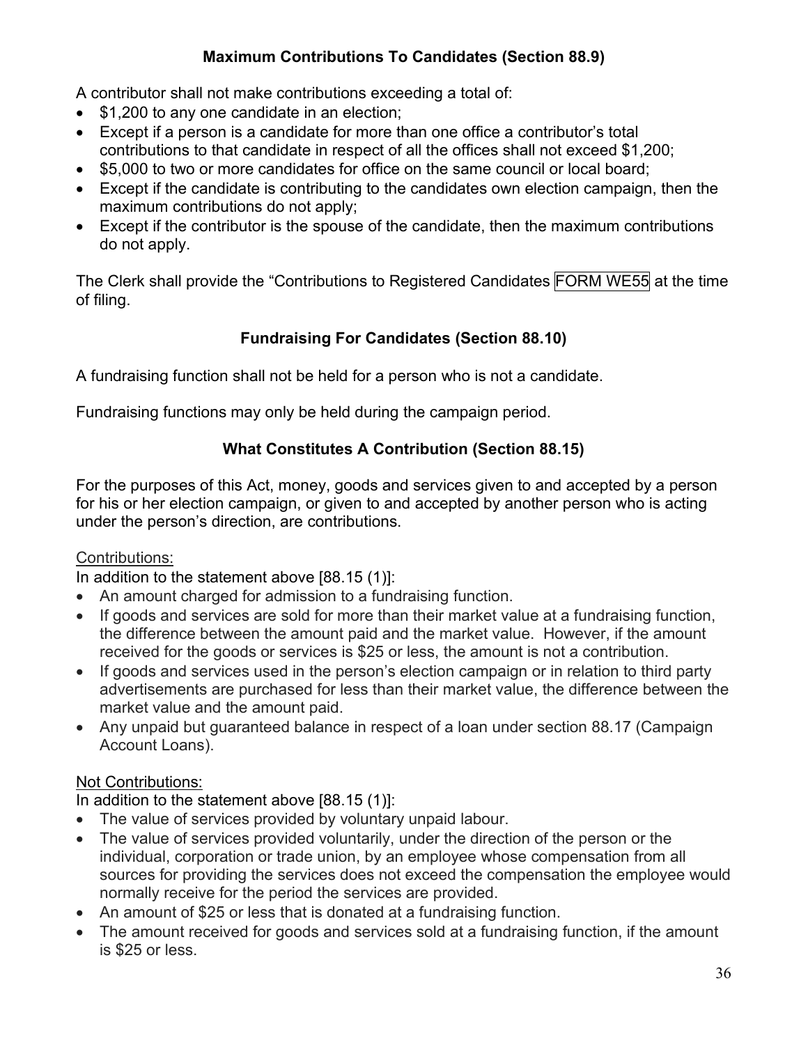### Maximum Contributions To Candidates (Section 88.9)

A contributor shall not make contributions exceeding a total of:

- $1,200 to any one candidate in an election;
- Except if a person is a candidate for more than one office a contributor's total contributions to that candidate in respect of all the offices shall not exceed $1,200;
- $5,000 to two or more candidates for office on the same council or local board;
- Except if the candidate is contributing to the candidates own election campaign, then the maximum contributions do not apply;
- Except if the contributor is the spouse of the candidate, then the maximum contributions do not apply.

The Clerk shall provide the "Contributions to Registered Candidates FORM WE55 at the time of filing.

### Fundraising For Candidates (Section 88.10)

A fundraising function shall not be held for a person who is not a candidate.

Fundraising functions may only be held during the campaign period.

### What Constitutes A Contribution (Section 88.15)

For the purposes of this Act, money, goods and services given to and accepted by a person for his or her election campaign, or given to and accepted by another person who is acting under the person's direction, are contributions.

Contributions:

In addition to the statement above [88.15 (1)]:

- An amount charged for admission to a fundraising function.
- If goods and services are sold for more than their market value at a fundraising function, the difference between the amount paid and the market value. However, if the amount received for the goods or services is $25 or less, the amount is not a contribution.
- If goods and services used in the person's election campaign or in relation to third party advertisements are purchased for less than their market value, the difference between the market value and the amount paid.
- Any unpaid but guaranteed balance in respect of a loan under section 88.17 (Campaign Account Loans).

Not Contributions:

In addition to the statement above [88.15 (1)]:

- The value of services provided by voluntary unpaid labour.
- The value of services provided voluntarily, under the direction of the person or the individual, corporation or trade union, by an employee whose compensation from all sources for providing the services does not exceed the compensation the employee would normally receive for the period the services are provided.
- An amount of $25 or less that is donated at a fundraising function.
- The amount received for goods and services sold at a fundraising function, if the amount is $25 or less.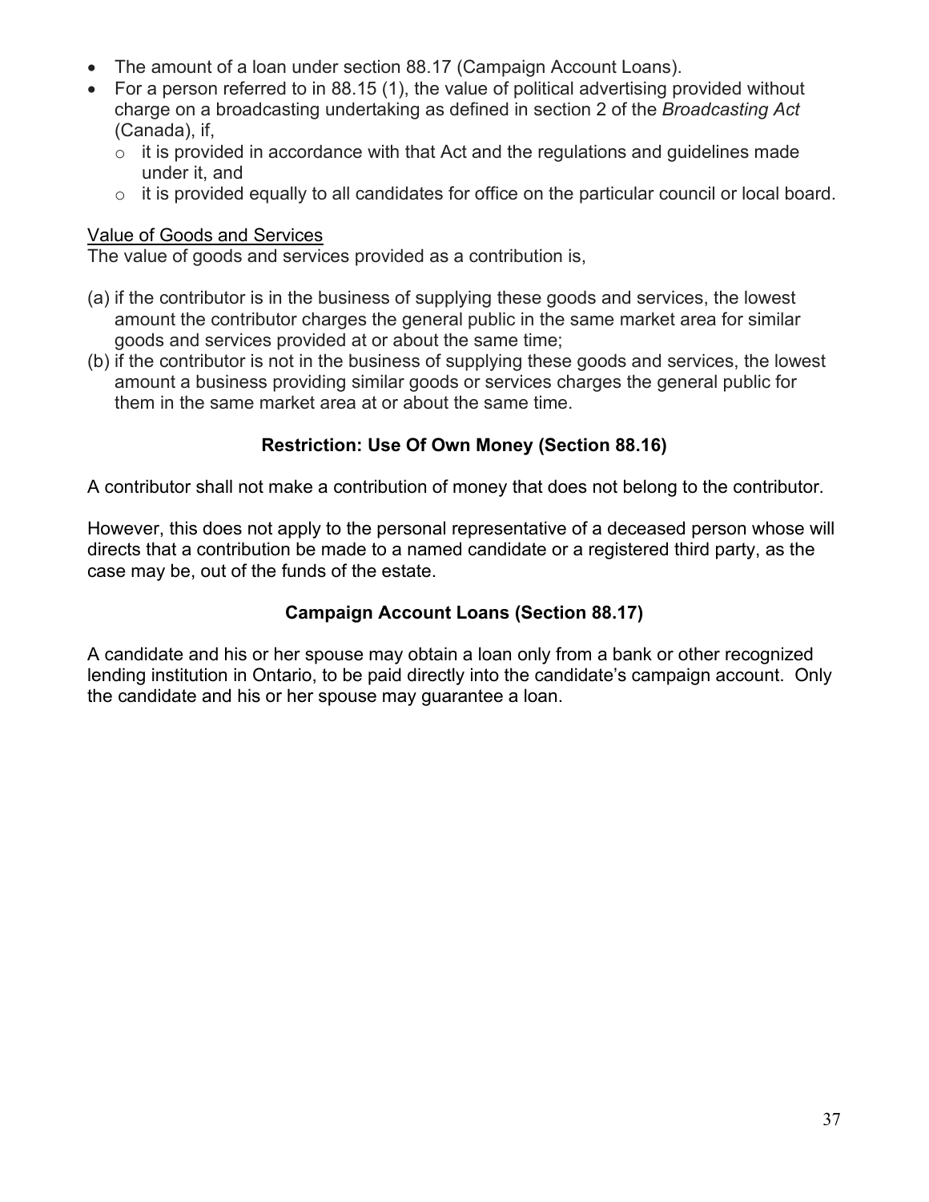- The amount of a loan under section 88.17 (Campaign Account Loans).
- For a person referred to in 88.15 (1), the value of political advertising provided without charge on a broadcasting undertaking as defined in section 2 of the *Broadcasting Act* (Canada), if,
  - it is provided in accordance with that Act and the regulations and guidelines made under it, and
  - it is provided equally to all candidates for office on the particular council or local board.

Value of Goods and Services

The value of goods and services provided as a contribution is,

(a) if the contributor is in the business of supplying these goods and services, the lowest amount the contributor charges the general public in the same market area for similar goods and services provided at or about the same time;

(b) if the contributor is not in the business of supplying these goods and services, the lowest amount a business providing similar goods or services charges the general public for them in the same market area at or about the same time.

### Restriction: Use Of Own Money (Section 88.16)

A contributor shall not make a contribution of money that does not belong to the contributor.

However, this does not apply to the personal representative of a deceased person whose will directs that a contribution be made to a named candidate or a registered third party, as the case may be, out of the funds of the estate.

### Campaign Account Loans (Section 88.17)

A candidate and his or her spouse may obtain a loan only from a bank or other recognized lending institution in Ontario, to be paid directly into the candidate's campaign account. Only the candidate and his or her spouse may guarantee a loan.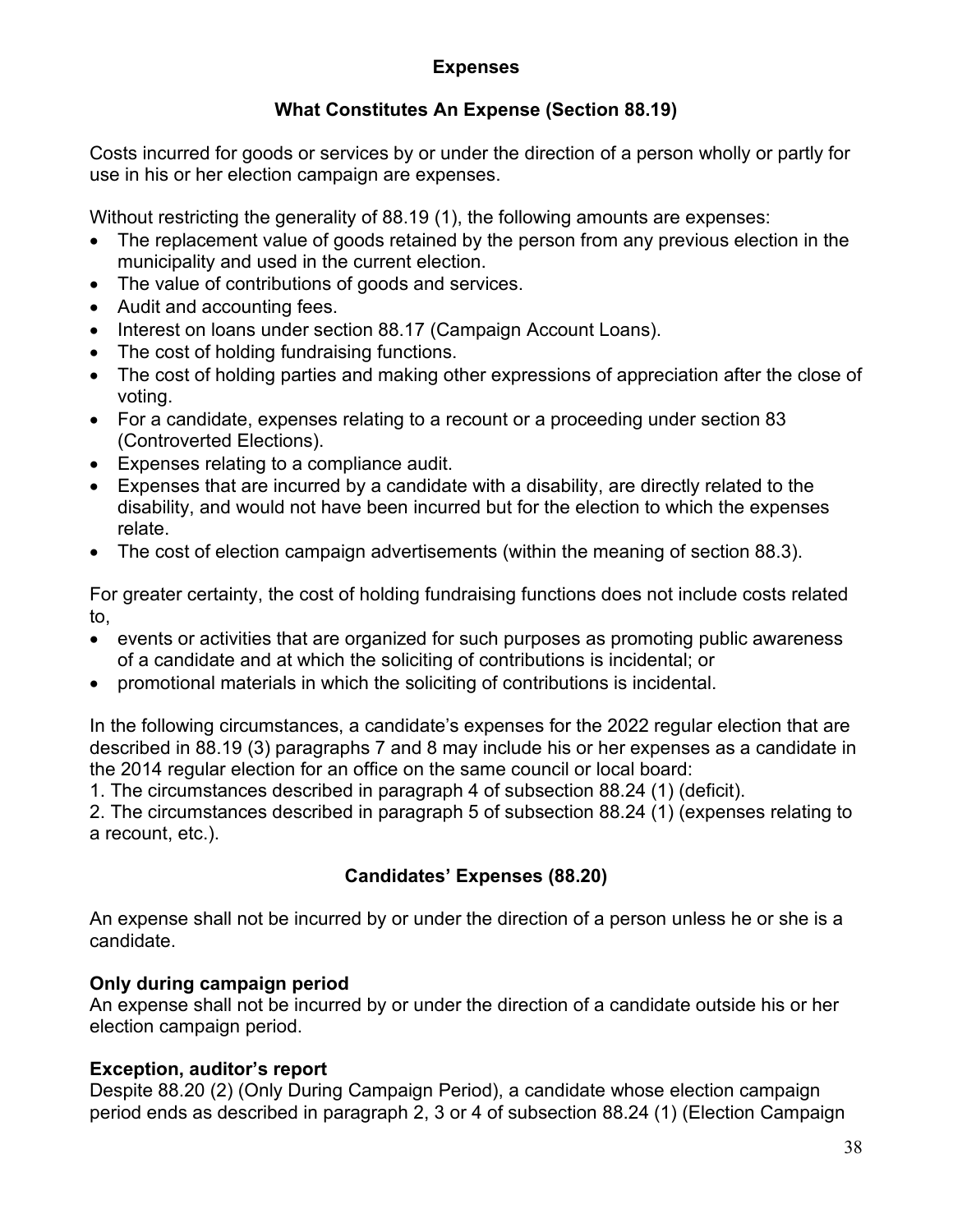## Expenses

### What Constitutes An Expense (Section 88.19)

Costs incurred for goods or services by or under the direction of a person wholly or partly for use in his or her election campaign are expenses.

Without restricting the generality of 88.19 (1), the following amounts are expenses:

- The replacement value of goods retained by the person from any previous election in the municipality and used in the current election.
- The value of contributions of goods and services.
- Audit and accounting fees.
- Interest on loans under section 88.17 (Campaign Account Loans).
- The cost of holding fundraising functions.
- The cost of holding parties and making other expressions of appreciation after the close of voting.
- For a candidate, expenses relating to a recount or a proceeding under section 83 (Controverted Elections).
- Expenses relating to a compliance audit.
- Expenses that are incurred by a candidate with a disability, are directly related to the disability, and would not have been incurred but for the election to which the expenses relate.
- The cost of election campaign advertisements (within the meaning of section 88.3).

For greater certainty, the cost of holding fundraising functions does not include costs related to,

- events or activities that are organized for such purposes as promoting public awareness of a candidate and at which the soliciting of contributions is incidental; or
- promotional materials in which the soliciting of contributions is incidental.

In the following circumstances, a candidate's expenses for the 2022 regular election that are described in 88.19 (3) paragraphs 7 and 8 may include his or her expenses as a candidate in the 2014 regular election for an office on the same council or local board:

1. The circumstances described in paragraph 4 of subsection 88.24 (1) (deficit).
2. The circumstances described in paragraph 5 of subsection 88.24 (1) (expenses relating to a recount, etc.).

### Candidates' Expenses (88.20)

An expense shall not be incurred by or under the direction of a person unless he or she is a candidate.

**Only during campaign period**
An expense shall not be incurred by or under the direction of a candidate outside his or her election campaign period.

**Exception, auditor's report**
Despite 88.20 (2) (Only During Campaign Period), a candidate whose election campaign period ends as described in paragraph 2, 3 or 4 of subsection 88.24 (1) (Election Campaign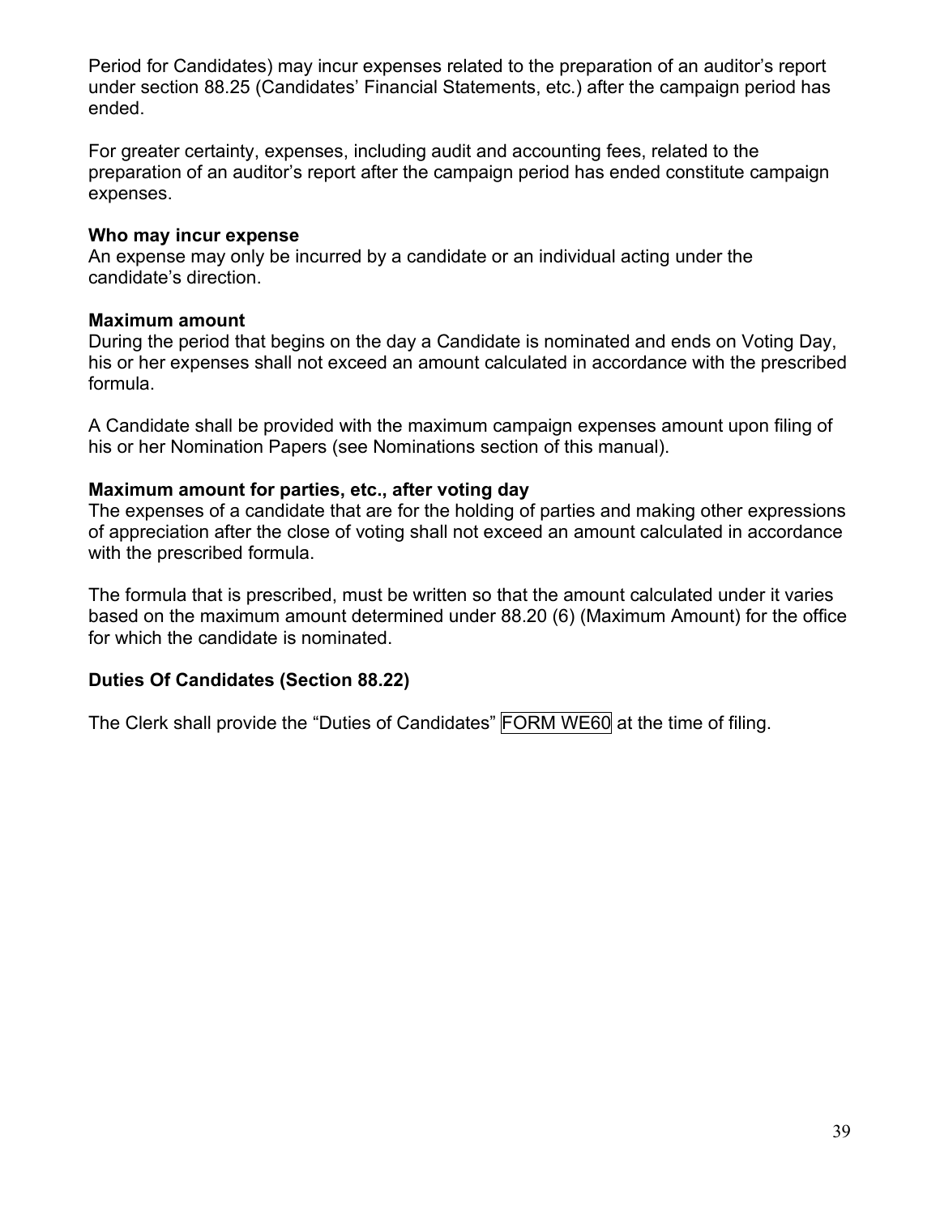Period for Candidates) may incur expenses related to the preparation of an auditor’s report under section 88.25 (Candidates’ Financial Statements, etc.) after the campaign period has ended.

For greater certainty, expenses, including audit and accounting fees, related to the preparation of an auditor’s report after the campaign period has ended constitute campaign expenses.

**Who may incur expense**
An expense may only be incurred by a candidate or an individual acting under the candidate’s direction.

**Maximum amount**
During the period that begins on the day a Candidate is nominated and ends on Voting Day, his or her expenses shall not exceed an amount calculated in accordance with the prescribed formula.

A Candidate shall be provided with the maximum campaign expenses amount upon filing of his or her Nomination Papers (see Nominations section of this manual).

**Maximum amount for parties, etc., after voting day**
The expenses of a candidate that are for the holding of parties and making other expressions of appreciation after the close of voting shall not exceed an amount calculated in accordance with the prescribed formula.

The formula that is prescribed, must be written so that the amount calculated under it varies based on the maximum amount determined under 88.20 (6) (Maximum Amount) for the office for which the candidate is nominated.

### Duties Of Candidates (Section 88.22)

The Clerk shall provide the “Duties of Candidates” FORM WE60 at the time of filing.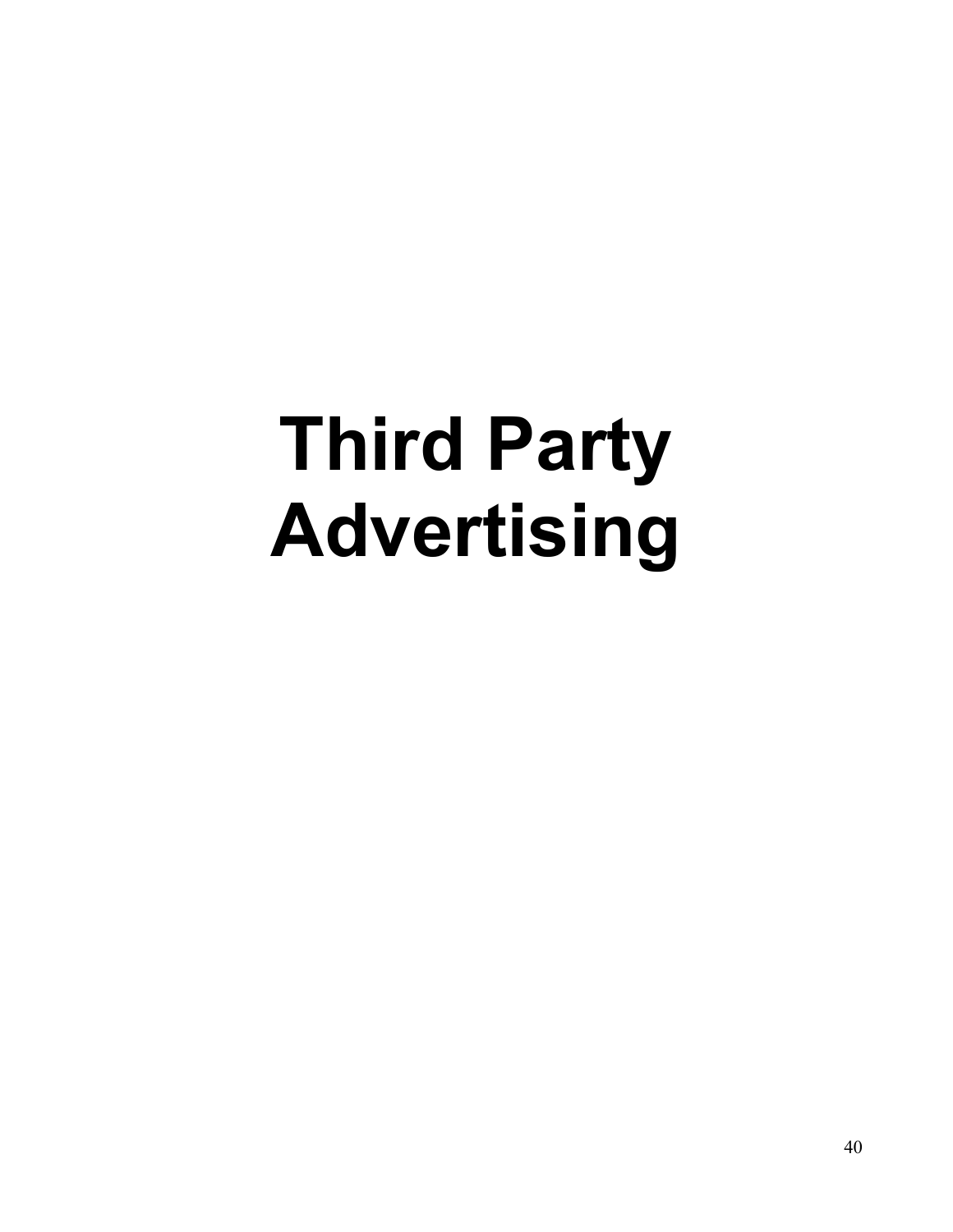# Third Party Advertising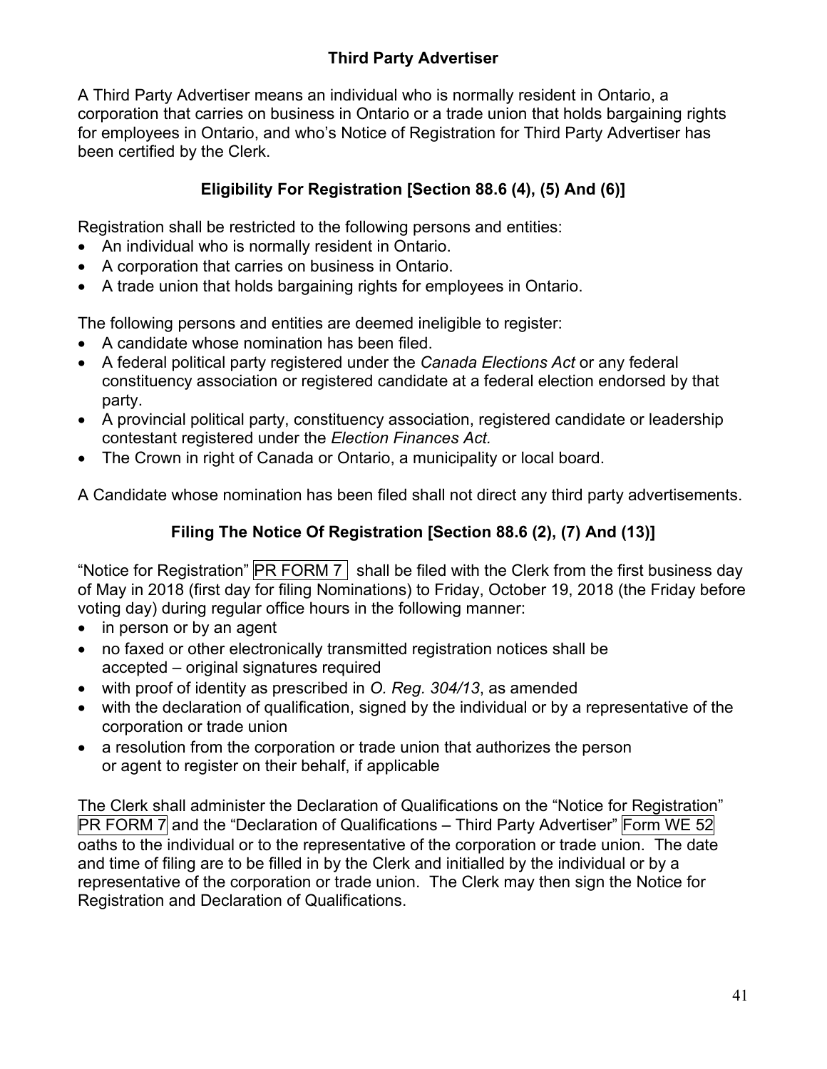## Third Party Advertiser

A Third Party Advertiser means an individual who is normally resident in Ontario, a corporation that carries on business in Ontario or a trade union that holds bargaining rights for employees in Ontario, and who's Notice of Registration for Third Party Advertiser has been certified by the Clerk.

## Eligibility For Registration [Section 88.6 (4), (5) And (6)]

Registration shall be restricted to the following persons and entities:

- An individual who is normally resident in Ontario.
- A corporation that carries on business in Ontario.
- A trade union that holds bargaining rights for employees in Ontario.

The following persons and entities are deemed ineligible to register:

- A candidate whose nomination has been filed.
- A federal political party registered under the *Canada Elections Act* or any federal constituency association or registered candidate at a federal election endorsed by that party.
- A provincial political party, constituency association, registered candidate or leadership contestant registered under the *Election Finances Act.*
- The Crown in right of Canada or Ontario, a municipality or local board.

A Candidate whose nomination has been filed shall not direct any third party advertisements.

## Filing The Notice Of Registration [Section 88.6 (2), (7) And (13)]

"Notice for Registration" PR FORM 7 shall be filed with the Clerk from the first business day of May in 2018 (first day for filing Nominations) to Friday, October 19, 2018 (the Friday before voting day) during regular office hours in the following manner:

- in person or by an agent
- no faxed or other electronically transmitted registration notices shall be accepted – original signatures required
- with proof of identity as prescribed in *O. Reg. 304/13*, as amended
- with the declaration of qualification, signed by the individual or by a representative of the corporation or trade union
- a resolution from the corporation or trade union that authorizes the person or agent to register on their behalf, if applicable

The Clerk shall administer the Declaration of Qualifications on the "Notice for Registration" PR FORM 7 and the "Declaration of Qualifications – Third Party Advertiser" Form WE 52 oaths to the individual or to the representative of the corporation or trade union. The date and time of filing are to be filled in by the Clerk and initialled by the individual or by a representative of the corporation or trade union. The Clerk may then sign the Notice for Registration and Declaration of Qualifications.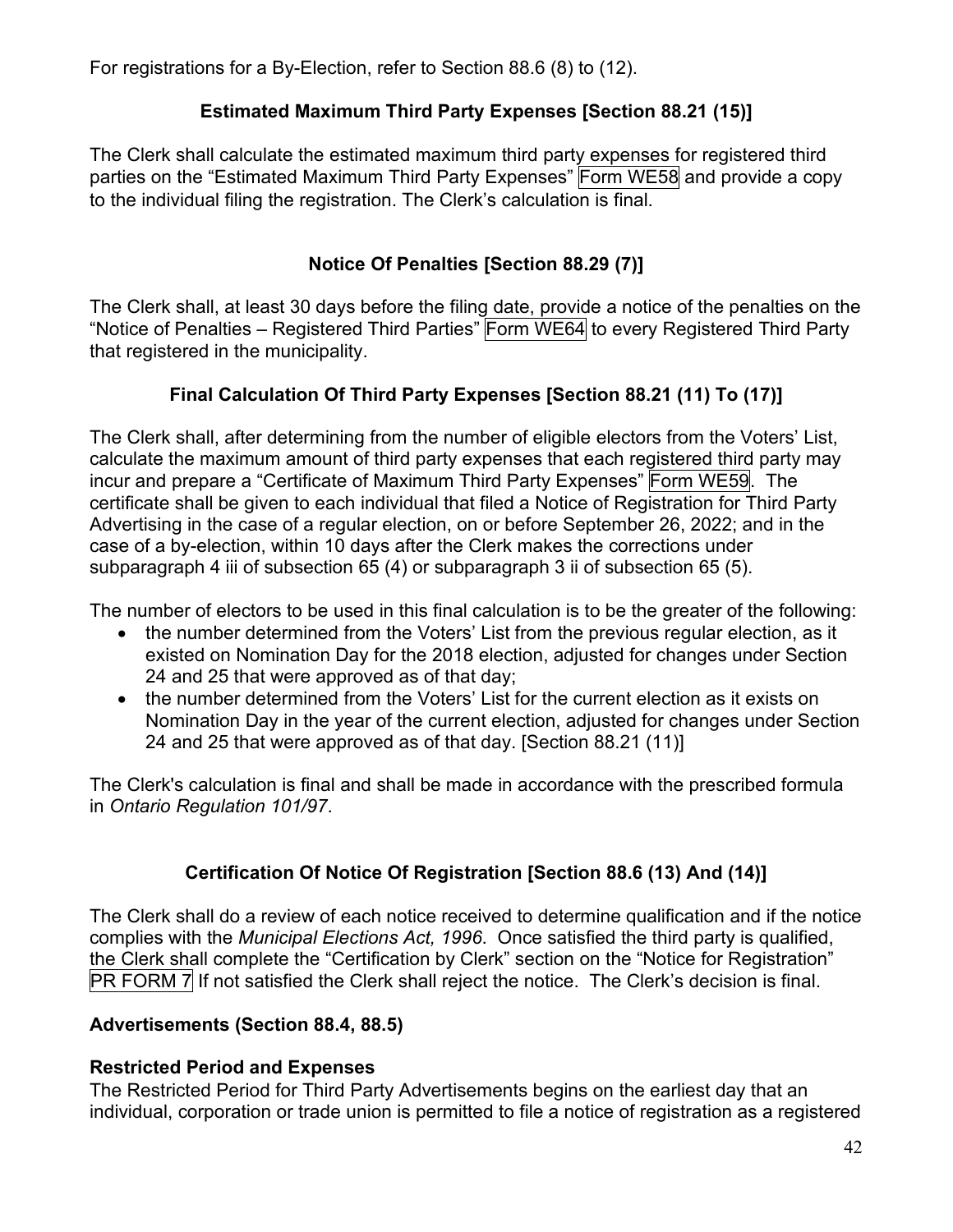For registrations for a By-Election, refer to Section 88.6 (8) to (12).

## Estimated Maximum Third Party Expenses [Section 88.21 (15)]

The Clerk shall calculate the estimated maximum third party expenses for registered third parties on the "Estimated Maximum Third Party Expenses" Form WE58 and provide a copy to the individual filing the registration. The Clerk's calculation is final.

## Notice Of Penalties [Section 88.29 (7)]

The Clerk shall, at least 30 days before the filing date, provide a notice of the penalties on the "Notice of Penalties – Registered Third Parties" Form WE64 to every Registered Third Party that registered in the municipality.

## Final Calculation Of Third Party Expenses [Section 88.21 (11) To (17)]

The Clerk shall, after determining from the number of eligible electors from the Voters' List, calculate the maximum amount of third party expenses that each registered third party may incur and prepare a "Certificate of Maximum Third Party Expenses" Form WE59. The certificate shall be given to each individual that filed a Notice of Registration for Third Party Advertising in the case of a regular election, on or before September 26, 2022; and in the case of a by-election, within 10 days after the Clerk makes the corrections under subparagraph 4 iii of subsection 65 (4) or subparagraph 3 ii of subsection 65 (5).

The number of electors to be used in this final calculation is to be the greater of the following:

- the number determined from the Voters' List from the previous regular election, as it existed on Nomination Day for the 2018 election, adjusted for changes under Section 24 and 25 that were approved as of that day;
- the number determined from the Voters' List for the current election as it exists on Nomination Day in the year of the current election, adjusted for changes under Section 24 and 25 that were approved as of that day. [Section 88.21 (11)]

The Clerk's calculation is final and shall be made in accordance with the prescribed formula in *Ontario Regulation 101/97*.

## Certification Of Notice Of Registration [Section 88.6 (13) And (14)]

The Clerk shall do a review of each notice received to determine qualification and if the notice complies with the *Municipal Elections Act, 1996*. Once satisfied the third party is qualified, the Clerk shall complete the "Certification by Clerk" section on the "Notice for Registration" PR FORM 7 If not satisfied the Clerk shall reject the notice. The Clerk's decision is final.

### Advertisements (Section 88.4, 88.5)

### Restricted Period and Expenses

The Restricted Period for Third Party Advertisements begins on the earliest day that an individual, corporation or trade union is permitted to file a notice of registration as a registered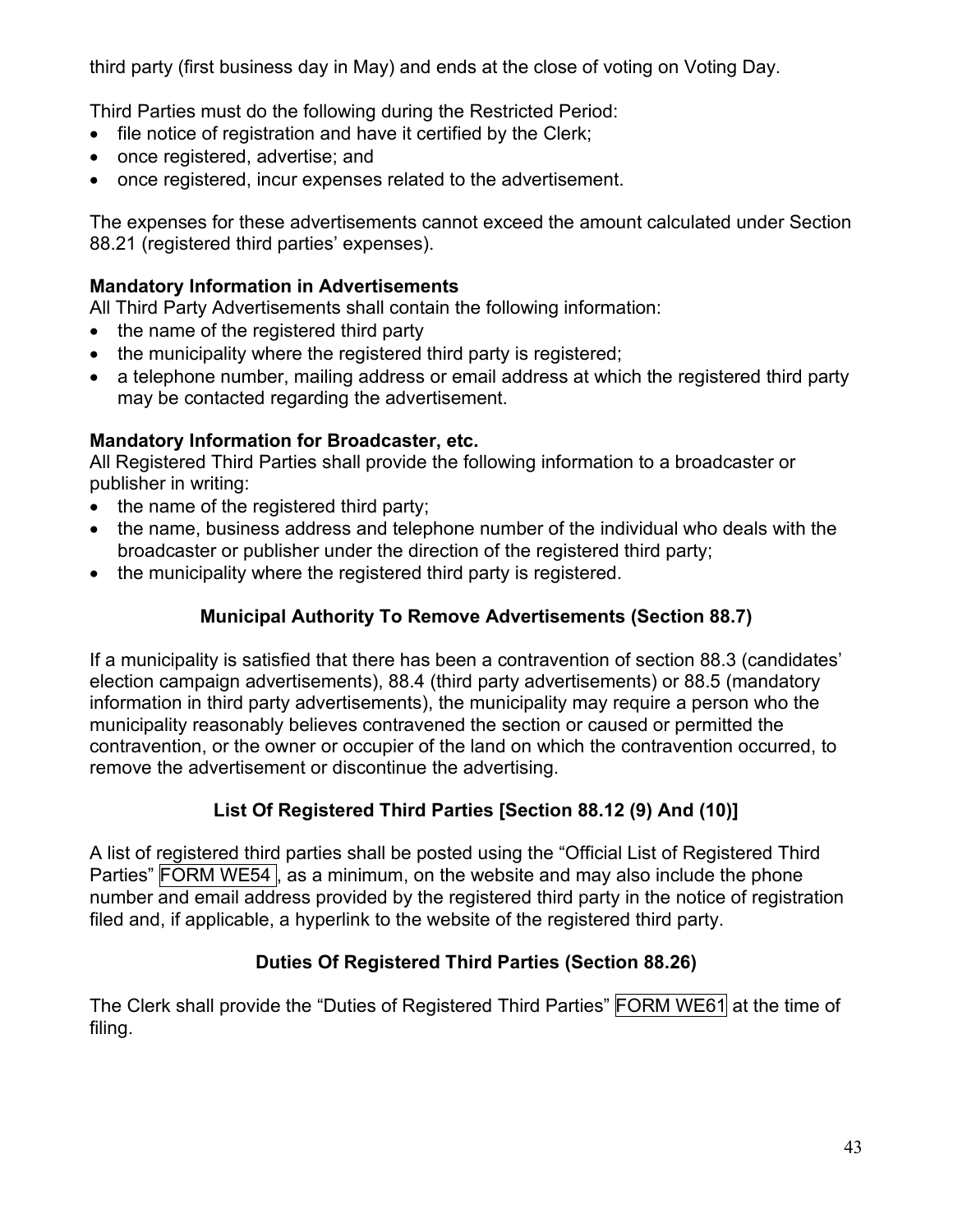third party (first business day in May) and ends at the close of voting on Voting Day.

Third Parties must do the following during the Restricted Period:

- file notice of registration and have it certified by the Clerk;
- once registered, advertise; and
- once registered, incur expenses related to the advertisement.

The expenses for these advertisements cannot exceed the amount calculated under Section 88.21 (registered third parties' expenses).

**Mandatory Information in Advertisements**

All Third Party Advertisements shall contain the following information:

- the name of the registered third party
- the municipality where the registered third party is registered;
- a telephone number, mailing address or email address at which the registered third party may be contacted regarding the advertisement.

**Mandatory Information for Broadcaster, etc.**

All Registered Third Parties shall provide the following information to a broadcaster or publisher in writing:

- the name of the registered third party;
- the name, business address and telephone number of the individual who deals with the broadcaster or publisher under the direction of the registered third party;
- the municipality where the registered third party is registered.

## Municipal Authority To Remove Advertisements (Section 88.7)

If a municipality is satisfied that there has been a contravention of section 88.3 (candidates' election campaign advertisements), 88.4 (third party advertisements) or 88.5 (mandatory information in third party advertisements), the municipality may require a person who the municipality reasonably believes contravened the section or caused or permitted the contravention, or the owner or occupier of the land on which the contravention occurred, to remove the advertisement or discontinue the advertising.

## List Of Registered Third Parties [Section 88.12 (9) And (10)]

A list of registered third parties shall be posted using the "Official List of Registered Third Parties" FORM WE54, as a minimum, on the website and may also include the phone number and email address provided by the registered third party in the notice of registration filed and, if applicable, a hyperlink to the website of the registered third party.

## Duties Of Registered Third Parties (Section 88.26)

The Clerk shall provide the "Duties of Registered Third Parties" FORM WE61 at the time of filing.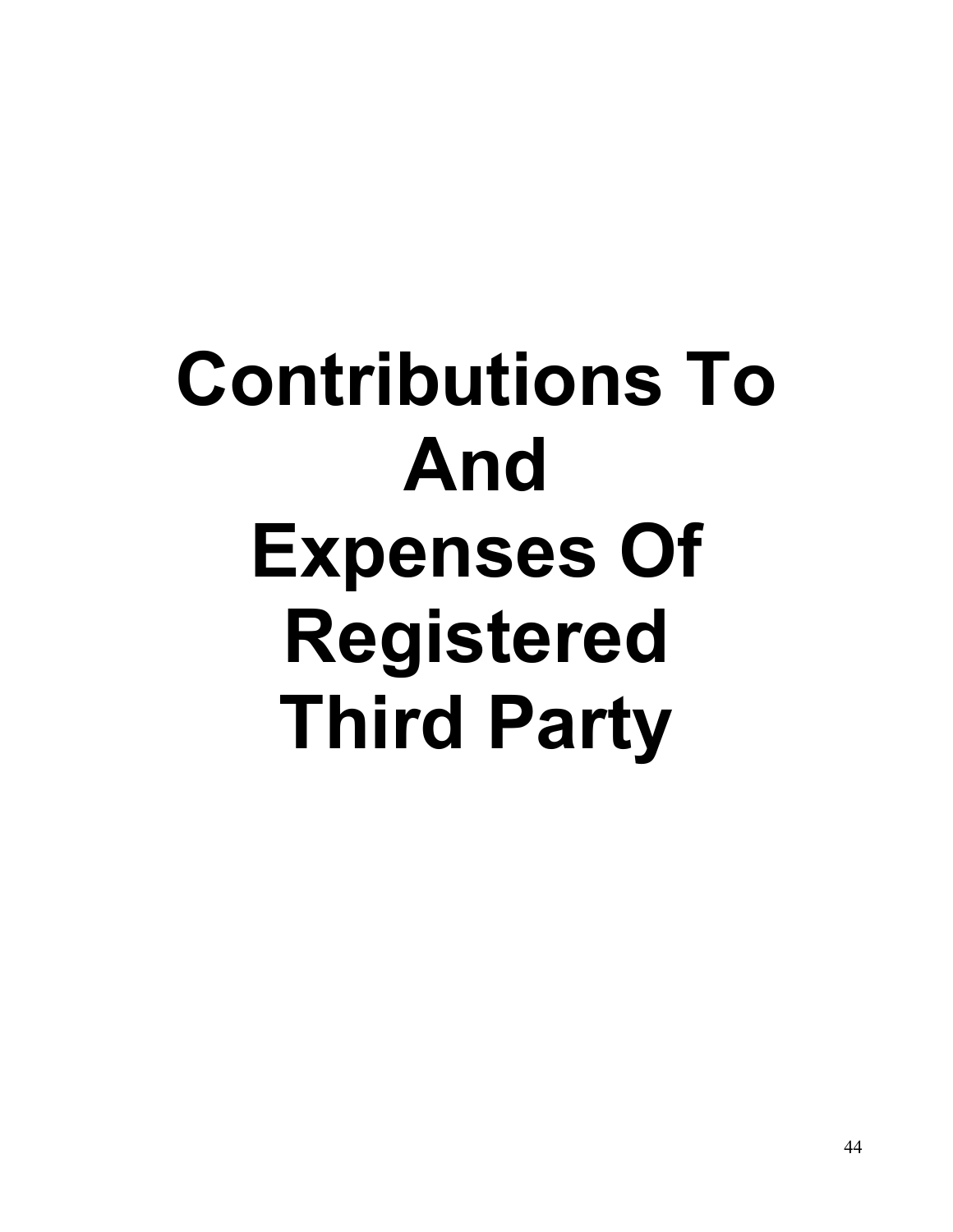# Contributions To And Expenses Of Registered Third Party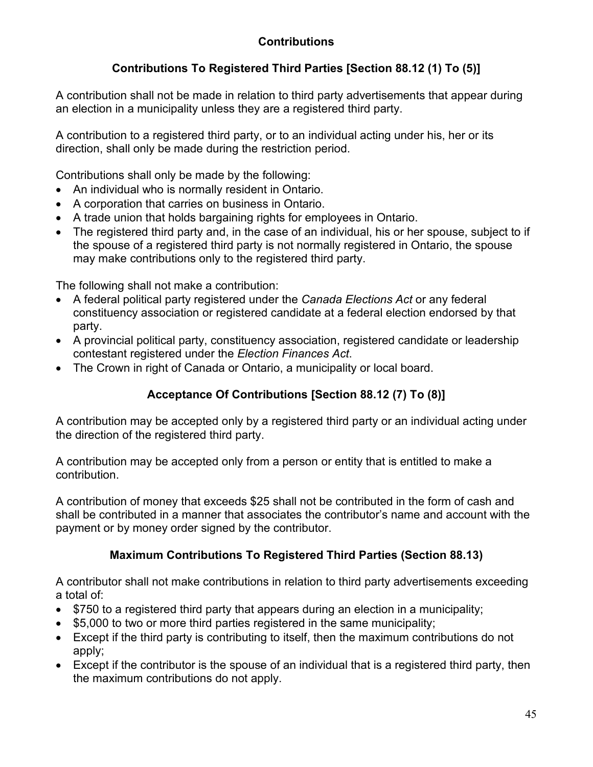## Contributions

### Contributions To Registered Third Parties [Section 88.12 (1) To (5)]

A contribution shall not be made in relation to third party advertisements that appear during an election in a municipality unless they are a registered third party.

A contribution to a registered third party, or to an individual acting under his, her or its direction, shall only be made during the restriction period.

Contributions shall only be made by the following:

- An individual who is normally resident in Ontario.
- A corporation that carries on business in Ontario.
- A trade union that holds bargaining rights for employees in Ontario.
- The registered third party and, in the case of an individual, his or her spouse, subject to if the spouse of a registered third party is not normally registered in Ontario, the spouse may make contributions only to the registered third party.

The following shall not make a contribution:

- A federal political party registered under the *Canada Elections Act* or any federal constituency association or registered candidate at a federal election endorsed by that party.
- A provincial political party, constituency association, registered candidate or leadership contestant registered under the *Election Finances Act*.
- The Crown in right of Canada or Ontario, a municipality or local board.

### Acceptance Of Contributions [Section 88.12 (7) To (8)]

A contribution may be accepted only by a registered third party or an individual acting under the direction of the registered third party.

A contribution may be accepted only from a person or entity that is entitled to make a contribution.

A contribution of money that exceeds $25 shall not be contributed in the form of cash and shall be contributed in a manner that associates the contributor's name and account with the payment or by money order signed by the contributor.

### Maximum Contributions To Registered Third Parties (Section 88.13)

A contributor shall not make contributions in relation to third party advertisements exceeding a total of:

- $750 to a registered third party that appears during an election in a municipality;
- $5,000 to two or more third parties registered in the same municipality;
- Except if the third party is contributing to itself, then the maximum contributions do not apply;
- Except if the contributor is the spouse of an individual that is a registered third party, then the maximum contributions do not apply.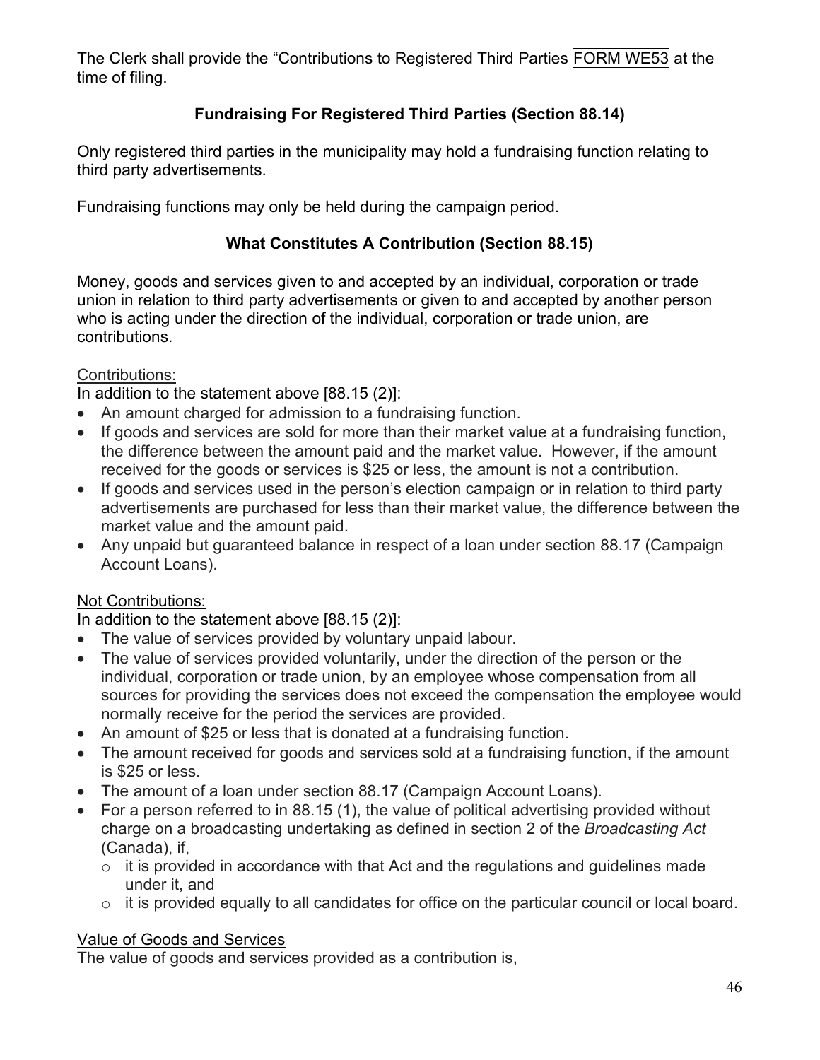The Clerk shall provide the "Contributions to Registered Third Parties FORM WE53 at the time of filing.

### Fundraising For Registered Third Parties (Section 88.14)

Only registered third parties in the municipality may hold a fundraising function relating to third party advertisements.

Fundraising functions may only be held during the campaign period.

### What Constitutes A Contribution (Section 88.15)

Money, goods and services given to and accepted by an individual, corporation or trade union in relation to third party advertisements or given to and accepted by another person who is acting under the direction of the individual, corporation or trade union, are contributions.

Contributions:

In addition to the statement above [88.15 (2)]:

- An amount charged for admission to a fundraising function.
- If goods and services are sold for more than their market value at a fundraising function, the difference between the amount paid and the market value. However, if the amount received for the goods or services is $25 or less, the amount is not a contribution.
- If goods and services used in the person's election campaign or in relation to third party advertisements are purchased for less than their market value, the difference between the market value and the amount paid.
- Any unpaid but guaranteed balance in respect of a loan under section 88.17 (Campaign Account Loans).

Not Contributions:

In addition to the statement above [88.15 (2)]:

- The value of services provided by voluntary unpaid labour.
- The value of services provided voluntarily, under the direction of the person or the individual, corporation or trade union, by an employee whose compensation from all sources for providing the services does not exceed the compensation the employee would normally receive for the period the services are provided.
- An amount of $25 or less that is donated at a fundraising function.
- The amount received for goods and services sold at a fundraising function, if the amount is $25 or less.
- The amount of a loan under section 88.17 (Campaign Account Loans).
- For a person referred to in 88.15 (1), the value of political advertising provided without charge on a broadcasting undertaking as defined in section 2 of the *Broadcasting Act* (Canada), if,
  - it is provided in accordance with that Act and the regulations and guidelines made under it, and
  - it is provided equally to all candidates for office on the particular council or local board.

Value of Goods and Services

The value of goods and services provided as a contribution is,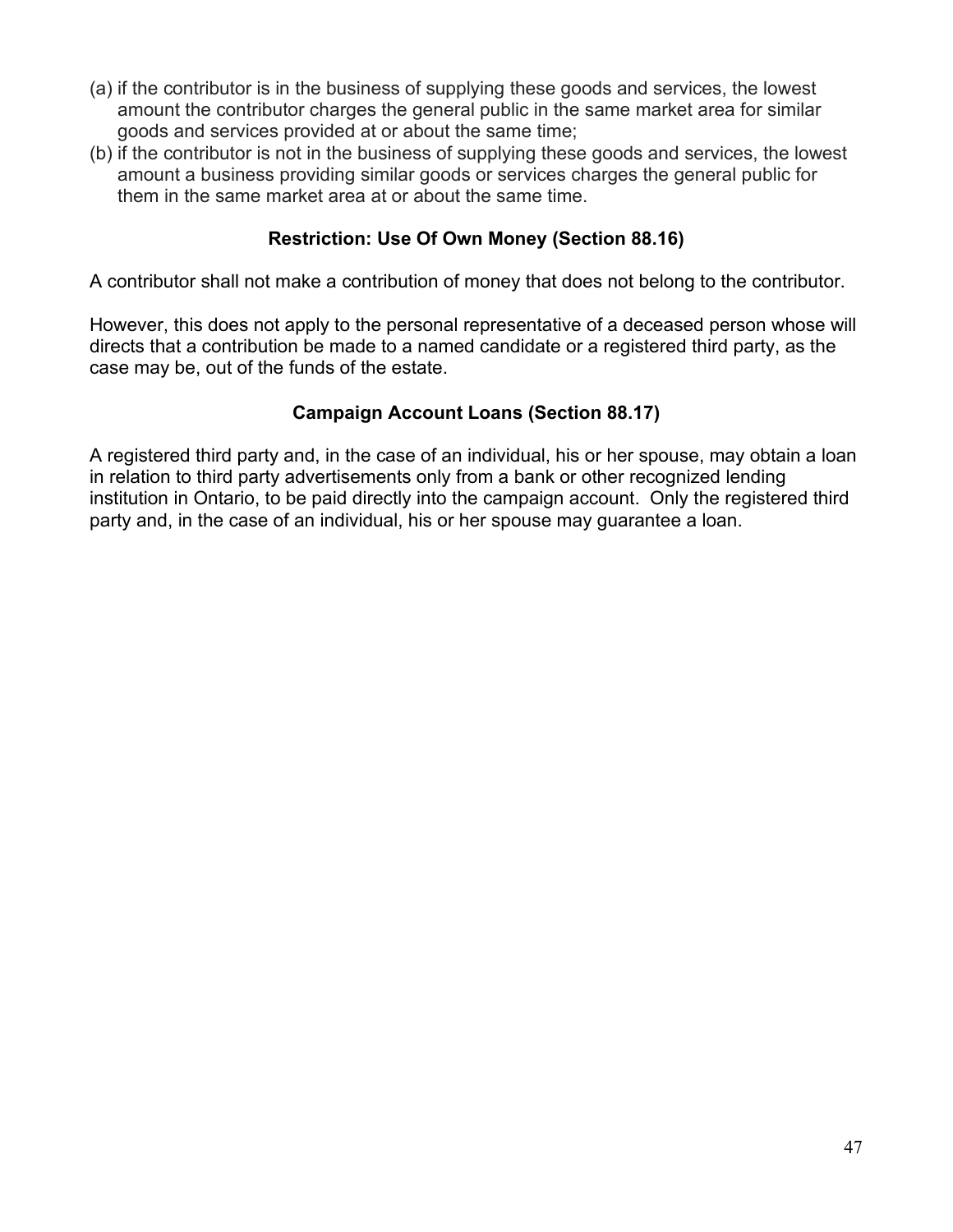(a) if the contributor is in the business of supplying these goods and services, the lowest amount the contributor charges the general public in the same market area for similar goods and services provided at or about the same time;
(b) if the contributor is not in the business of supplying these goods and services, the lowest amount a business providing similar goods or services charges the general public for them in the same market area at or about the same time.

### Restriction: Use Of Own Money (Section 88.16)

A contributor shall not make a contribution of money that does not belong to the contributor.

However, this does not apply to the personal representative of a deceased person whose will directs that a contribution be made to a named candidate or a registered third party, as the case may be, out of the funds of the estate.

### Campaign Account Loans (Section 88.17)

A registered third party and, in the case of an individual, his or her spouse, may obtain a loan in relation to third party advertisements only from a bank or other recognized lending institution in Ontario, to be paid directly into the campaign account. Only the registered third party and, in the case of an individual, his or her spouse may guarantee a loan.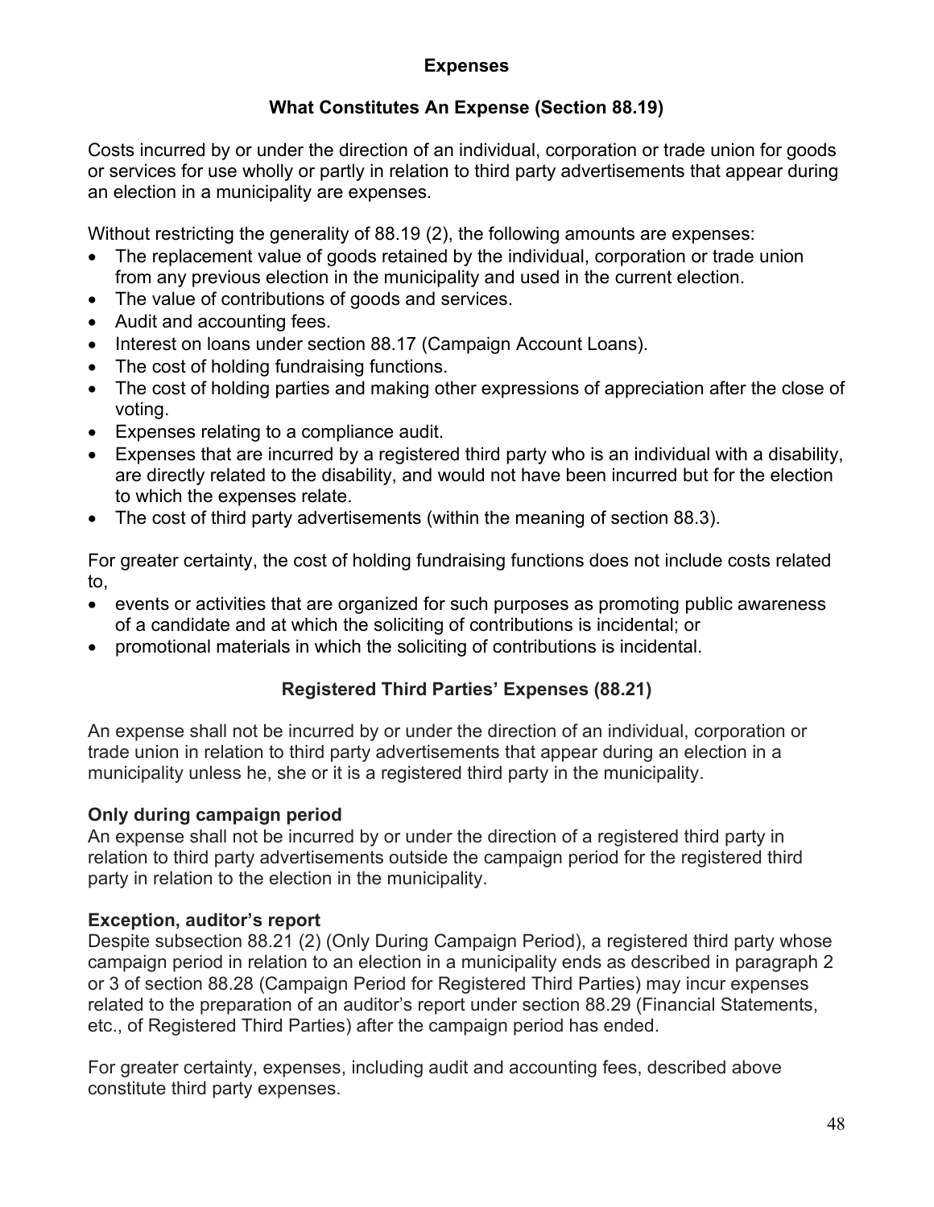## Expenses

### What Constitutes An Expense (Section 88.19)

Costs incurred by or under the direction of an individual, corporation or trade union for goods or services for use wholly or partly in relation to third party advertisements that appear during an election in a municipality are expenses.

Without restricting the generality of 88.19 (2), the following amounts are expenses:

- The replacement value of goods retained by the individual, corporation or trade union from any previous election in the municipality and used in the current election.
- The value of contributions of goods and services.
- Audit and accounting fees.
- Interest on loans under section 88.17 (Campaign Account Loans).
- The cost of holding fundraising functions.
- The cost of holding parties and making other expressions of appreciation after the close of voting.
- Expenses relating to a compliance audit.
- Expenses that are incurred by a registered third party who is an individual with a disability, are directly related to the disability, and would not have been incurred but for the election to which the expenses relate.
- The cost of third party advertisements (within the meaning of section 88.3).

For greater certainty, the cost of holding fundraising functions does not include costs related to,

- events or activities that are organized for such purposes as promoting public awareness of a candidate and at which the soliciting of contributions is incidental; or
- promotional materials in which the soliciting of contributions is incidental.

### Registered Third Parties' Expenses (88.21)

An expense shall not be incurred by or under the direction of an individual, corporation or trade union in relation to third party advertisements that appear during an election in a municipality unless he, she or it is a registered third party in the municipality.

**Only during campaign period**
An expense shall not be incurred by or under the direction of a registered third party in relation to third party advertisements outside the campaign period for the registered third party in relation to the election in the municipality.

**Exception, auditor's report**
Despite subsection 88.21 (2) (Only During Campaign Period), a registered third party whose campaign period in relation to an election in a municipality ends as described in paragraph 2 or 3 of section 88.28 (Campaign Period for Registered Third Parties) may incur expenses related to the preparation of an auditor's report under section 88.29 (Financial Statements, etc., of Registered Third Parties) after the campaign period has ended.

For greater certainty, expenses, including audit and accounting fees, described above constitute third party expenses.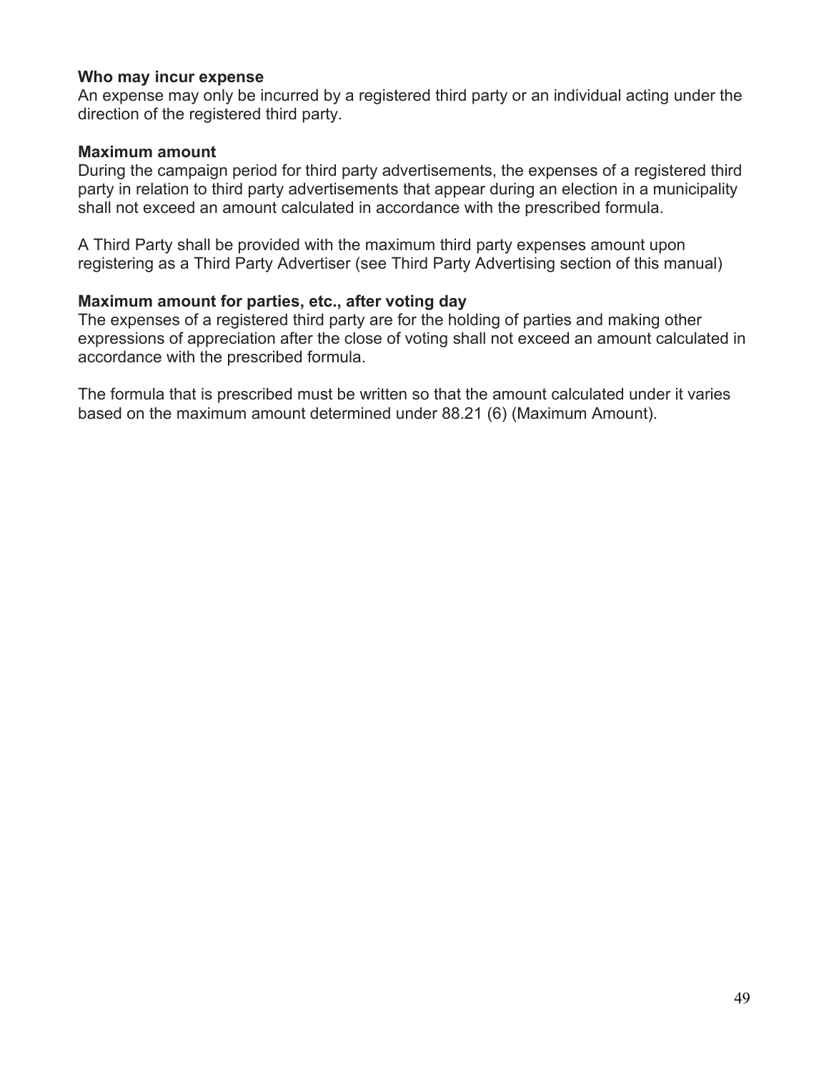**Who may incur expense**
An expense may only be incurred by a registered third party or an individual acting under the direction of the registered third party.

**Maximum amount**
During the campaign period for third party advertisements, the expenses of a registered third party in relation to third party advertisements that appear during an election in a municipality shall not exceed an amount calculated in accordance with the prescribed formula.

A Third Party shall be provided with the maximum third party expenses amount upon registering as a Third Party Advertiser (see Third Party Advertising section of this manual)

**Maximum amount for parties, etc., after voting day**
The expenses of a registered third party are for the holding of parties and making other expressions of appreciation after the close of voting shall not exceed an amount calculated in accordance with the prescribed formula.

The formula that is prescribed must be written so that the amount calculated under it varies based on the maximum amount determined under 88.21 (6) (Maximum Amount).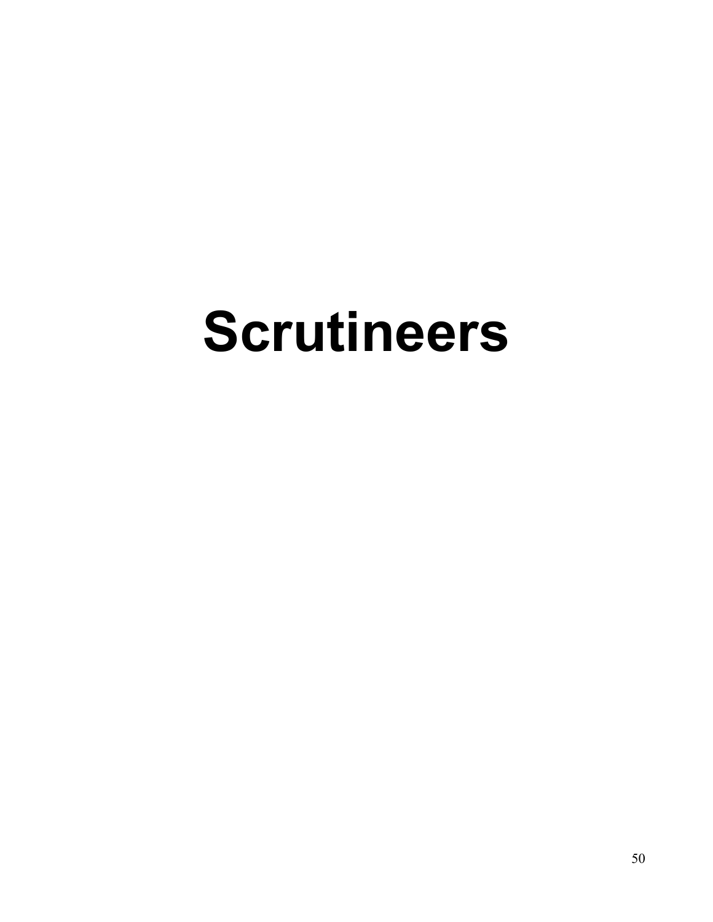# Scrutineers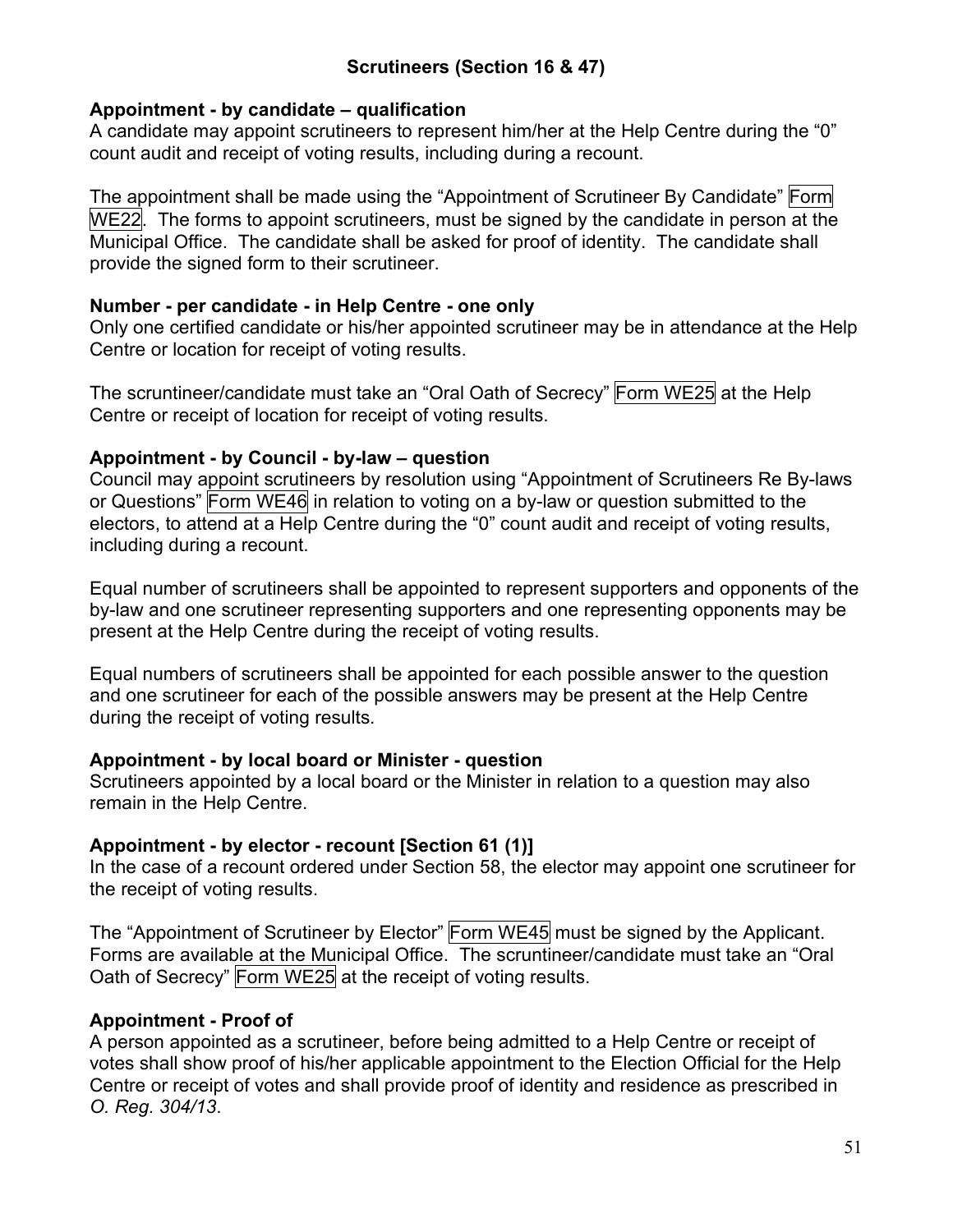## Scrutineers (Section 16 & 47)

**Appointment - by candidate – qualification**
A candidate may appoint scrutineers to represent him/her at the Help Centre during the "0" count audit and receipt of voting results, including during a recount.

The appointment shall be made using the "Appointment of Scrutineer By Candidate" Form WE22. The forms to appoint scrutineers, must be signed by the candidate in person at the Municipal Office. The candidate shall be asked for proof of identity. The candidate shall provide the signed form to their scrutineer.

**Number - per candidate - in Help Centre - one only**
Only one certified candidate or his/her appointed scrutineer may be in attendance at the Help Centre or location for receipt of voting results.

The scruntineer/candidate must take an "Oral Oath of Secrecy" Form WE25 at the Help Centre or receipt of location for receipt of voting results.

**Appointment - by Council - by-law – question**
Council may appoint scrutineers by resolution using "Appointment of Scrutineers Re By-laws or Questions" Form WE46 in relation to voting on a by-law or question submitted to the electors, to attend at a Help Centre during the "0" count audit and receipt of voting results, including during a recount.

Equal number of scrutineers shall be appointed to represent supporters and opponents of the by-law and one scrutineer representing supporters and one representing opponents may be present at the Help Centre during the receipt of voting results.

Equal numbers of scrutineers shall be appointed for each possible answer to the question and one scrutineer for each of the possible answers may be present at the Help Centre during the receipt of voting results.

**Appointment - by local board or Minister - question**
Scrutineers appointed by a local board or the Minister in relation to a question may also remain in the Help Centre.

**Appointment - by elector - recount [Section 61 (1)]**
In the case of a recount ordered under Section 58, the elector may appoint one scrutineer for the receipt of voting results.

The "Appointment of Scrutineer by Elector" Form WE45 must be signed by the Applicant. Forms are available at the Municipal Office. The scruntineer/candidate must take an "Oral Oath of Secrecy" Form WE25 at the receipt of voting results.

**Appointment - Proof of**
A person appointed as a scrutineer, before being admitted to a Help Centre or receipt of votes shall show proof of his/her applicable appointment to the Election Official for the Help Centre or receipt of votes and shall provide proof of identity and residence as prescribed in *O. Reg. 304/13*.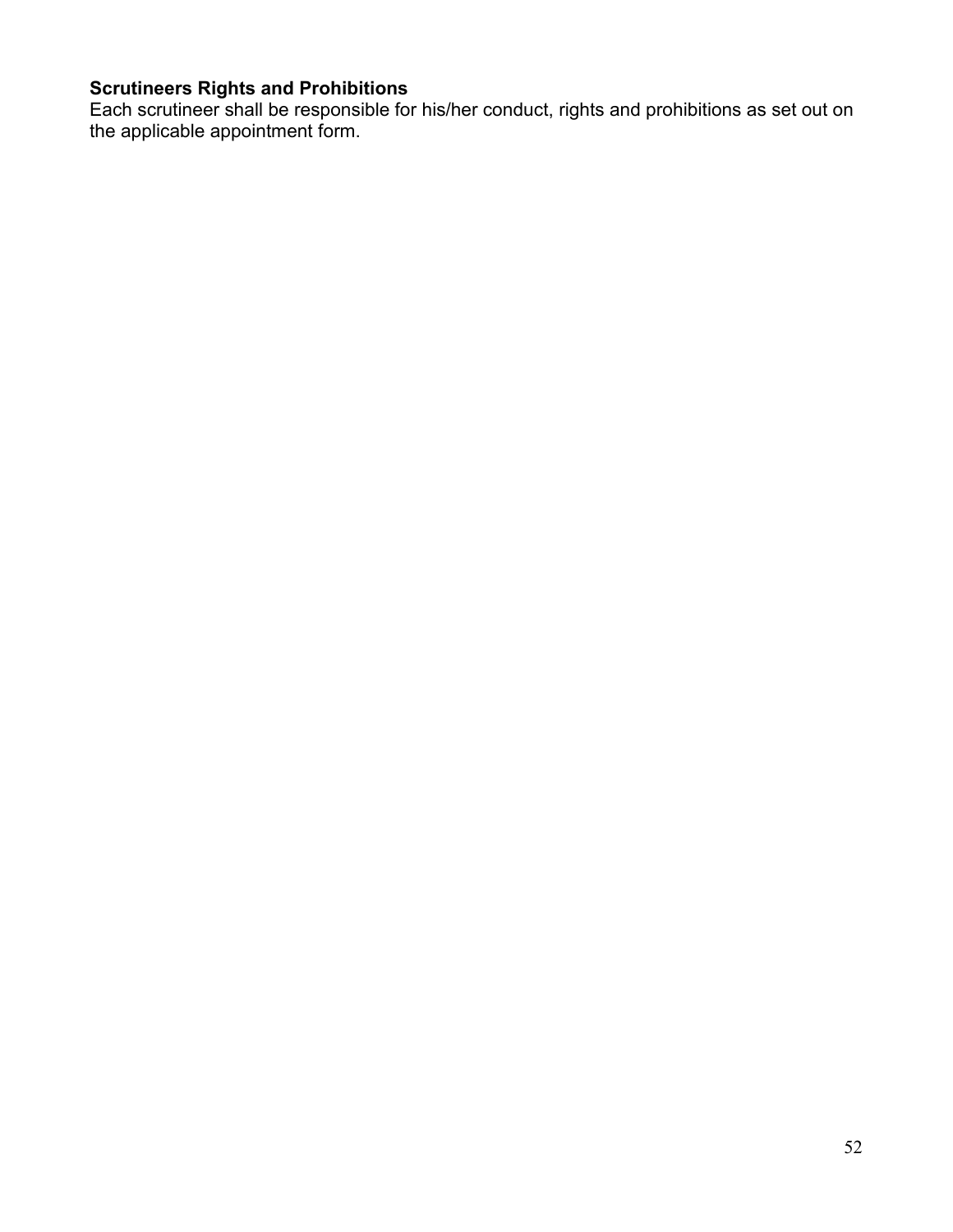**Scrutineers Rights and Prohibitions**

Each scrutineer shall be responsible for his/her conduct, rights and prohibitions as set out on the applicable appointment form.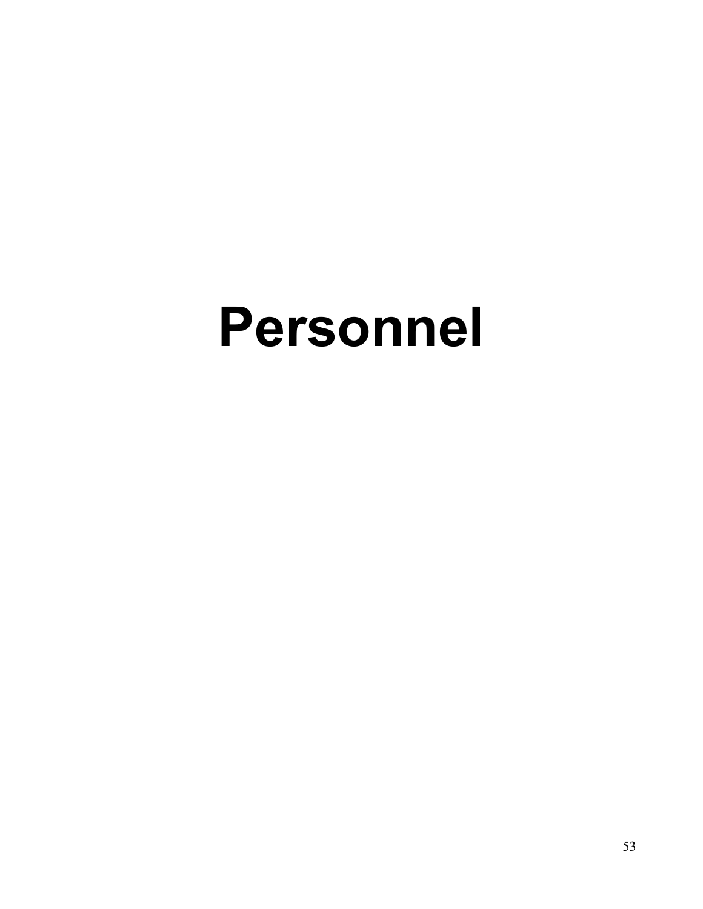# Personnel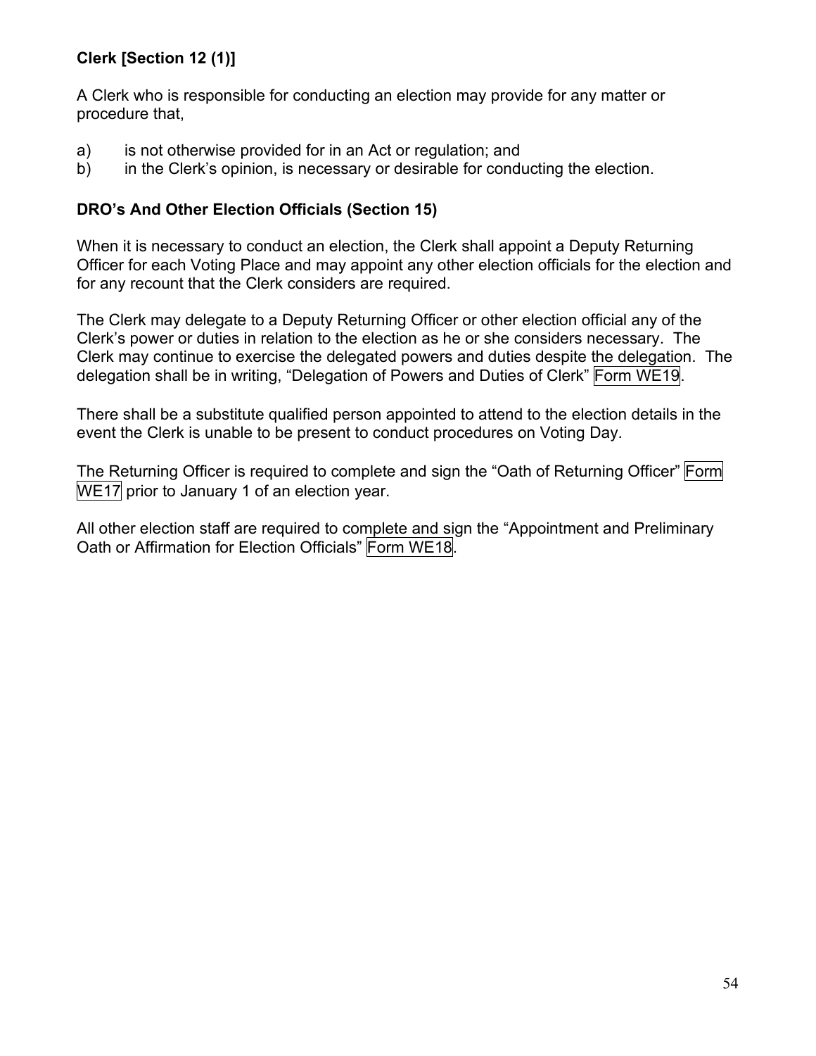**Clerk [Section 12 (1)]**

A Clerk who is responsible for conducting an election may provide for any matter or procedure that,

a) is not otherwise provided for in an Act or regulation; and
b) in the Clerk's opinion, is necessary or desirable for conducting the election.

**DRO's And Other Election Officials (Section 15)**

When it is necessary to conduct an election, the Clerk shall appoint a Deputy Returning Officer for each Voting Place and may appoint any other election officials for the election and for any recount that the Clerk considers are required.

The Clerk may delegate to a Deputy Returning Officer or other election official any of the Clerk's power or duties in relation to the election as he or she considers necessary. The Clerk may continue to exercise the delegated powers and duties despite the delegation. The delegation shall be in writing, "Delegation of Powers and Duties of Clerk" Form WE19.

There shall be a substitute qualified person appointed to attend to the election details in the event the Clerk is unable to be present to conduct procedures on Voting Day.

The Returning Officer is required to complete and sign the "Oath of Returning Officer" Form WE17 prior to January 1 of an election year.

All other election staff are required to complete and sign the "Appointment and Preliminary Oath or Affirmation for Election Officials" Form WE18.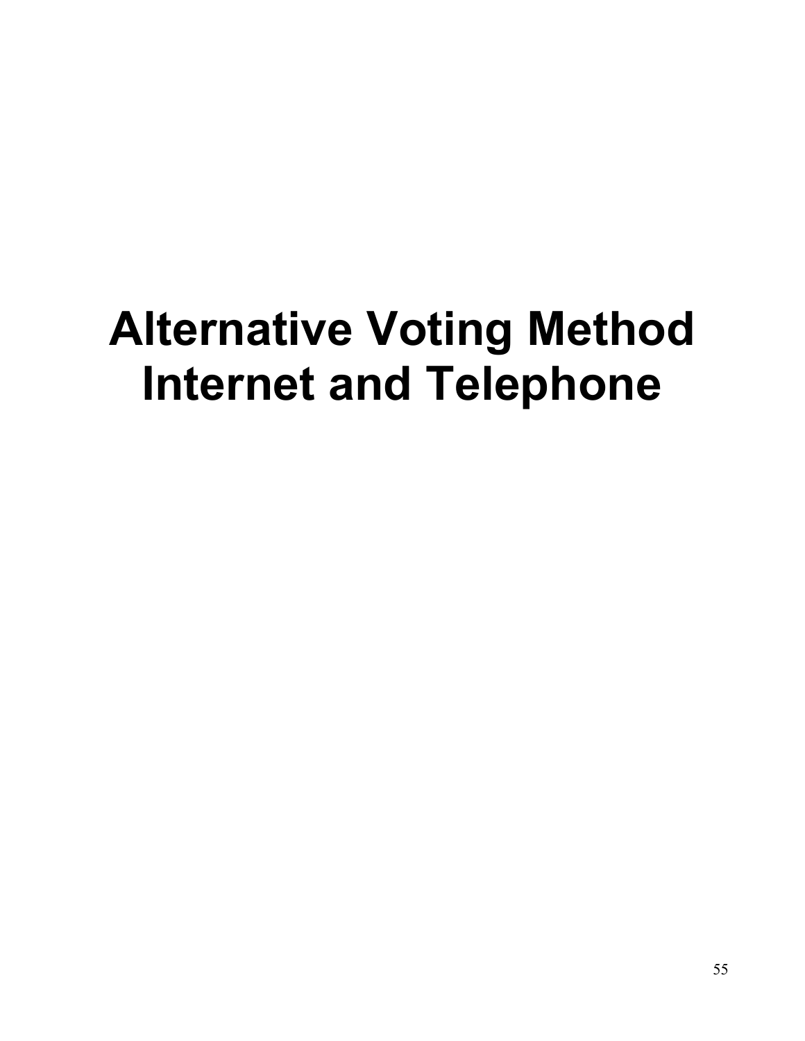# Alternative Voting Method Internet and Telephone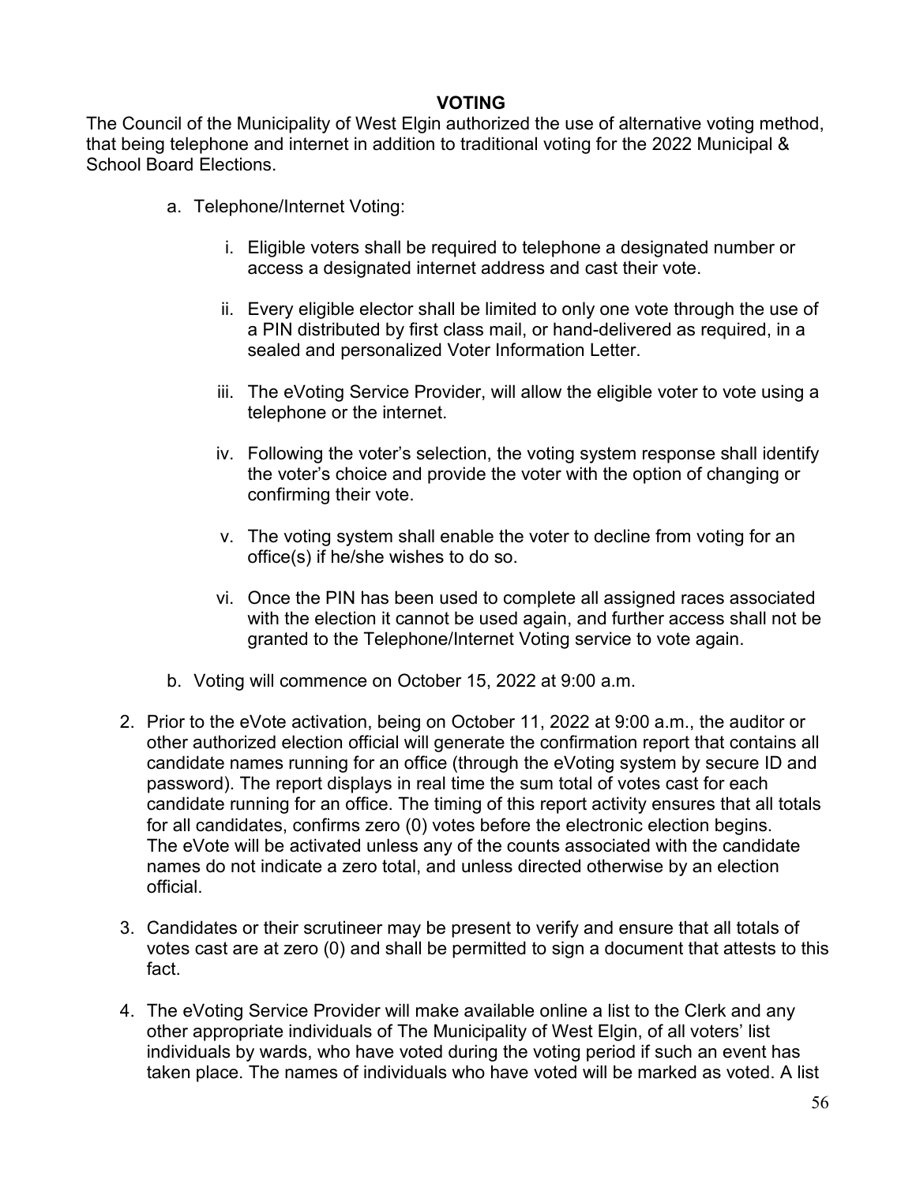## VOTING

The Council of the Municipality of West Elgin authorized the use of alternative voting method, that being telephone and internet in addition to traditional voting for the 2022 Municipal & School Board Elections.

a. Telephone/Internet Voting:

   i. Eligible voters shall be required to telephone a designated number or access a designated internet address and cast their vote.

   ii. Every eligible elector shall be limited to only one vote through the use of a PIN distributed by first class mail, or hand-delivered as required, in a sealed and personalized Voter Information Letter.

   iii. The eVoting Service Provider, will allow the eligible voter to vote using a telephone or the internet.

   iv. Following the voter's selection, the voting system response shall identify the voter's choice and provide the voter with the option of changing or confirming their vote.

   v. The voting system shall enable the voter to decline from voting for an office(s) if he/she wishes to do so.

   vi. Once the PIN has been used to complete all assigned races associated with the election it cannot be used again, and further access shall not be granted to the Telephone/Internet Voting service to vote again.

b. Voting will commence on October 15, 2022 at 9:00 a.m.

2. Prior to the eVote activation, being on October 11, 2022 at 9:00 a.m., the auditor or other authorized election official will generate the confirmation report that contains all candidate names running for an office (through the eVoting system by secure ID and password). The report displays in real time the sum total of votes cast for each candidate running for an office. The timing of this report activity ensures that all totals for all candidates, confirms zero (0) votes before the electronic election begins. The eVote will be activated unless any of the counts associated with the candidate names do not indicate a zero total, and unless directed otherwise by an election official.

3. Candidates or their scrutineer may be present to verify and ensure that all totals of votes cast are at zero (0) and shall be permitted to sign a document that attests to this fact.

4. The eVoting Service Provider will make available online a list to the Clerk and any other appropriate individuals of The Municipality of West Elgin, of all voters' list individuals by wards, who have voted during the voting period if such an event has taken place. The names of individuals who have voted will be marked as voted. A list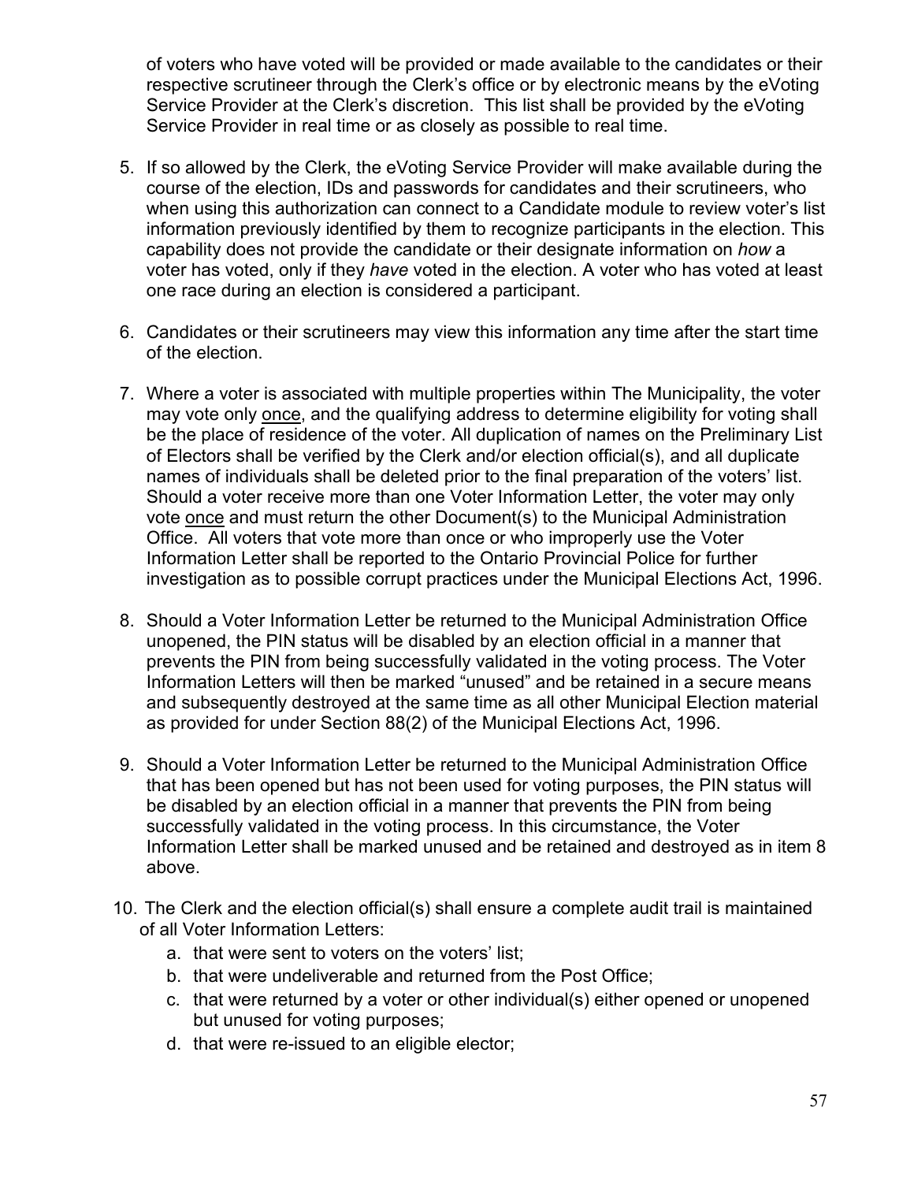of voters who have voted will be provided or made available to the candidates or their respective scrutineer through the Clerk's office or by electronic means by the eVoting Service Provider at the Clerk's discretion. This list shall be provided by the eVoting Service Provider in real time or as closely as possible to real time.

5. If so allowed by the Clerk, the eVoting Service Provider will make available during the course of the election, IDs and passwords for candidates and their scrutineers, who when using this authorization can connect to a Candidate module to review voter's list information previously identified by them to recognize participants in the election. This capability does not provide the candidate or their designate information on *how* a voter has voted, only if they *have* voted in the election. A voter who has voted at least one race during an election is considered a participant.

6. Candidates or their scrutineers may view this information any time after the start time of the election.

7. Where a voter is associated with multiple properties within The Municipality, the voter may vote only <u>once</u>, and the qualifying address to determine eligibility for voting shall be the place of residence of the voter. All duplication of names on the Preliminary List of Electors shall be verified by the Clerk and/or election official(s), and all duplicate names of individuals shall be deleted prior to the final preparation of the voters' list. Should a voter receive more than one Voter Information Letter, the voter may only vote <u>once</u> and must return the other Document(s) to the Municipal Administration Office. All voters that vote more than once or who improperly use the Voter Information Letter shall be reported to the Ontario Provincial Police for further investigation as to possible corrupt practices under the Municipal Elections Act, 1996.

8. Should a Voter Information Letter be returned to the Municipal Administration Office unopened, the PIN status will be disabled by an election official in a manner that prevents the PIN from being successfully validated in the voting process. The Voter Information Letters will then be marked "unused" and be retained in a secure means and subsequently destroyed at the same time as all other Municipal Election material as provided for under Section 88(2) of the Municipal Elections Act, 1996.

9. Should a Voter Information Letter be returned to the Municipal Administration Office that has been opened but has not been used for voting purposes, the PIN status will be disabled by an election official in a manner that prevents the PIN from being successfully validated in the voting process. In this circumstance, the Voter Information Letter shall be marked unused and be retained and destroyed as in item 8 above.

10. The Clerk and the election official(s) shall ensure a complete audit trail is maintained of all Voter Information Letters:
    a. that were sent to voters on the voters' list;
    b. that were undeliverable and returned from the Post Office;
    c. that were returned by a voter or other individual(s) either opened or unopened but unused for voting purposes;
    d. that were re-issued to an eligible elector;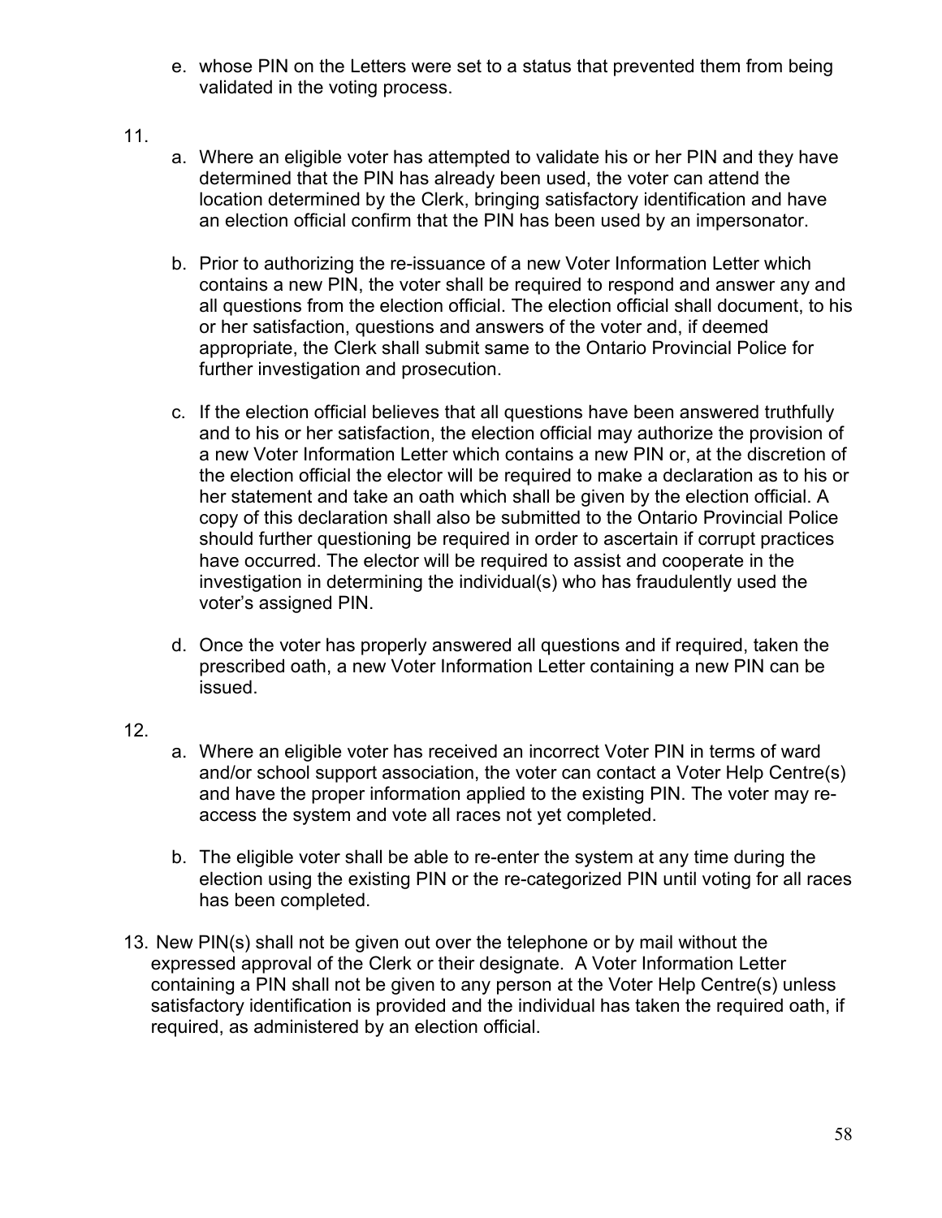e. whose PIN on the Letters were set to a status that prevented them from being validated in the voting process.

11.
   a. Where an eligible voter has attempted to validate his or her PIN and they have determined that the PIN has already been used, the voter can attend the location determined by the Clerk, bringing satisfactory identification and have an election official confirm that the PIN has been used by an impersonator.

   b. Prior to authorizing the re-issuance of a new Voter Information Letter which contains a new PIN, the voter shall be required to respond and answer any and all questions from the election official. The election official shall document, to his or her satisfaction, questions and answers of the voter and, if deemed appropriate, the Clerk shall submit same to the Ontario Provincial Police for further investigation and prosecution.

   c. If the election official believes that all questions have been answered truthfully and to his or her satisfaction, the election official may authorize the provision of a new Voter Information Letter which contains a new PIN or, at the discretion of the election official the elector will be required to make a declaration as to his or her statement and take an oath which shall be given by the election official. A copy of this declaration shall also be submitted to the Ontario Provincial Police should further questioning be required in order to ascertain if corrupt practices have occurred. The elector will be required to assist and cooperate in the investigation in determining the individual(s) who has fraudulently used the voter's assigned PIN.

   d. Once the voter has properly answered all questions and if required, taken the prescribed oath, a new Voter Information Letter containing a new PIN can be issued.

12.
   a. Where an eligible voter has received an incorrect Voter PIN in terms of ward and/or school support association, the voter can contact a Voter Help Centre(s) and have the proper information applied to the existing PIN. The voter may re-access the system and vote all races not yet completed.

   b. The eligible voter shall be able to re-enter the system at any time during the election using the existing PIN or the re-categorized PIN until voting for all races has been completed.

13. New PIN(s) shall not be given out over the telephone or by mail without the expressed approval of the Clerk or their designate. A Voter Information Letter containing a PIN shall not be given to any person at the Voter Help Centre(s) unless satisfactory identification is provided and the individual has taken the required oath, if required, as administered by an election official.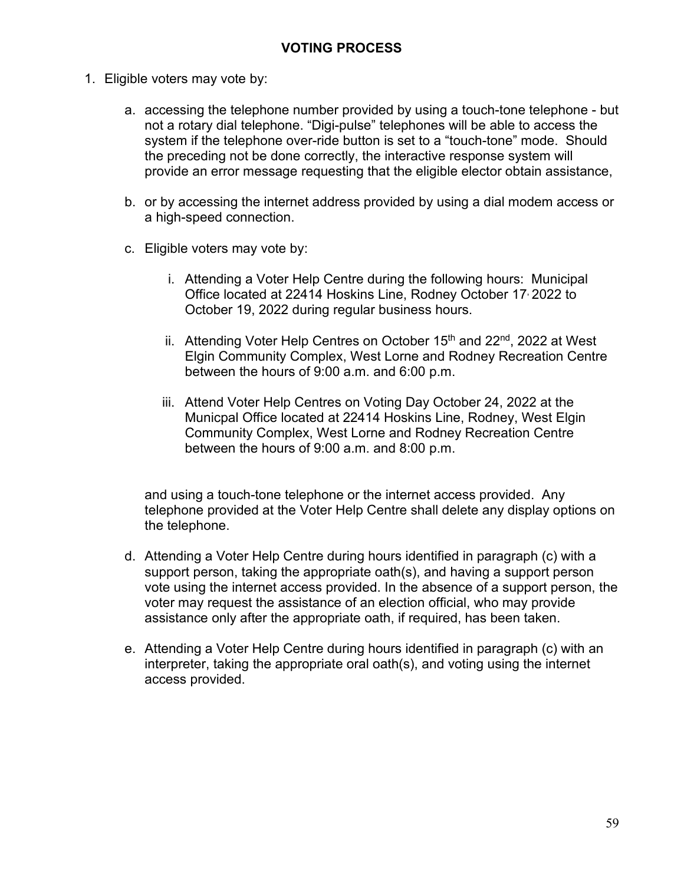## VOTING PROCESS

1. Eligible voters may vote by:

   a. accessing the telephone number provided by using a touch-tone telephone - but not a rotary dial telephone. "Digi-pulse" telephones will be able to access the system if the telephone over-ride button is set to a "touch-tone" mode. Should the preceding not be done correctly, the interactive response system will provide an error message requesting that the eligible elector obtain assistance,

   b. or by accessing the internet address provided by using a dial modem access or a high-speed connection.

   c. Eligible voters may vote by:

      i. Attending a Voter Help Centre during the following hours: Municipal Office located at 22414 Hoskins Line, Rodney October 17, 2022 to October 19, 2022 during regular business hours.

      ii. Attending Voter Help Centres on October 15th and 22nd, 2022 at West Elgin Community Complex, West Lorne and Rodney Recreation Centre between the hours of 9:00 a.m. and 6:00 p.m.

      iii. Attend Voter Help Centres on Voting Day October 24, 2022 at the Municpal Office located at 22414 Hoskins Line, Rodney, West Elgin Community Complex, West Lorne and Rodney Recreation Centre between the hours of 9:00 a.m. and 8:00 p.m.

   and using a touch-tone telephone or the internet access provided. Any telephone provided at the Voter Help Centre shall delete any display options on the telephone.

   d. Attending a Voter Help Centre during hours identified in paragraph (c) with a support person, taking the appropriate oath(s), and having a support person vote using the internet access provided. In the absence of a support person, the voter may request the assistance of an election official, who may provide assistance only after the appropriate oath, if required, has been taken.

   e. Attending a Voter Help Centre during hours identified in paragraph (c) with an interpreter, taking the appropriate oral oath(s), and voting using the internet access provided.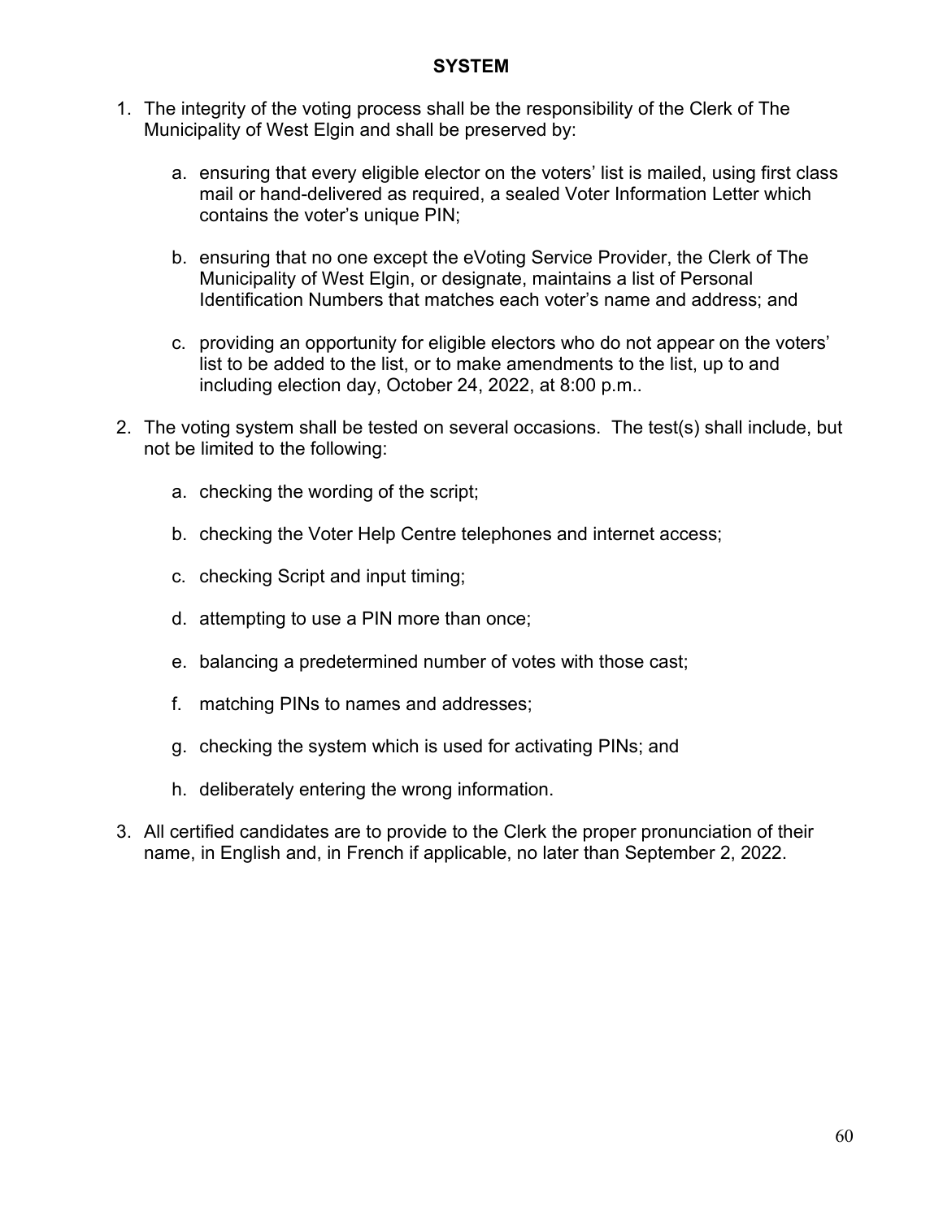# SYSTEM

1. The integrity of the voting process shall be the responsibility of the Clerk of The Municipality of West Elgin and shall be preserved by:

    a. ensuring that every eligible elector on the voters' list is mailed, using first class mail or hand-delivered as required, a sealed Voter Information Letter which contains the voter's unique PIN;

    b. ensuring that no one except the eVoting Service Provider, the Clerk of The Municipality of West Elgin, or designate, maintains a list of Personal Identification Numbers that matches each voter's name and address; and

    c. providing an opportunity for eligible electors who do not appear on the voters' list to be added to the list, or to make amendments to the list, up to and including election day, October 24, 2022, at 8:00 p.m..

2. The voting system shall be tested on several occasions. The test(s) shall include, but not be limited to the following:

    a. checking the wording of the script;

    b. checking the Voter Help Centre telephones and internet access;

    c. checking Script and input timing;

    d. attempting to use a PIN more than once;

    e. balancing a predetermined number of votes with those cast;

    f. matching PINs to names and addresses;

    g. checking the system which is used for activating PINs; and

    h. deliberately entering the wrong information.

3. All certified candidates are to provide to the Clerk the proper pronunciation of their name, in English and, in French if applicable, no later than September 2, 2022.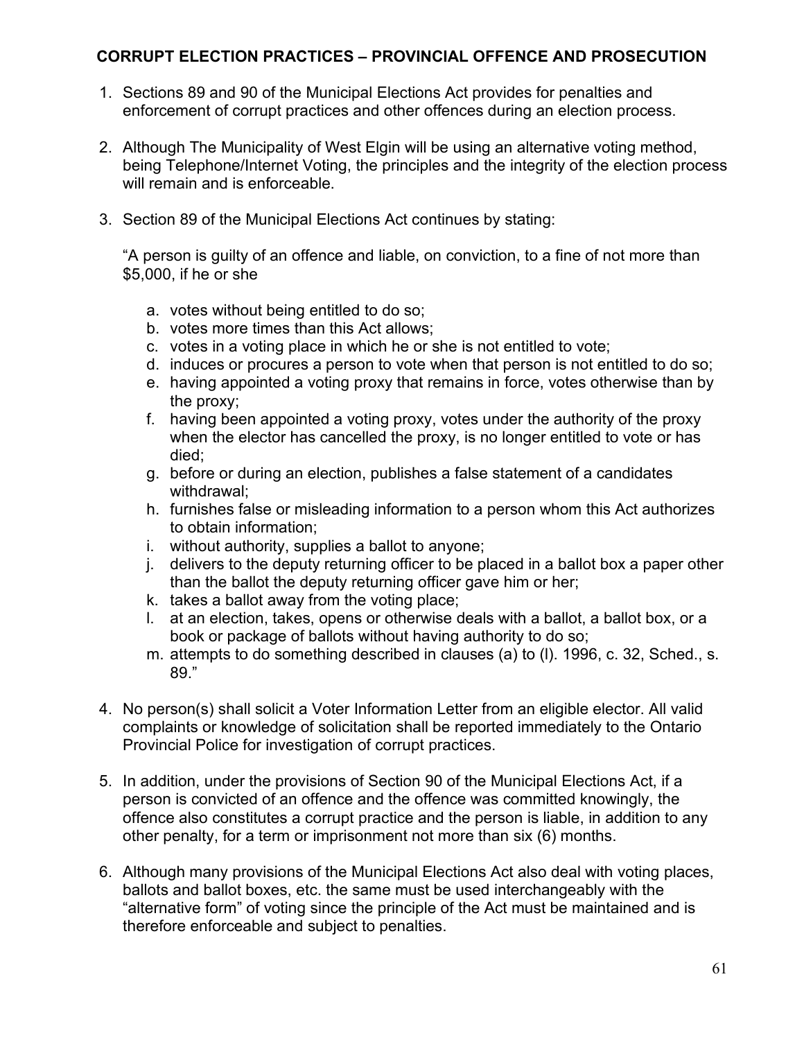## CORRUPT ELECTION PRACTICES – PROVINCIAL OFFENCE AND PROSECUTION

1. Sections 89 and 90 of the Municipal Elections Act provides for penalties and enforcement of corrupt practices and other offences during an election process.

2. Although The Municipality of West Elgin will be using an alternative voting method, being Telephone/Internet Voting, the principles and the integrity of the election process will remain and is enforceable.

3. Section 89 of the Municipal Elections Act continues by stating:

   "A person is guilty of an offence and liable, on conviction, to a fine of not more than $5,000, if he or she

   a. votes without being entitled to do so;
   b. votes more times than this Act allows;
   c. votes in a voting place in which he or she is not entitled to vote;
   d. induces or procures a person to vote when that person is not entitled to do so;
   e. having appointed a voting proxy that remains in force, votes otherwise than by the proxy;
   f. having been appointed a voting proxy, votes under the authority of the proxy when the elector has cancelled the proxy, is no longer entitled to vote or has died;
   g. before or during an election, publishes a false statement of a candidates withdrawal;
   h. furnishes false or misleading information to a person whom this Act authorizes to obtain information;
   i. without authority, supplies a ballot to anyone;
   j. delivers to the deputy returning officer to be placed in a ballot box a paper other than the ballot the deputy returning officer gave him or her;
   k. takes a ballot away from the voting place;
   l. at an election, takes, opens or otherwise deals with a ballot, a ballot box, or a book or package of ballots without having authority to do so;
   m. attempts to do something described in clauses (a) to (l). 1996, c. 32, Sched., s. 89."

4. No person(s) shall solicit a Voter Information Letter from an eligible elector. All valid complaints or knowledge of solicitation shall be reported immediately to the Ontario Provincial Police for investigation of corrupt practices.

5. In addition, under the provisions of Section 90 of the Municipal Elections Act, if a person is convicted of an offence and the offence was committed knowingly, the offence also constitutes a corrupt practice and the person is liable, in addition to any other penalty, for a term or imprisonment not more than six (6) months.

6. Although many provisions of the Municipal Elections Act also deal with voting places, ballots and ballot boxes, etc. the same must be used interchangeably with the "alternative form" of voting since the principle of the Act must be maintained and is therefore enforceable and subject to penalties.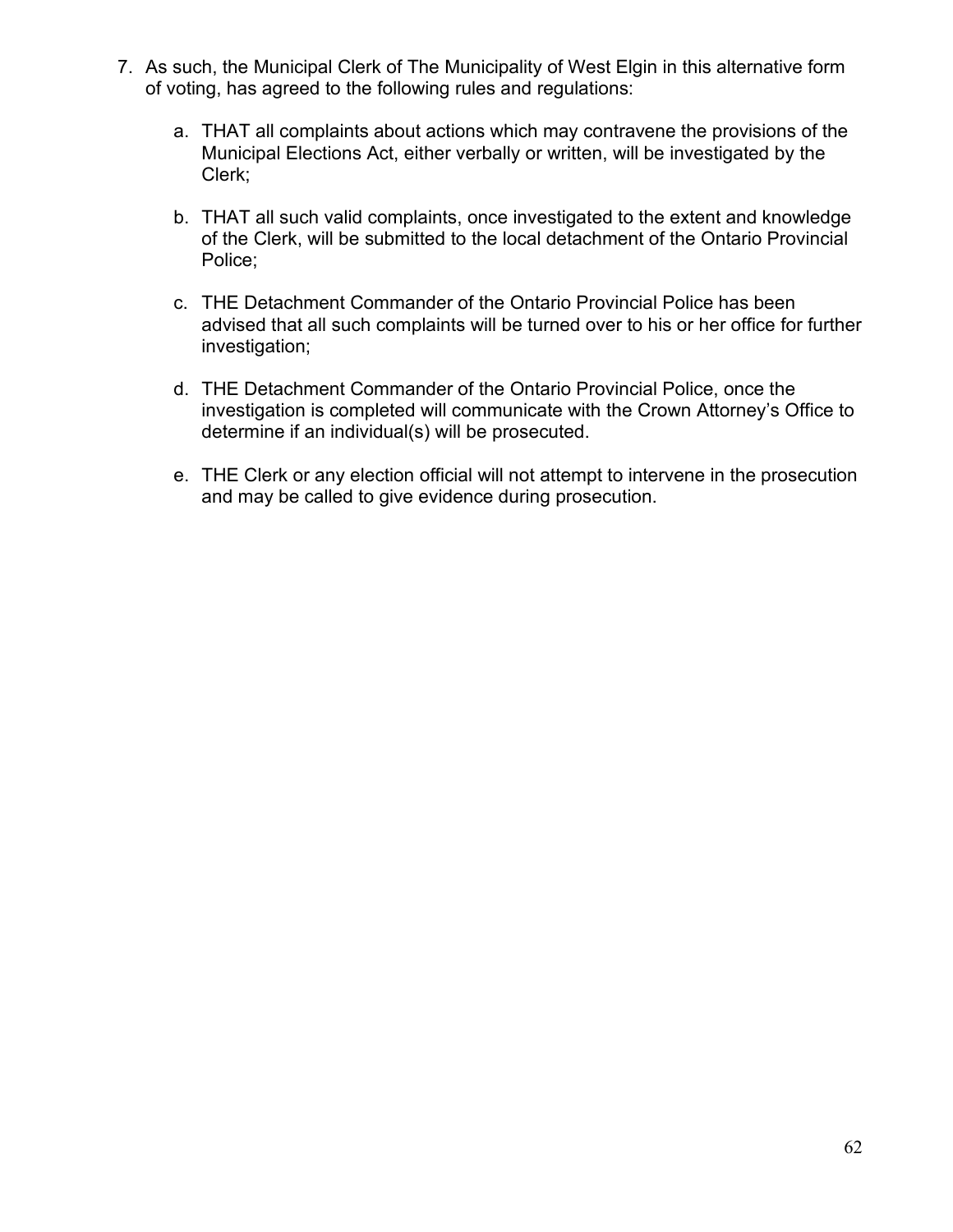7. As such, the Municipal Clerk of The Municipality of West Elgin in this alternative form of voting, has agreed to the following rules and regulations:

   a. THAT all complaints about actions which may contravene the provisions of the Municipal Elections Act, either verbally or written, will be investigated by the Clerk;

   b. THAT all such valid complaints, once investigated to the extent and knowledge of the Clerk, will be submitted to the local detachment of the Ontario Provincial Police;

   c. THE Detachment Commander of the Ontario Provincial Police has been advised that all such complaints will be turned over to his or her office for further investigation;

   d. THE Detachment Commander of the Ontario Provincial Police, once the investigation is completed will communicate with the Crown Attorney's Office to determine if an individual(s) will be prosecuted.

   e. THE Clerk or any election official will not attempt to intervene in the prosecution and may be called to give evidence during prosecution.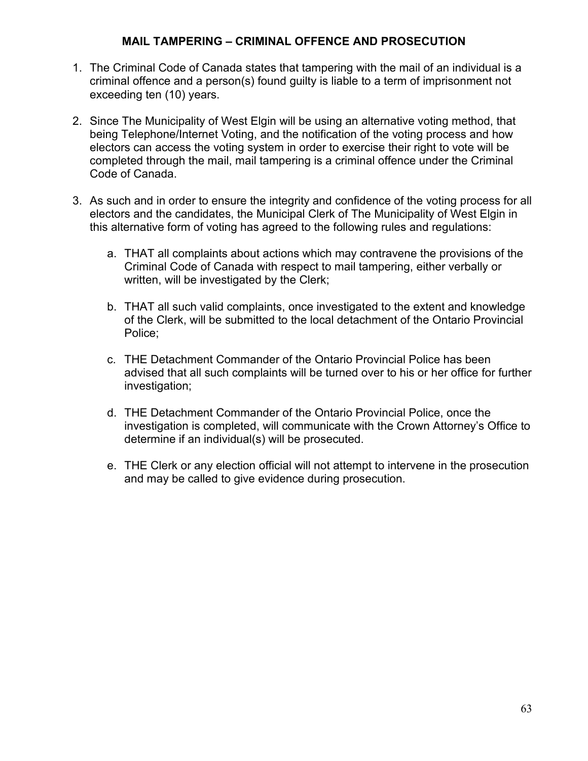## MAIL TAMPERING – CRIMINAL OFFENCE AND PROSECUTION

1. The Criminal Code of Canada states that tampering with the mail of an individual is a criminal offence and a person(s) found guilty is liable to a term of imprisonment not exceeding ten (10) years.

2. Since The Municipality of West Elgin will be using an alternative voting method, that being Telephone/Internet Voting, and the notification of the voting process and how electors can access the voting system in order to exercise their right to vote will be completed through the mail, mail tampering is a criminal offence under the Criminal Code of Canada.

3. As such and in order to ensure the integrity and confidence of the voting process for all electors and the candidates, the Municipal Clerk of The Municipality of West Elgin in this alternative form of voting has agreed to the following rules and regulations:

    a. THAT all complaints about actions which may contravene the provisions of the Criminal Code of Canada with respect to mail tampering, either verbally or written, will be investigated by the Clerk;

    b. THAT all such valid complaints, once investigated to the extent and knowledge of the Clerk, will be submitted to the local detachment of the Ontario Provincial Police;

    c. THE Detachment Commander of the Ontario Provincial Police has been advised that all such complaints will be turned over to his or her office for further investigation;

    d. THE Detachment Commander of the Ontario Provincial Police, once the investigation is completed, will communicate with the Crown Attorney's Office to determine if an individual(s) will be prosecuted.

    e. THE Clerk or any election official will not attempt to intervene in the prosecution and may be called to give evidence during prosecution.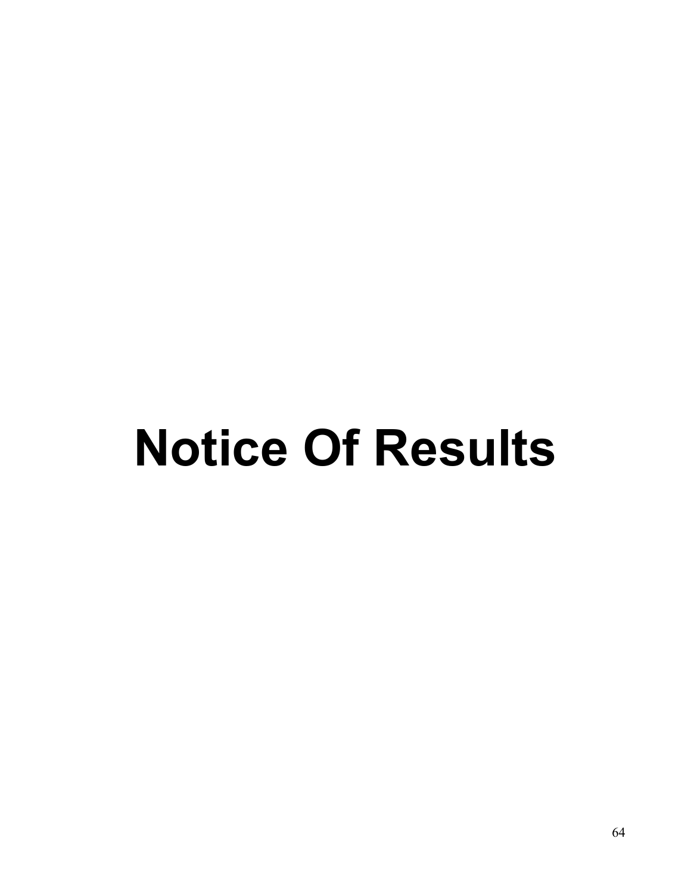# Notice Of Results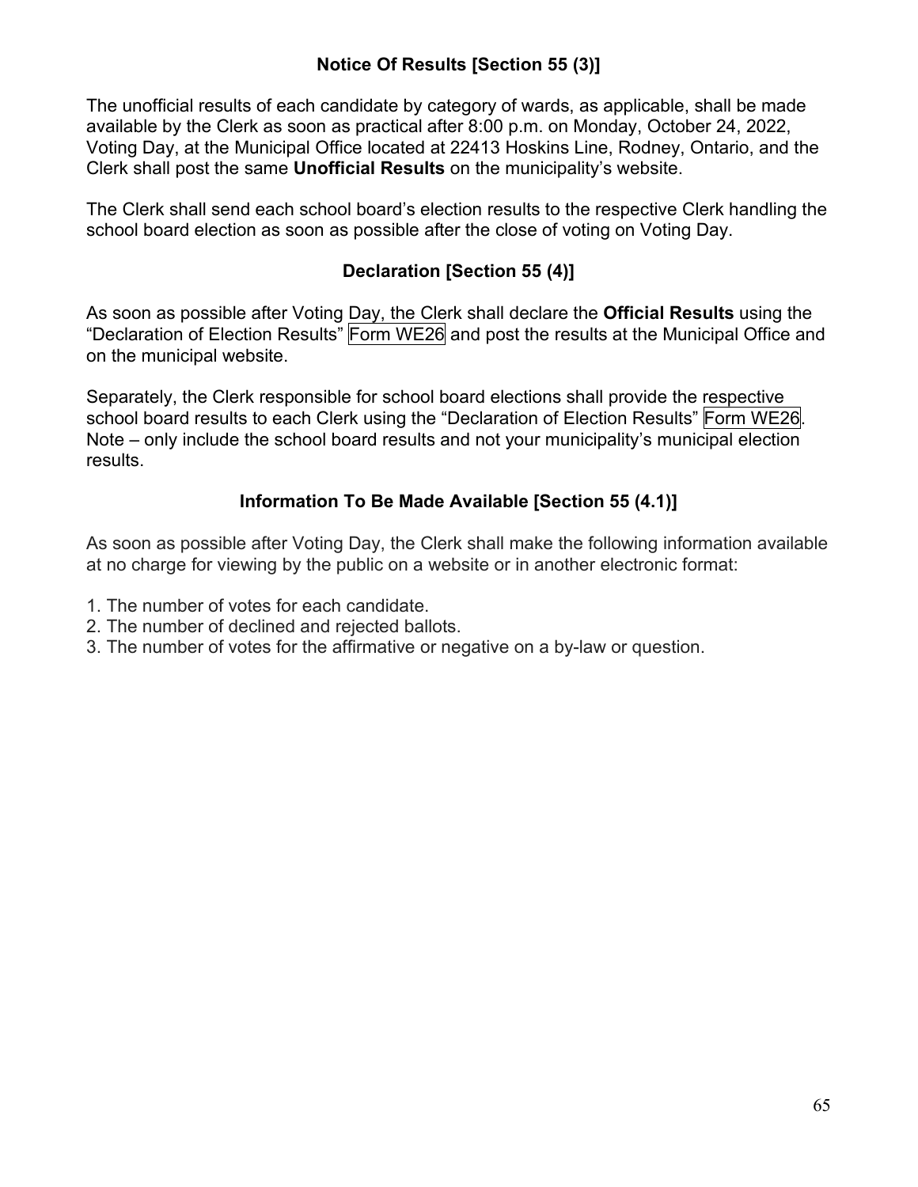### Notice Of Results [Section 55 (3)]

The unofficial results of each candidate by category of wards, as applicable, shall be made available by the Clerk as soon as practical after 8:00 p.m. on Monday, October 24, 2022, Voting Day, at the Municipal Office located at 22413 Hoskins Line, Rodney, Ontario, and the Clerk shall post the same **Unofficial Results** on the municipality's website.

The Clerk shall send each school board's election results to the respective Clerk handling the school board election as soon as possible after the close of voting on Voting Day.

### Declaration [Section 55 (4)]

As soon as possible after Voting Day, the Clerk shall declare the **Official Results** using the "Declaration of Election Results" Form WE26 and post the results at the Municipal Office and on the municipal website.

Separately, the Clerk responsible for school board elections shall provide the respective school board results to each Clerk using the "Declaration of Election Results" Form WE26. Note – only include the school board results and not your municipality's municipal election results.

### Information To Be Made Available [Section 55 (4.1)]

As soon as possible after Voting Day, the Clerk shall make the following information available at no charge for viewing by the public on a website or in another electronic format:

1. The number of votes for each candidate.
2. The number of declined and rejected ballots.
3. The number of votes for the affirmative or negative on a by-law or question.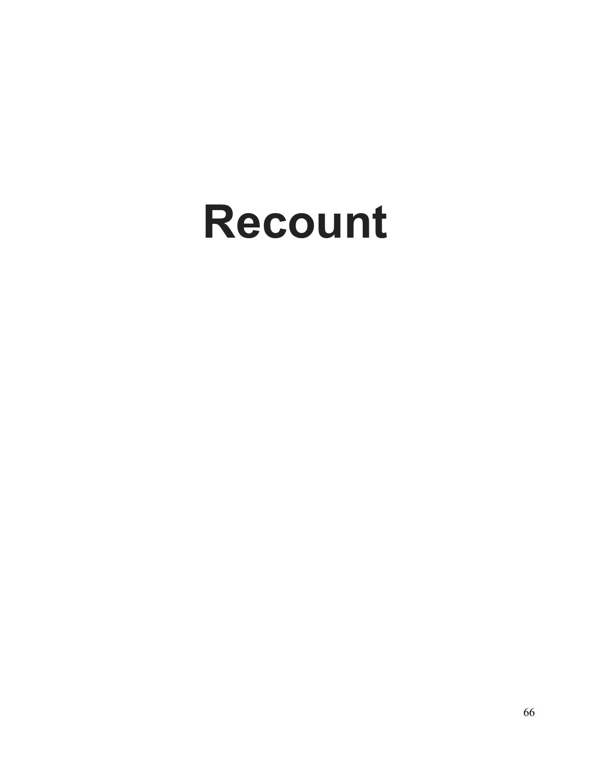# Recount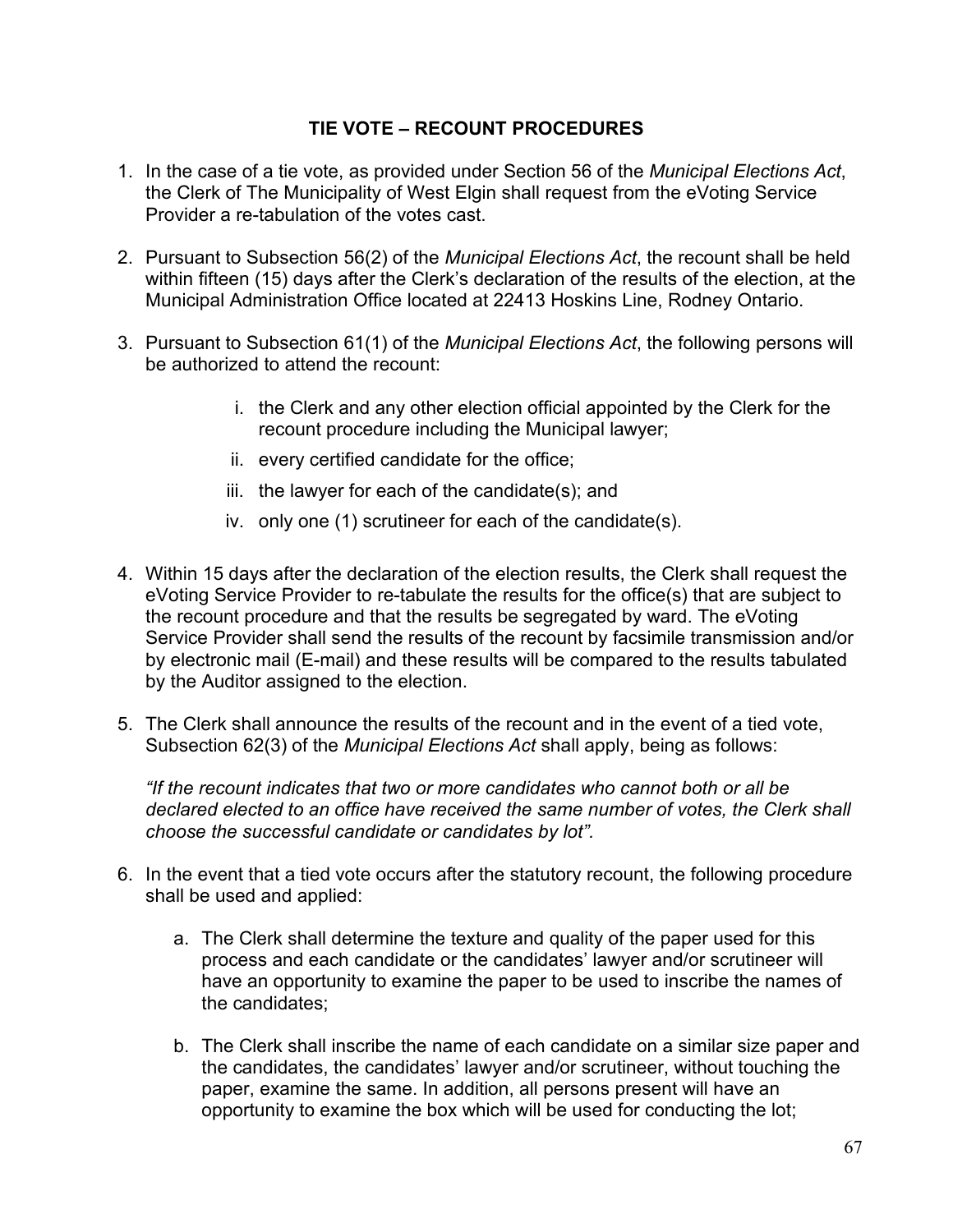## TIE VOTE – RECOUNT PROCEDURES

1. In the case of a tie vote, as provided under Section 56 of the *Municipal Elections Act*, the Clerk of The Municipality of West Elgin shall request from the eVoting Service Provider a re-tabulation of the votes cast.

2. Pursuant to Subsection 56(2) of the *Municipal Elections Act*, the recount shall be held within fifteen (15) days after the Clerk's declaration of the results of the election, at the Municipal Administration Office located at 22413 Hoskins Line, Rodney Ontario.

3. Pursuant to Subsection 61(1) of the *Municipal Elections Act*, the following persons will be authorized to attend the recount:

   i. the Clerk and any other election official appointed by the Clerk for the recount procedure including the Municipal lawyer;
   
   ii. every certified candidate for the office;
   
   iii. the lawyer for each of the candidate(s); and
   
   iv. only one (1) scrutineer for each of the candidate(s).

4. Within 15 days after the declaration of the election results, the Clerk shall request the eVoting Service Provider to re-tabulate the results for the office(s) that are subject to the recount procedure and that the results be segregated by ward. The eVoting Service Provider shall send the results of the recount by facsimile transmission and/or by electronic mail (E-mail) and these results will be compared to the results tabulated by the Auditor assigned to the election.

5. The Clerk shall announce the results of the recount and in the event of a tied vote, Subsection 62(3) of the *Municipal Elections Act* shall apply, being as follows:

   *"If the recount indicates that two or more candidates who cannot both or all be declared elected to an office have received the same number of votes, the Clerk shall choose the successful candidate or candidates by lot".*

6. In the event that a tied vote occurs after the statutory recount, the following procedure shall be used and applied:

   a. The Clerk shall determine the texture and quality of the paper used for this process and each candidate or the candidates' lawyer and/or scrutineer will have an opportunity to examine the paper to be used to inscribe the names of the candidates;

   b. The Clerk shall inscribe the name of each candidate on a similar size paper and the candidates, the candidates' lawyer and/or scrutineer, without touching the paper, examine the same. In addition, all persons present will have an opportunity to examine the box which will be used for conducting the lot;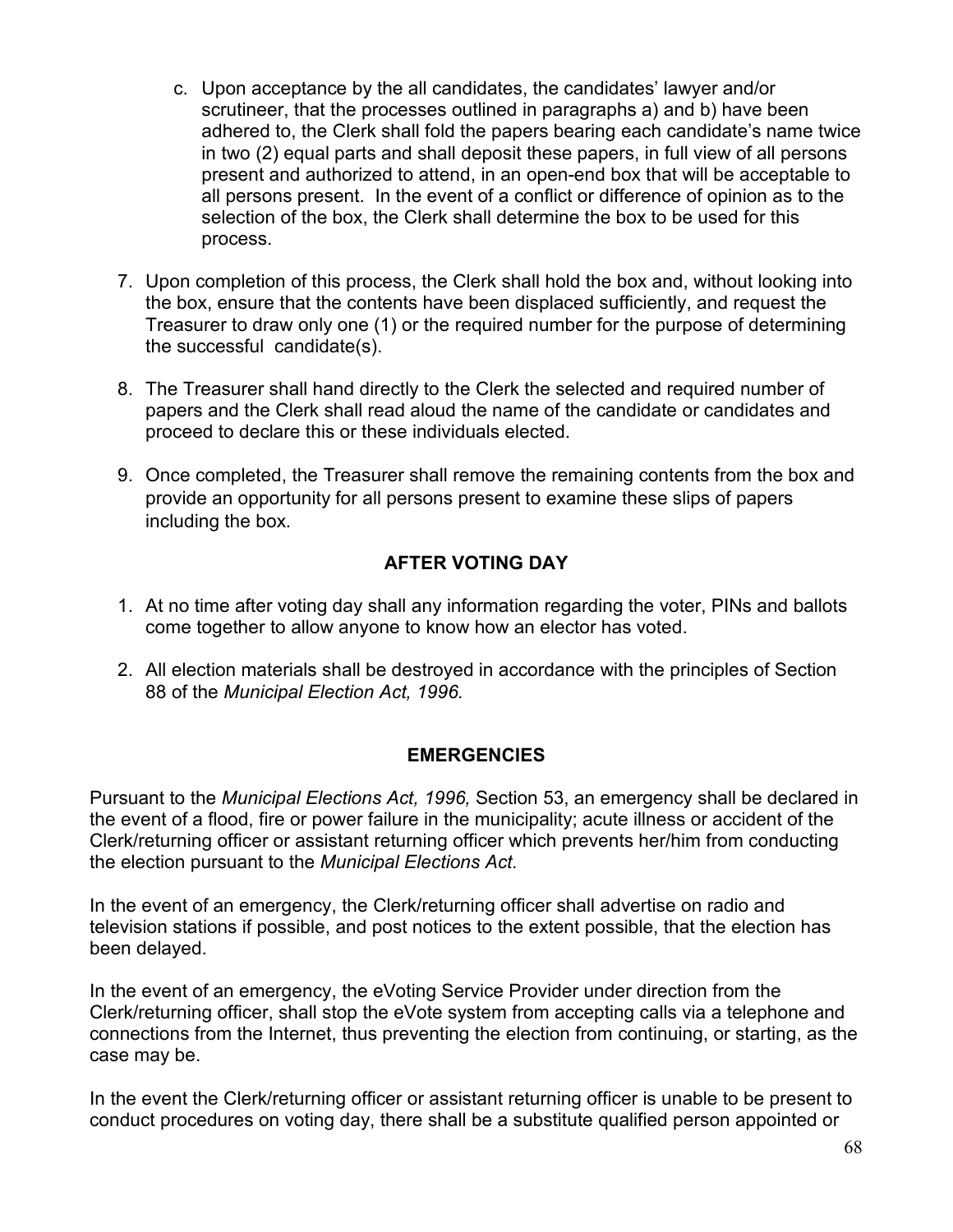c. Upon acceptance by the all candidates, the candidates' lawyer and/or scrutineer, that the processes outlined in paragraphs a) and b) have been adhered to, the Clerk shall fold the papers bearing each candidate's name twice in two (2) equal parts and shall deposit these papers, in full view of all persons present and authorized to attend, in an open-end box that will be acceptable to all persons present. In the event of a conflict or difference of opinion as to the selection of the box, the Clerk shall determine the box to be used for this process.

7. Upon completion of this process, the Clerk shall hold the box and, without looking into the box, ensure that the contents have been displaced sufficiently, and request the Treasurer to draw only one (1) or the required number for the purpose of determining the successful candidate(s).

8. The Treasurer shall hand directly to the Clerk the selected and required number of papers and the Clerk shall read aloud the name of the candidate or candidates and proceed to declare this or these individuals elected.

9. Once completed, the Treasurer shall remove the remaining contents from the box and provide an opportunity for all persons present to examine these slips of papers including the box.

## AFTER VOTING DAY

1. At no time after voting day shall any information regarding the voter, PINs and ballots come together to allow anyone to know how an elector has voted.

2. All election materials shall be destroyed in accordance with the principles of Section 88 of the *Municipal Election Act, 1996.*

## EMERGENCIES

Pursuant to the *Municipal Elections Act, 1996,* Section 53, an emergency shall be declared in the event of a flood, fire or power failure in the municipality; acute illness or accident of the Clerk/returning officer or assistant returning officer which prevents her/him from conducting the election pursuant to the *Municipal Elections Act.*

In the event of an emergency, the Clerk/returning officer shall advertise on radio and television stations if possible, and post notices to the extent possible, that the election has been delayed.

In the event of an emergency, the eVoting Service Provider under direction from the Clerk/returning officer, shall stop the eVote system from accepting calls via a telephone and connections from the Internet, thus preventing the election from continuing, or starting, as the case may be.

In the event the Clerk/returning officer or assistant returning officer is unable to be present to conduct procedures on voting day, there shall be a substitute qualified person appointed or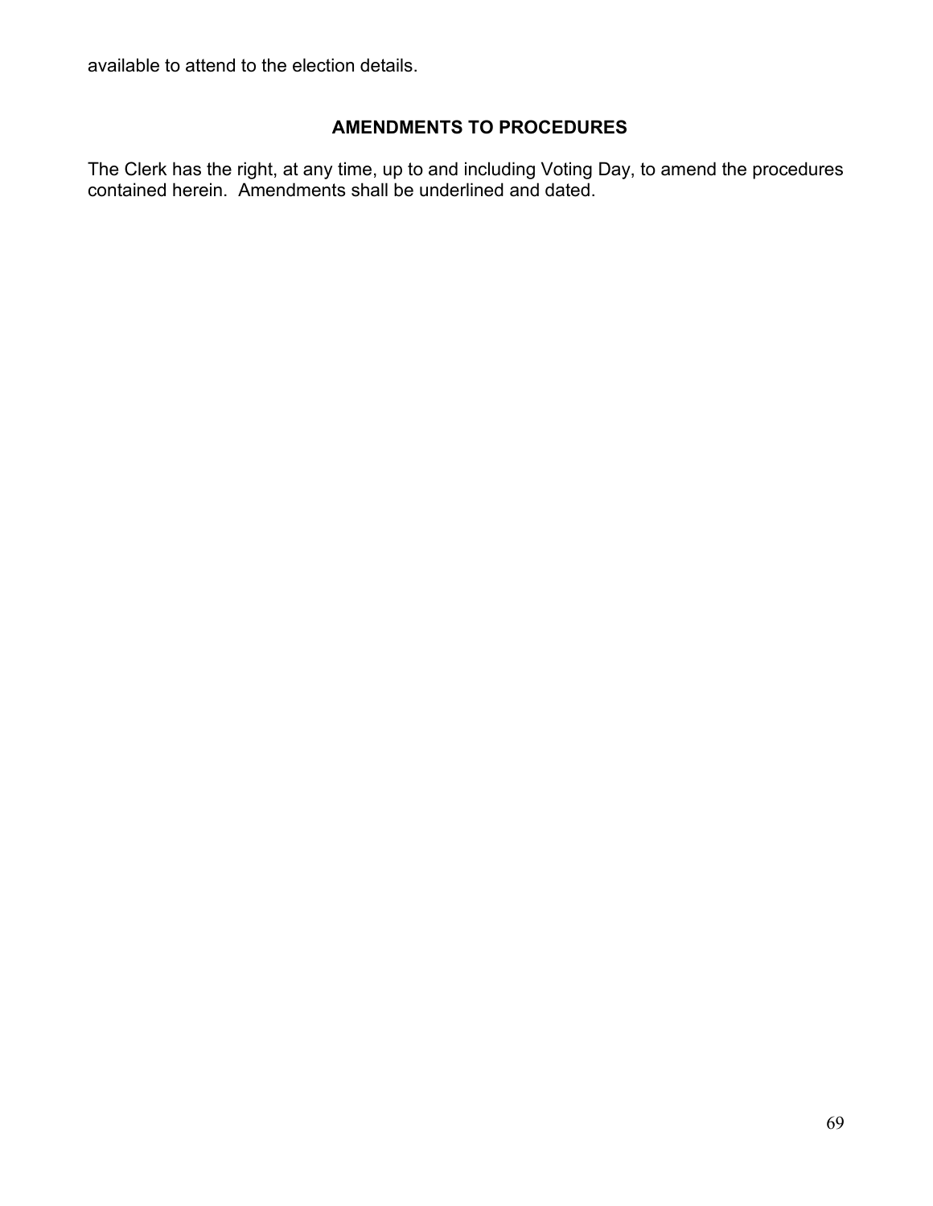available to attend to the election details.

## AMENDMENTS TO PROCEDURES

The Clerk has the right, at any time, up to and including Voting Day, to amend the procedures contained herein. Amendments shall be underlined and dated.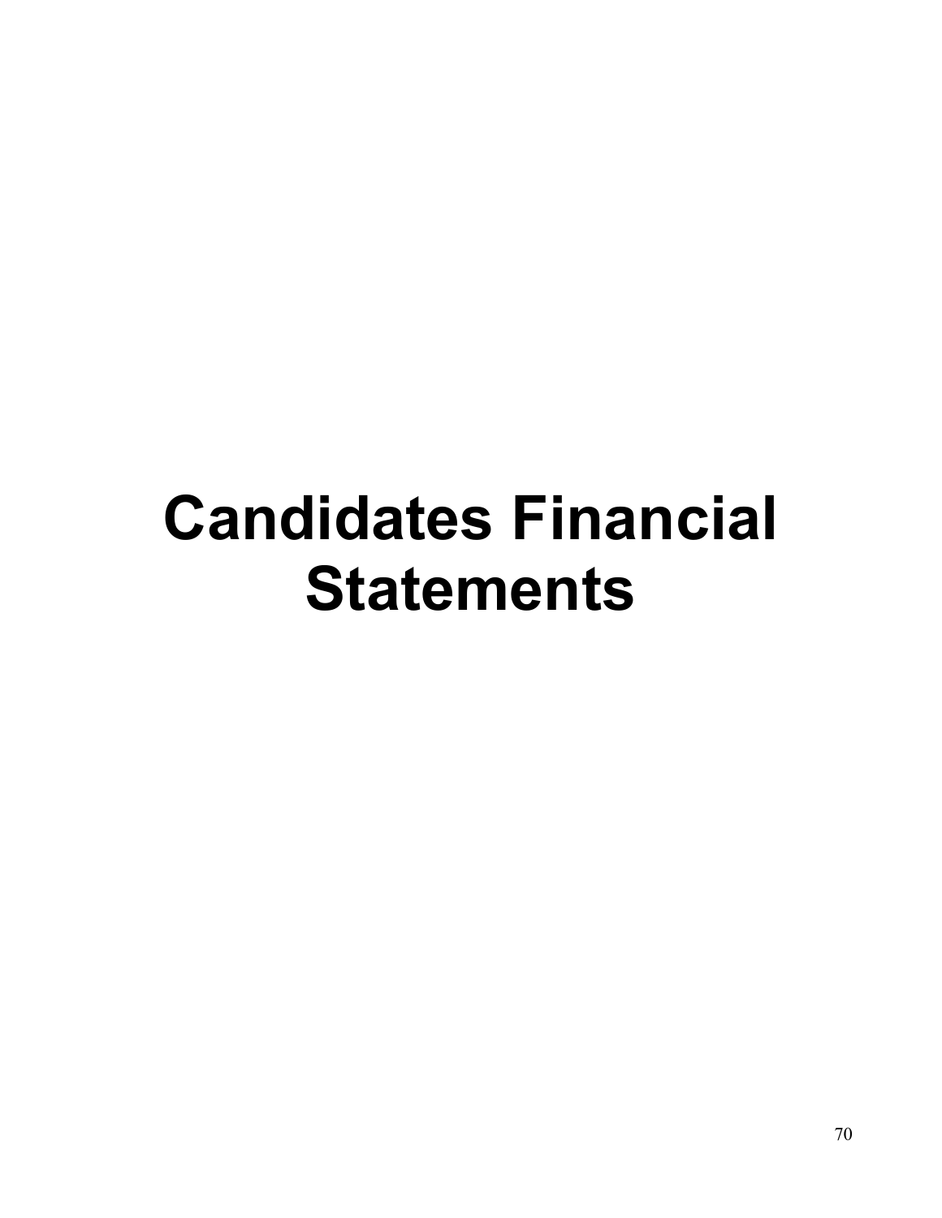# Candidates Financial Statements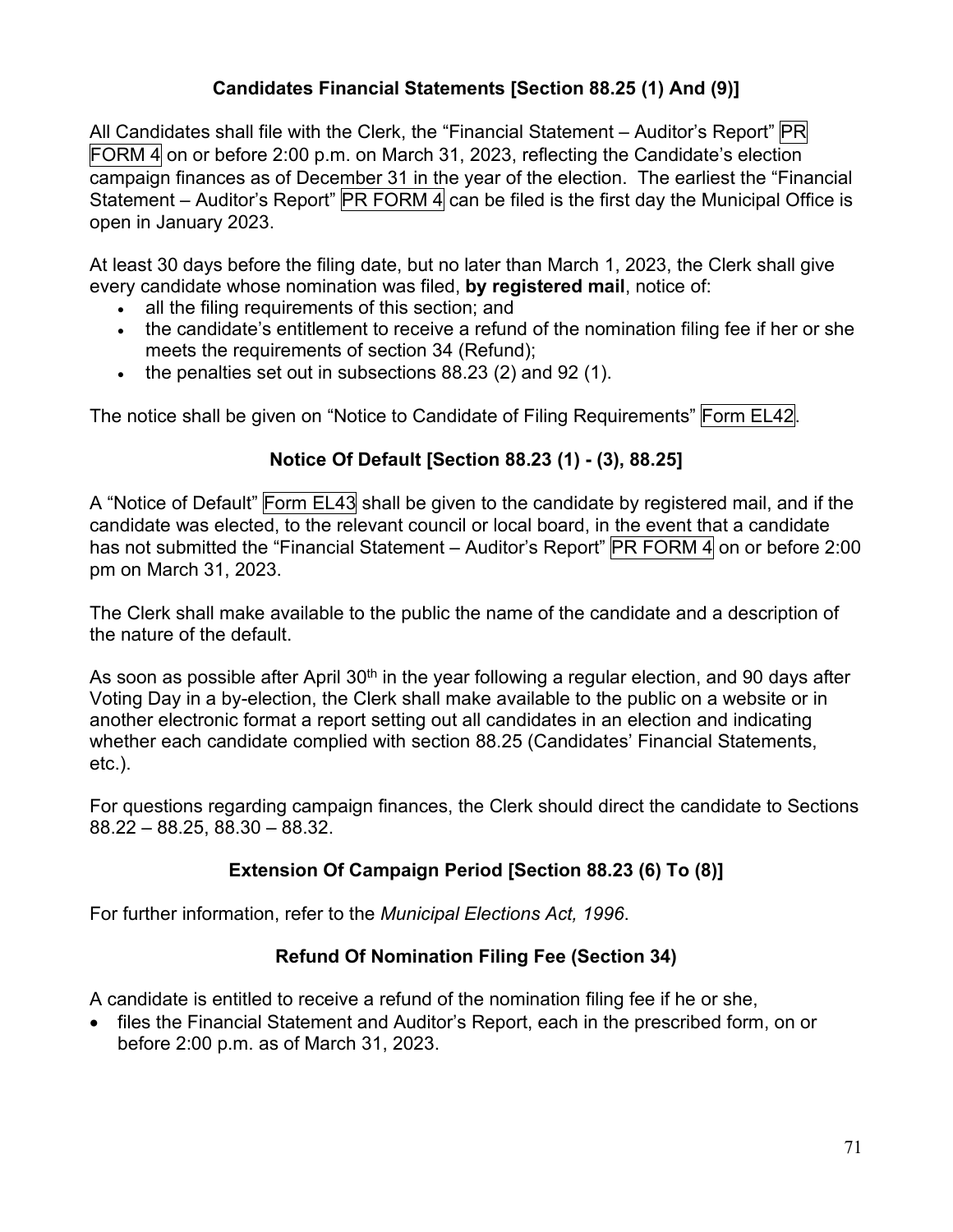## Candidates Financial Statements [Section 88.25 (1) And (9)]

All Candidates shall file with the Clerk, the "Financial Statement – Auditor's Report" PR FORM 4 on or before 2:00 p.m. on March 31, 2023, reflecting the Candidate's election campaign finances as of December 31 in the year of the election. The earliest the "Financial Statement – Auditor's Report" PR FORM 4 can be filed is the first day the Municipal Office is open in January 2023.

At least 30 days before the filing date, but no later than March 1, 2023, the Clerk shall give every candidate whose nomination was filed, **by registered mail**, notice of:

- all the filing requirements of this section; and
- the candidate's entitlement to receive a refund of the nomination filing fee if her or she meets the requirements of section 34 (Refund);
- the penalties set out in subsections 88.23 (2) and 92 (1).

The notice shall be given on "Notice to Candidate of Filing Requirements" Form EL42.

## Notice Of Default [Section 88.23 (1) - (3), 88.25]

A "Notice of Default" Form EL43 shall be given to the candidate by registered mail, and if the candidate was elected, to the relevant council or local board, in the event that a candidate has not submitted the "Financial Statement – Auditor's Report" PR FORM 4 on or before 2:00 pm on March 31, 2023.

The Clerk shall make available to the public the name of the candidate and a description of the nature of the default.

As soon as possible after April 30th in the year following a regular election, and 90 days after Voting Day in a by-election, the Clerk shall make available to the public on a website or in another electronic format a report setting out all candidates in an election and indicating whether each candidate complied with section 88.25 (Candidates' Financial Statements, etc.).

For questions regarding campaign finances, the Clerk should direct the candidate to Sections 88.22 – 88.25, 88.30 – 88.32.

## Extension Of Campaign Period [Section 88.23 (6) To (8)]

For further information, refer to the *Municipal Elections Act, 1996*.

## Refund Of Nomination Filing Fee (Section 34)

A candidate is entitled to receive a refund of the nomination filing fee if he or she,

- files the Financial Statement and Auditor's Report, each in the prescribed form, on or before 2:00 p.m. as of March 31, 2023.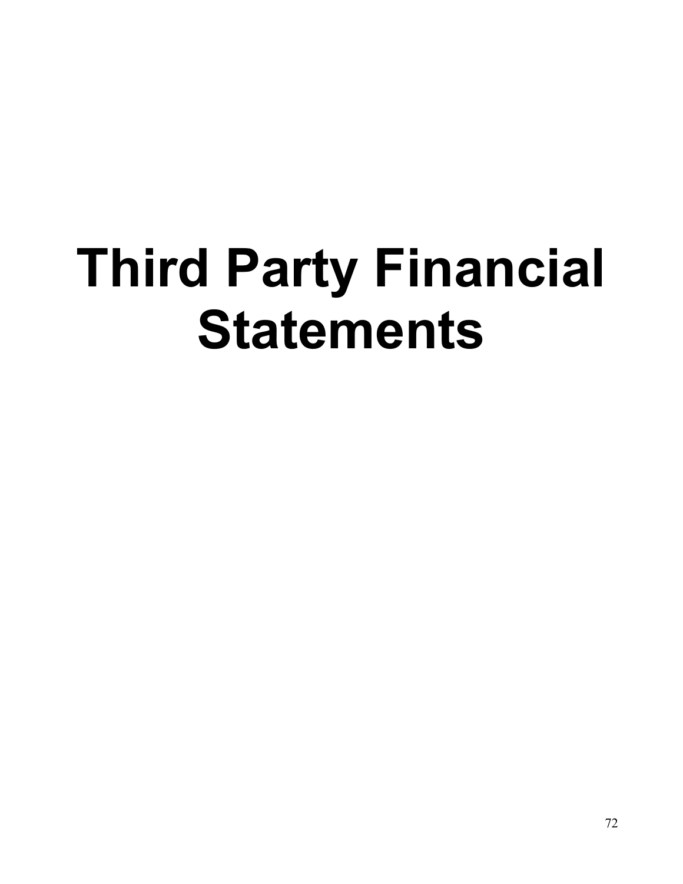# Third Party Financial Statements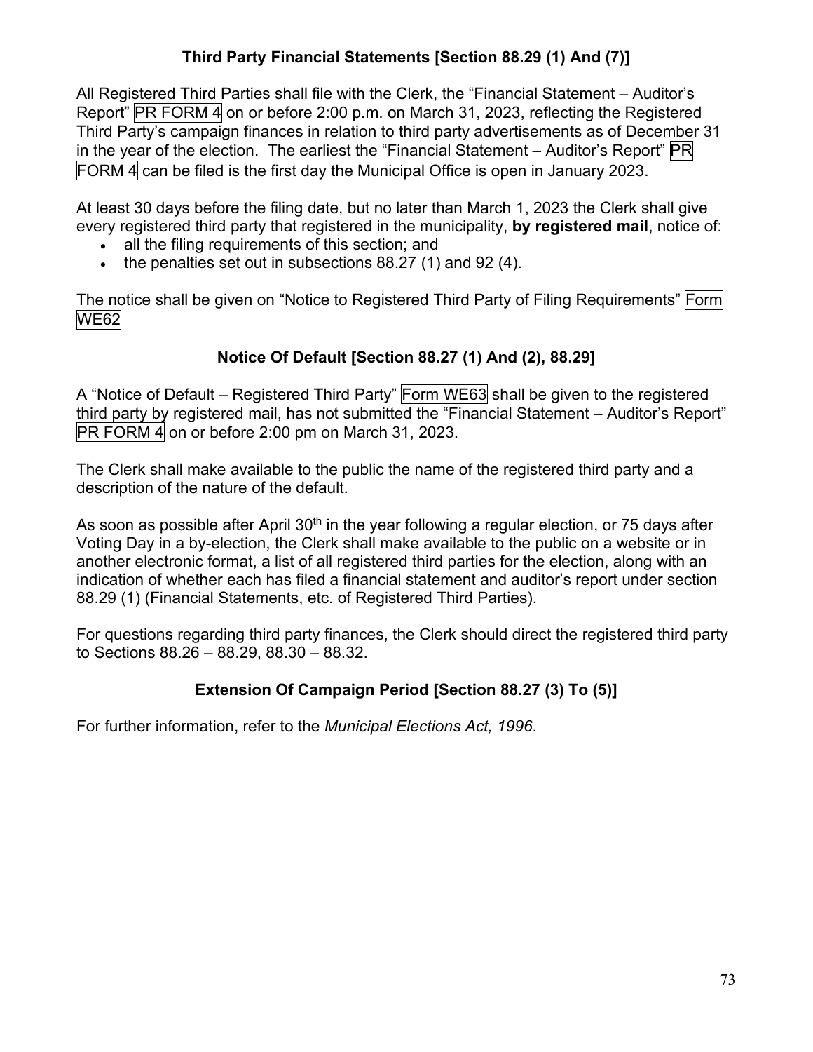## Third Party Financial Statements [Section 88.29 (1) And (7)]

All Registered Third Parties shall file with the Clerk, the "Financial Statement – Auditor's Report" PR FORM 4 on or before 2:00 p.m. on March 31, 2023, reflecting the Registered Third Party's campaign finances in relation to third party advertisements as of December 31 in the year of the election. The earliest the "Financial Statement – Auditor's Report" PR FORM 4 can be filed is the first day the Municipal Office is open in January 2023.

At least 30 days before the filing date, but no later than March 1, 2023 the Clerk shall give every registered third party that registered in the municipality, **by registered mail**, notice of:

- all the filing requirements of this section; and
- the penalties set out in subsections 88.27 (1) and 92 (4).

The notice shall be given on "Notice to Registered Third Party of Filing Requirements" Form WE62

## Notice Of Default [Section 88.27 (1) And (2), 88.29]

A "Notice of Default – Registered Third Party" Form WE63 shall be given to the registered third party by registered mail, has not submitted the "Financial Statement – Auditor's Report" PR FORM 4 on or before 2:00 pm on March 31, 2023.

The Clerk shall make available to the public the name of the registered third party and a description of the nature of the default.

As soon as possible after April 30th in the year following a regular election, or 75 days after Voting Day in a by-election, the Clerk shall make available to the public on a website or in another electronic format, a list of all registered third parties for the election, along with an indication of whether each has filed a financial statement and auditor's report under section 88.29 (1) (Financial Statements, etc. of Registered Third Parties).

For questions regarding third party finances, the Clerk should direct the registered third party to Sections 88.26 – 88.29, 88.30 – 88.32.

## Extension Of Campaign Period [Section 88.27 (3) To (5)]

For further information, refer to the *Municipal Elections Act, 1996*.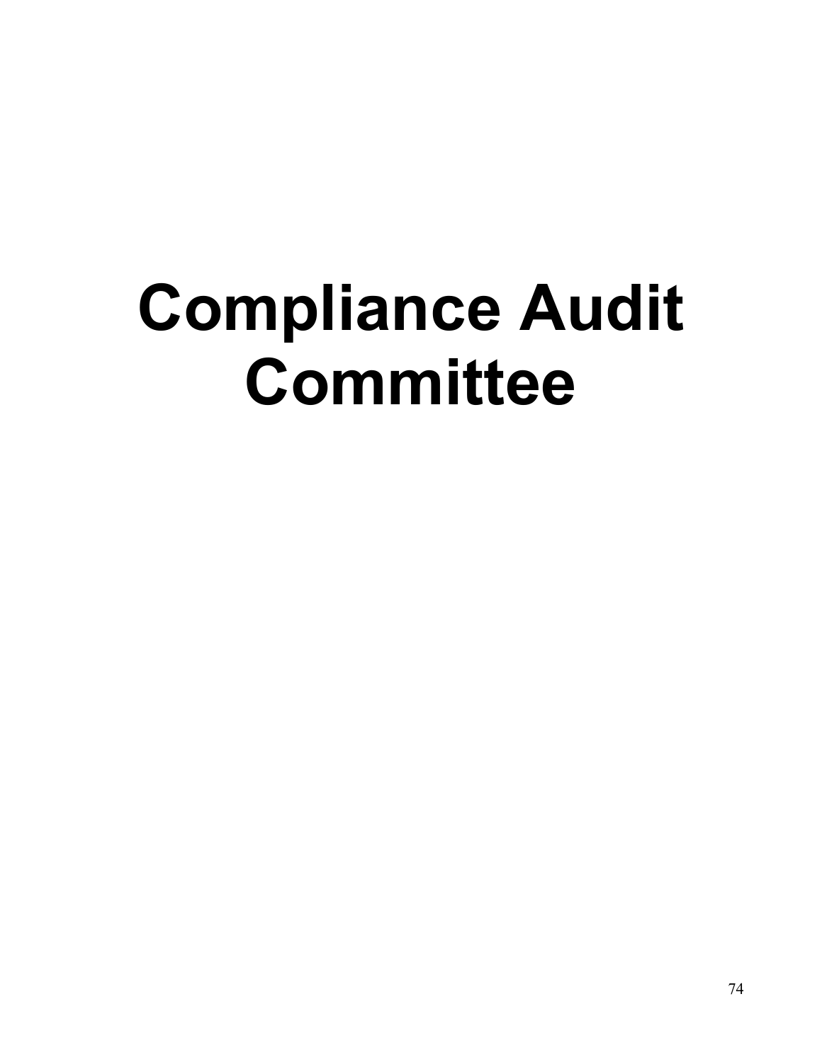# Compliance Audit Committee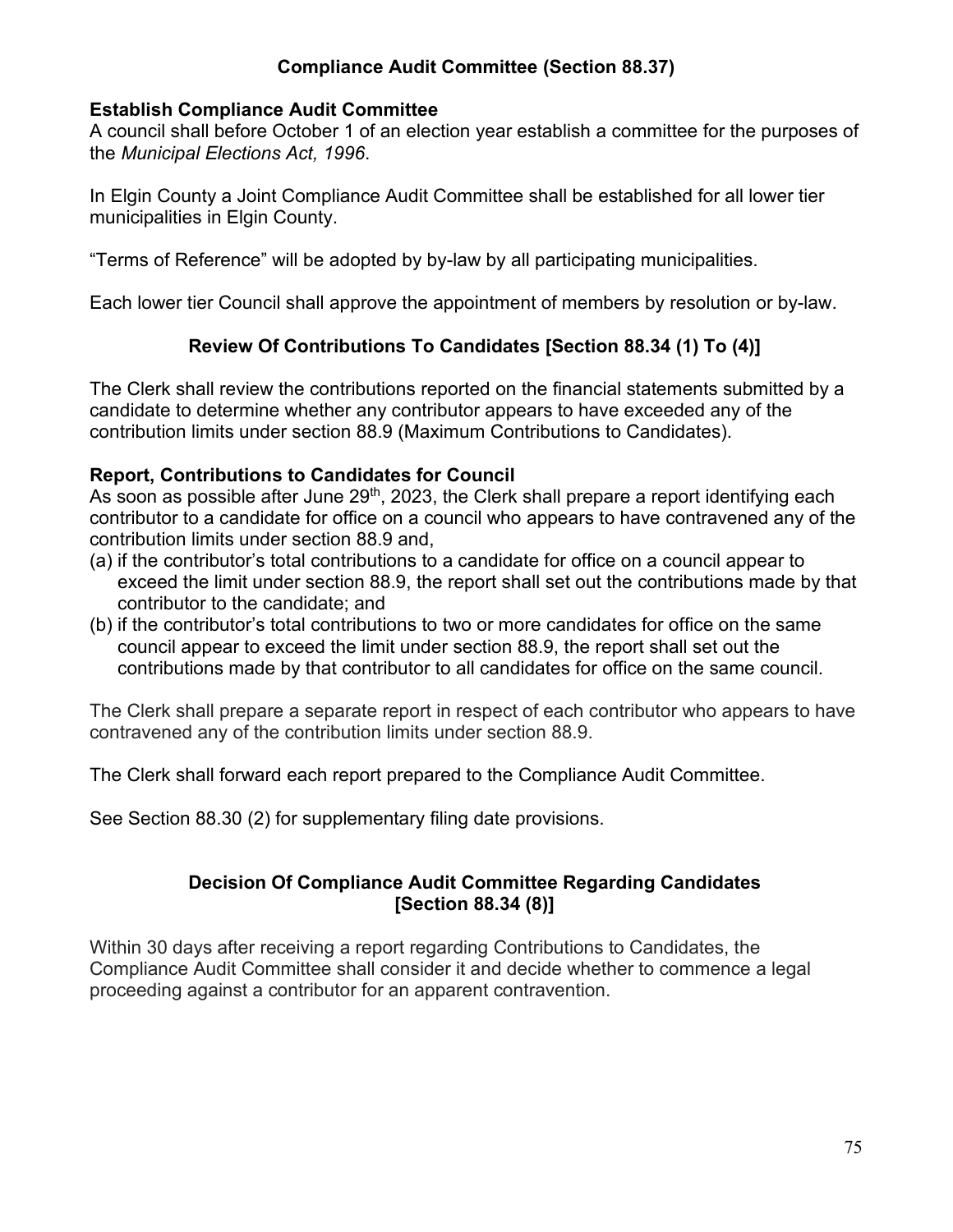## Compliance Audit Committee (Section 88.37)

### Establish Compliance Audit Committee

A council shall before October 1 of an election year establish a committee for the purposes of the *Municipal Elections Act, 1996*.

In Elgin County a Joint Compliance Audit Committee shall be established for all lower tier municipalities in Elgin County.

"Terms of Reference" will be adopted by by-law by all participating municipalities.

Each lower tier Council shall approve the appointment of members by resolution or by-law.

## Review Of Contributions To Candidates [Section 88.34 (1) To (4)]

The Clerk shall review the contributions reported on the financial statements submitted by a candidate to determine whether any contributor appears to have exceeded any of the contribution limits under section 88.9 (Maximum Contributions to Candidates).

### Report, Contributions to Candidates for Council

As soon as possible after June 29th, 2023, the Clerk shall prepare a report identifying each contributor to a candidate for office on a council who appears to have contravened any of the contribution limits under section 88.9 and,

(a) if the contributor's total contributions to a candidate for office on a council appear to exceed the limit under section 88.9, the report shall set out the contributions made by that contributor to the candidate; and

(b) if the contributor's total contributions to two or more candidates for office on the same council appear to exceed the limit under section 88.9, the report shall set out the contributions made by that contributor to all candidates for office on the same council.

The Clerk shall prepare a separate report in respect of each contributor who appears to have contravened any of the contribution limits under section 88.9.

The Clerk shall forward each report prepared to the Compliance Audit Committee.

See Section 88.30 (2) for supplementary filing date provisions.

## Decision Of Compliance Audit Committee Regarding Candidates [Section 88.34 (8)]

Within 30 days after receiving a report regarding Contributions to Candidates, the Compliance Audit Committee shall consider it and decide whether to commence a legal proceeding against a contributor for an apparent contravention.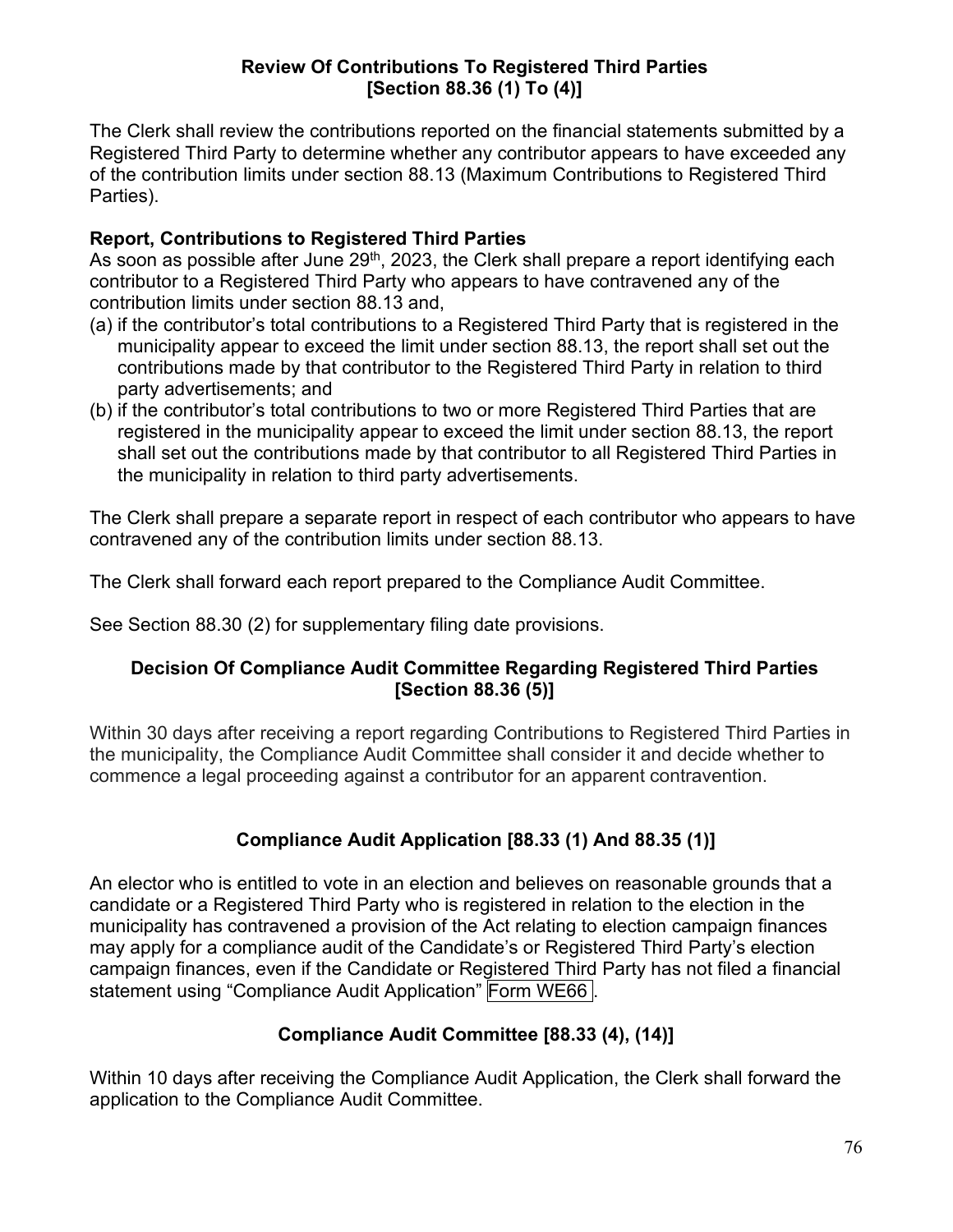## Review Of Contributions To Registered Third Parties [Section 88.36 (1) To (4)]

The Clerk shall review the contributions reported on the financial statements submitted by a Registered Third Party to determine whether any contributor appears to have exceeded any of the contribution limits under section 88.13 (Maximum Contributions to Registered Third Parties).

**Report, Contributions to Registered Third Parties**

As soon as possible after June 29th, 2023, the Clerk shall prepare a report identifying each contributor to a Registered Third Party who appears to have contravened any of the contribution limits under section 88.13 and,

(a) if the contributor's total contributions to a Registered Third Party that is registered in the municipality appear to exceed the limit under section 88.13, the report shall set out the contributions made by that contributor to the Registered Third Party in relation to third party advertisements; and

(b) if the contributor's total contributions to two or more Registered Third Parties that are registered in the municipality appear to exceed the limit under section 88.13, the report shall set out the contributions made by that contributor to all Registered Third Parties in the municipality in relation to third party advertisements.

The Clerk shall prepare a separate report in respect of each contributor who appears to have contravened any of the contribution limits under section 88.13.

The Clerk shall forward each report prepared to the Compliance Audit Committee.

See Section 88.30 (2) for supplementary filing date provisions.

## Decision Of Compliance Audit Committee Regarding Registered Third Parties [Section 88.36 (5)]

Within 30 days after receiving a report regarding Contributions to Registered Third Parties in the municipality, the Compliance Audit Committee shall consider it and decide whether to commence a legal proceeding against a contributor for an apparent contravention.

## Compliance Audit Application [88.33 (1) And 88.35 (1)]

An elector who is entitled to vote in an election and believes on reasonable grounds that a candidate or a Registered Third Party who is registered in relation to the election in the municipality has contravened a provision of the Act relating to election campaign finances may apply for a compliance audit of the Candidate's or Registered Third Party's election campaign finances, even if the Candidate or Registered Third Party has not filed a financial statement using "Compliance Audit Application" Form WE66.

## Compliance Audit Committee [88.33 (4), (14)]

Within 10 days after receiving the Compliance Audit Application, the Clerk shall forward the application to the Compliance Audit Committee.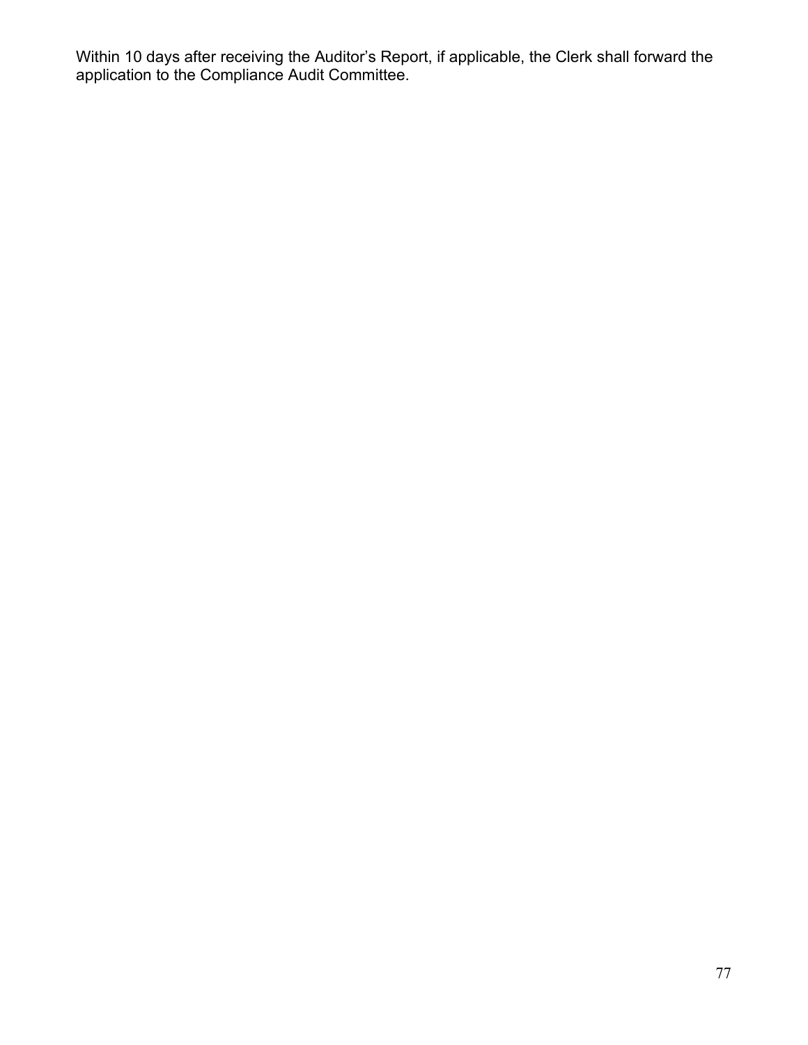Within 10 days after receiving the Auditor’s Report, if applicable, the Clerk shall forward the application to the Compliance Audit Committee.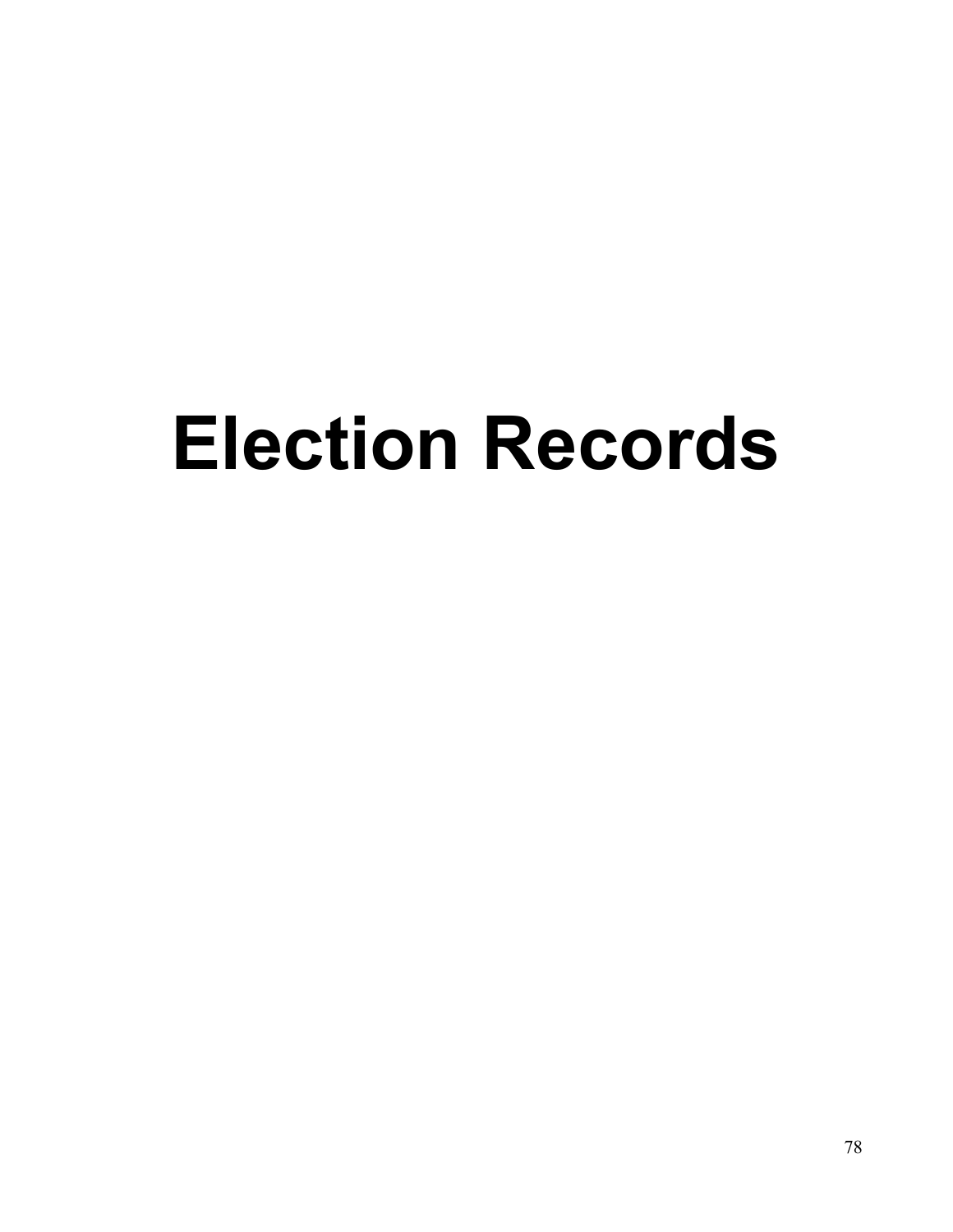# Election Records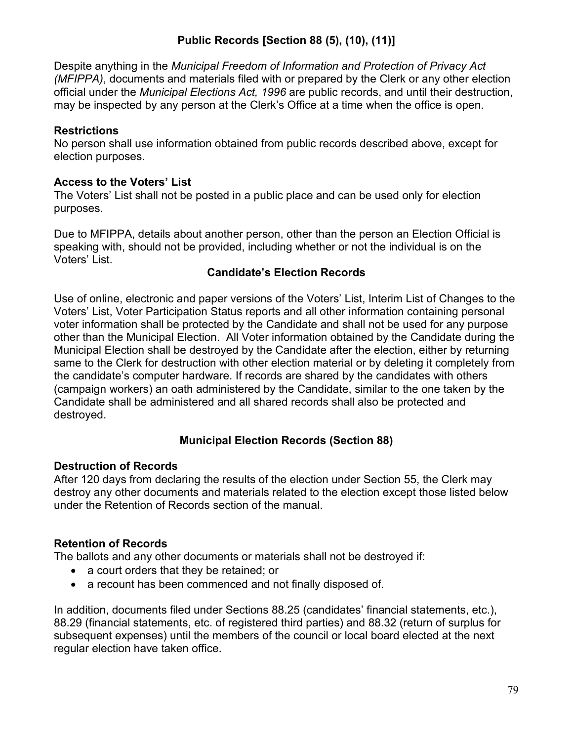## Public Records [Section 88 (5), (10), (11)]

Despite anything in the *Municipal Freedom of Information and Protection of Privacy Act (MFIPPA)*, documents and materials filed with or prepared by the Clerk or any other election official under the *Municipal Elections Act, 1996* are public records, and until their destruction, may be inspected by any person at the Clerk's Office at a time when the office is open.

### Restrictions

No person shall use information obtained from public records described above, except for election purposes.

### Access to the Voters' List

The Voters' List shall not be posted in a public place and can be used only for election purposes.

Due to MFIPPA, details about another person, other than the person an Election Official is speaking with, should not be provided, including whether or not the individual is on the Voters' List.

## Candidate's Election Records

Use of online, electronic and paper versions of the Voters' List, Interim List of Changes to the Voters' List, Voter Participation Status reports and all other information containing personal voter information shall be protected by the Candidate and shall not be used for any purpose other than the Municipal Election. All Voter information obtained by the Candidate during the Municipal Election shall be destroyed by the Candidate after the election, either by returning same to the Clerk for destruction with other election material or by deleting it completely from the candidate's computer hardware. If records are shared by the candidates with others (campaign workers) an oath administered by the Candidate, similar to the one taken by the Candidate shall be administered and all shared records shall also be protected and destroyed.

## Municipal Election Records (Section 88)

### Destruction of Records

After 120 days from declaring the results of the election under Section 55, the Clerk may destroy any other documents and materials related to the election except those listed below under the Retention of Records section of the manual.

### Retention of Records

The ballots and any other documents or materials shall not be destroyed if:

- a court orders that they be retained; or
- a recount has been commenced and not finally disposed of.

In addition, documents filed under Sections 88.25 (candidates' financial statements, etc.), 88.29 (financial statements, etc. of registered third parties) and 88.32 (return of surplus for subsequent expenses) until the members of the council or local board elected at the next regular election have taken office.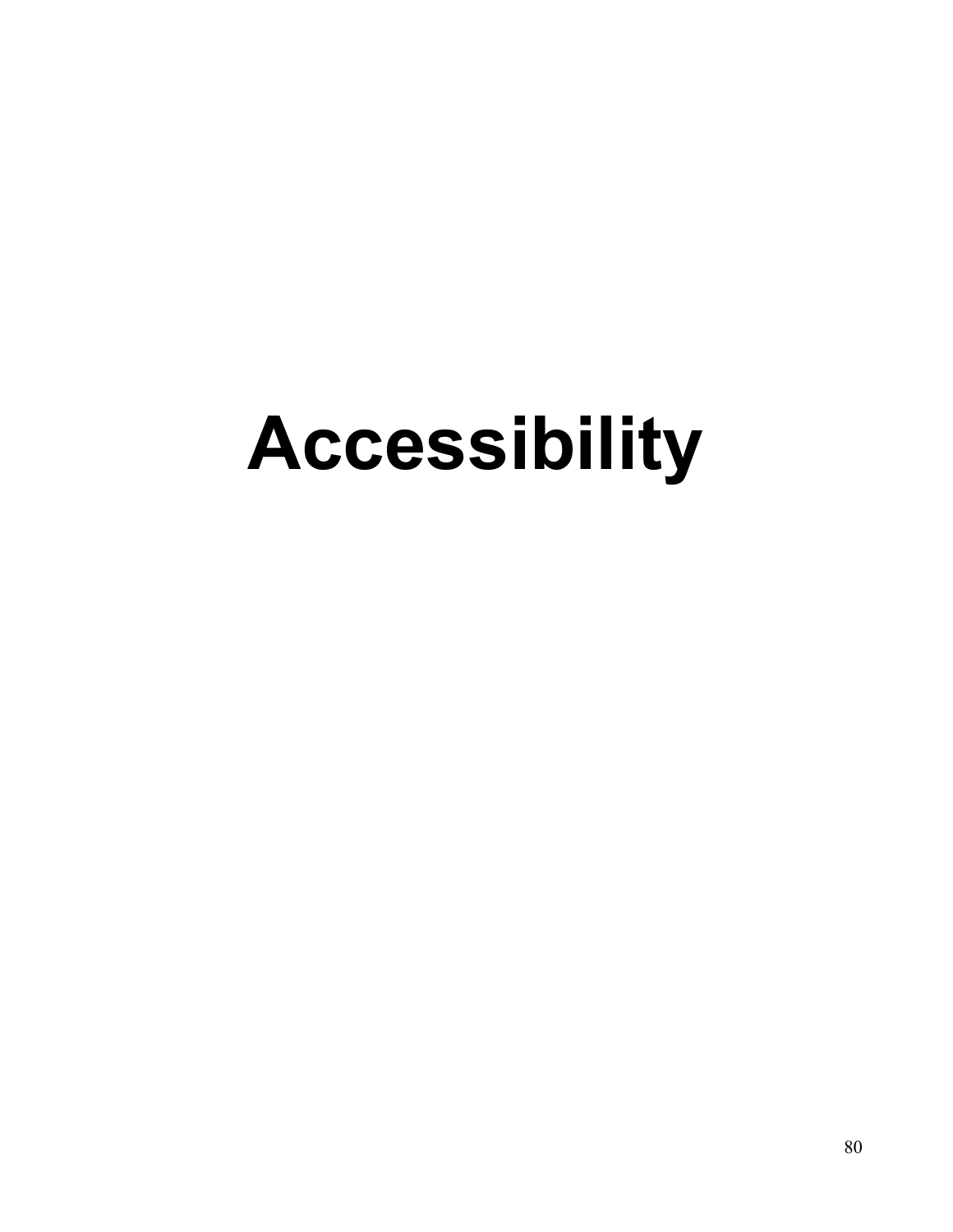# Accessibility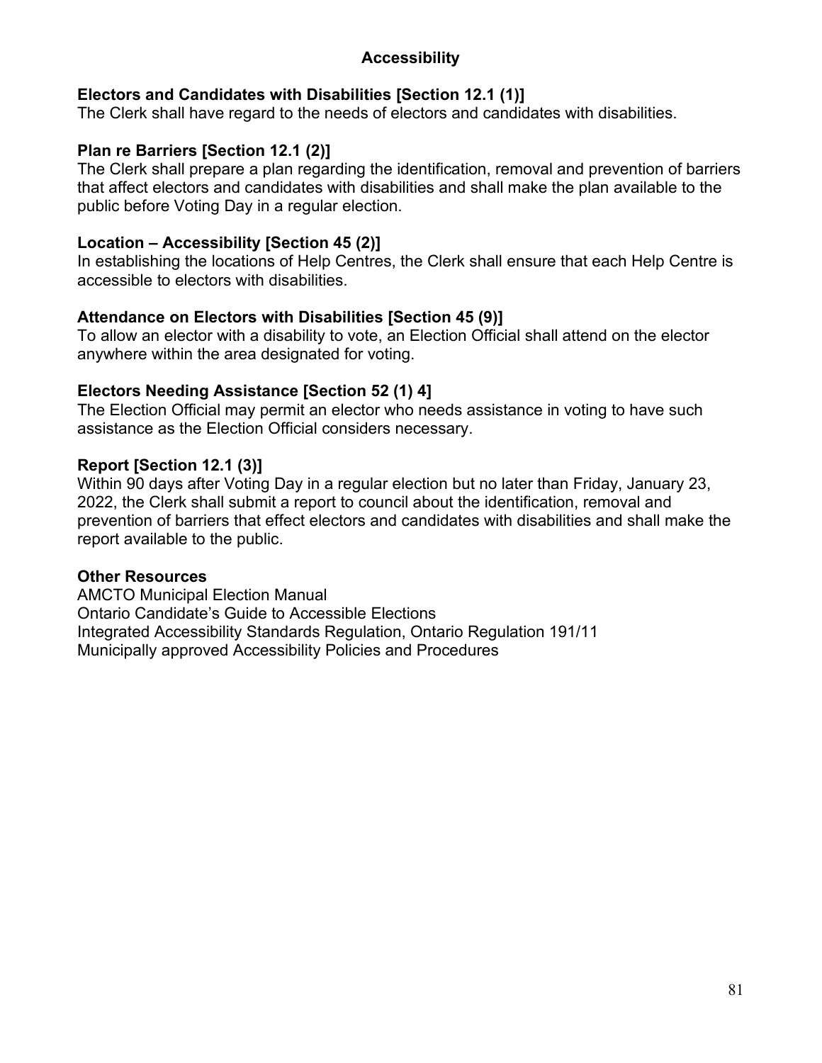## Accessibility

**Electors and Candidates with Disabilities [Section 12.1 (1)]**
The Clerk shall have regard to the needs of electors and candidates with disabilities.

**Plan re Barriers [Section 12.1 (2)]**
The Clerk shall prepare a plan regarding the identification, removal and prevention of barriers that affect electors and candidates with disabilities and shall make the plan available to the public before Voting Day in a regular election.

**Location – Accessibility [Section 45 (2)]**
In establishing the locations of Help Centres, the Clerk shall ensure that each Help Centre is accessible to electors with disabilities.

**Attendance on Electors with Disabilities [Section 45 (9)]**
To allow an elector with a disability to vote, an Election Official shall attend on the elector anywhere within the area designated for voting.

**Electors Needing Assistance [Section 52 (1) 4]**
The Election Official may permit an elector who needs assistance in voting to have such assistance as the Election Official considers necessary.

**Report [Section 12.1 (3)]**
Within 90 days after Voting Day in a regular election but no later than Friday, January 23, 2022, the Clerk shall submit a report to council about the identification, removal and prevention of barriers that effect electors and candidates with disabilities and shall make the report available to the public.

**Other Resources**
AMCTO Municipal Election Manual
Ontario Candidate's Guide to Accessible Elections
Integrated Accessibility Standards Regulation, Ontario Regulation 191/11
Municipally approved Accessibility Policies and Procedures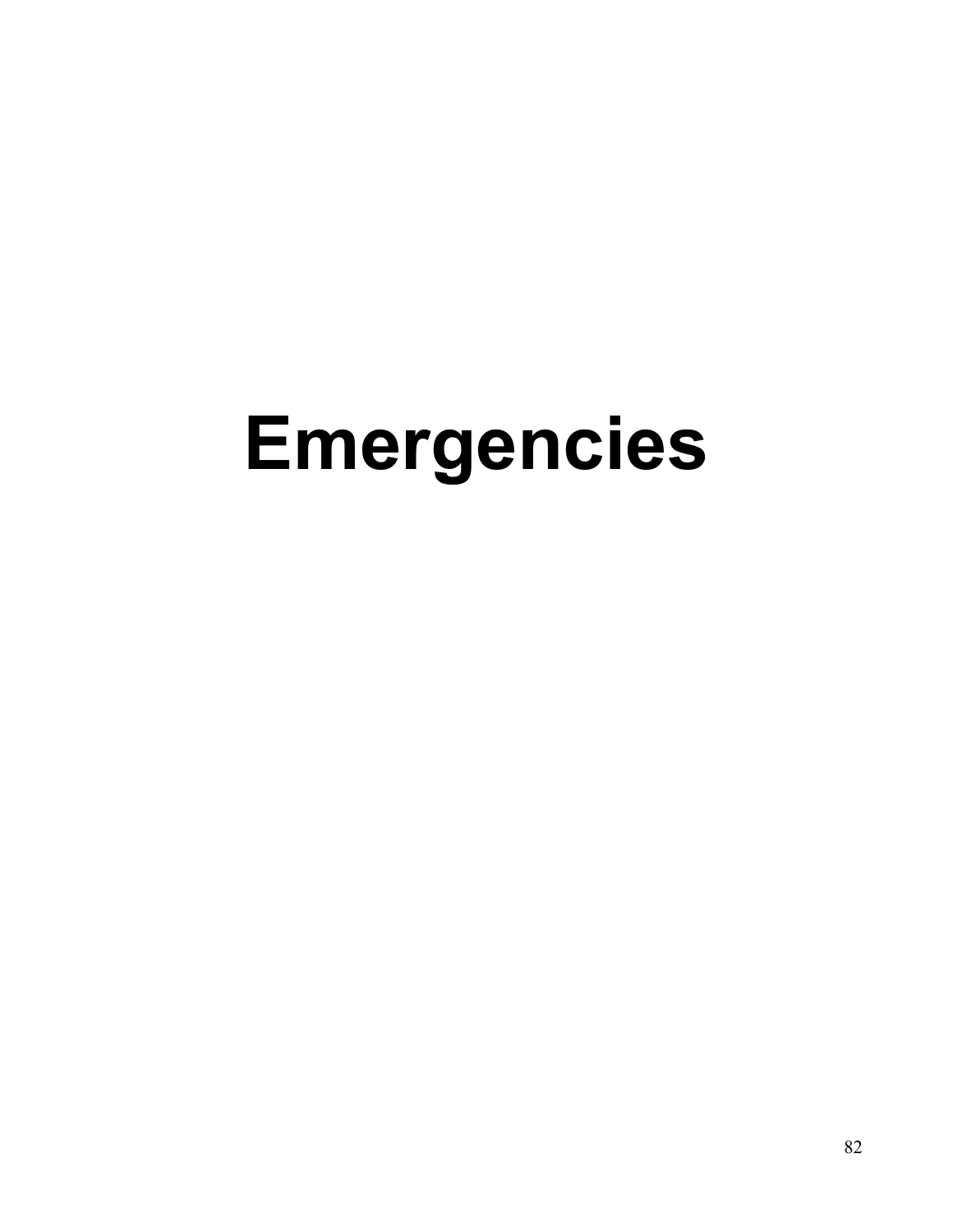# Emergencies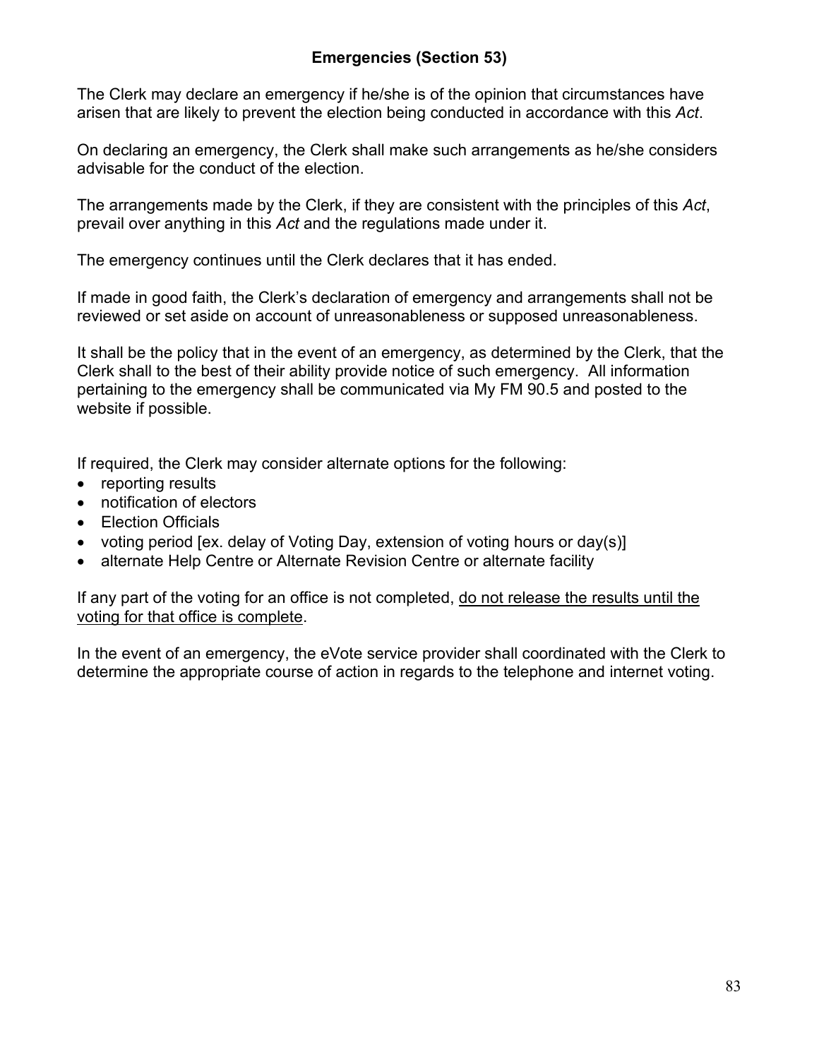## Emergencies (Section 53)

The Clerk may declare an emergency if he/she is of the opinion that circumstances have arisen that are likely to prevent the election being conducted in accordance with this *Act*.

On declaring an emergency, the Clerk shall make such arrangements as he/she considers advisable for the conduct of the election.

The arrangements made by the Clerk, if they are consistent with the principles of this *Act*, prevail over anything in this *Act* and the regulations made under it.

The emergency continues until the Clerk declares that it has ended.

If made in good faith, the Clerk's declaration of emergency and arrangements shall not be reviewed or set aside on account of unreasonableness or supposed unreasonableness.

It shall be the policy that in the event of an emergency, as determined by the Clerk, that the Clerk shall to the best of their ability provide notice of such emergency. All information pertaining to the emergency shall be communicated via My FM 90.5 and posted to the website if possible.

If required, the Clerk may consider alternate options for the following:

- reporting results
- notification of electors
- Election Officials
- voting period [ex. delay of Voting Day, extension of voting hours or day(s)]
- alternate Help Centre or Alternate Revision Centre or alternate facility

If any part of the voting for an office is not completed, <u>do not release the results until the voting for that office is complete</u>.

In the event of an emergency, the eVote service provider shall coordinated with the Clerk to determine the appropriate course of action in regards to the telephone and internet voting.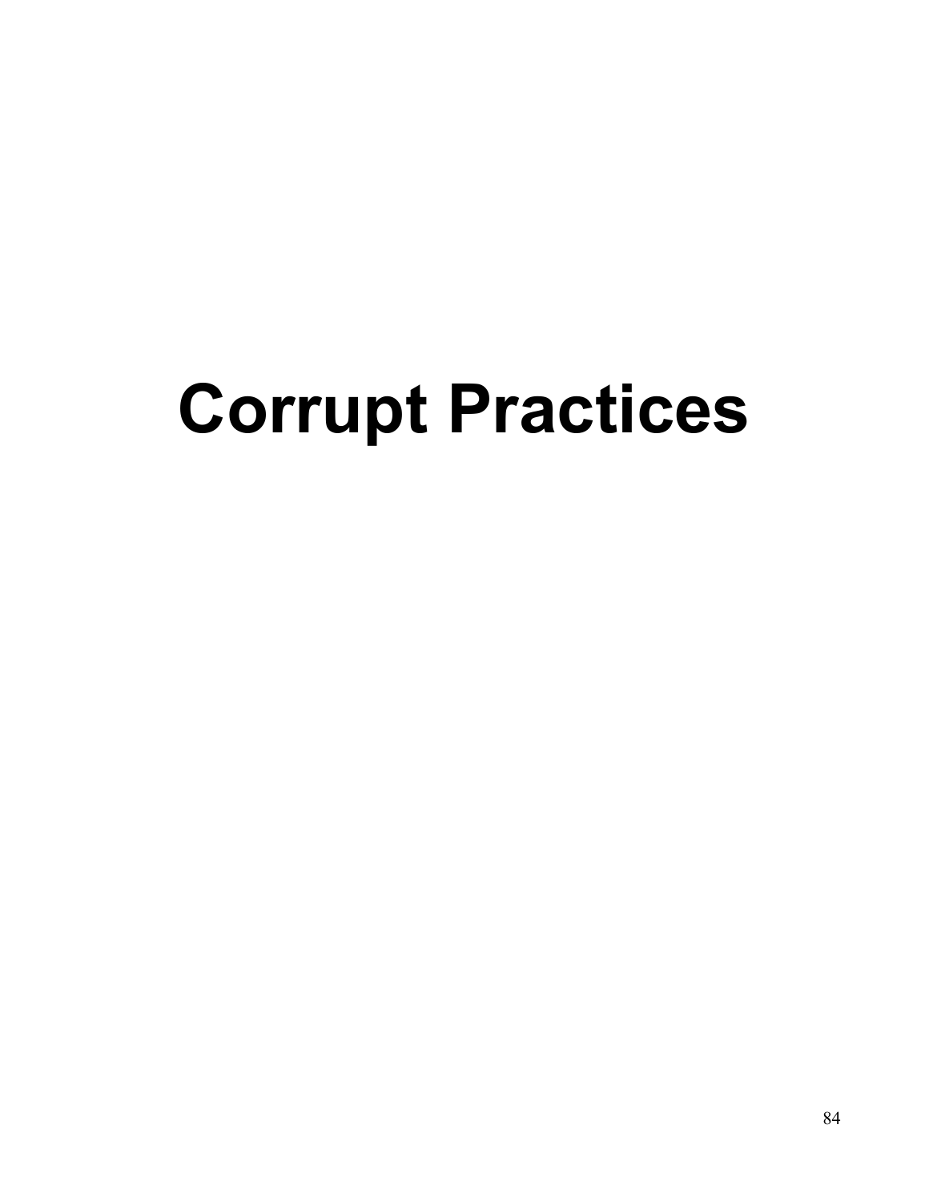# Corrupt Practices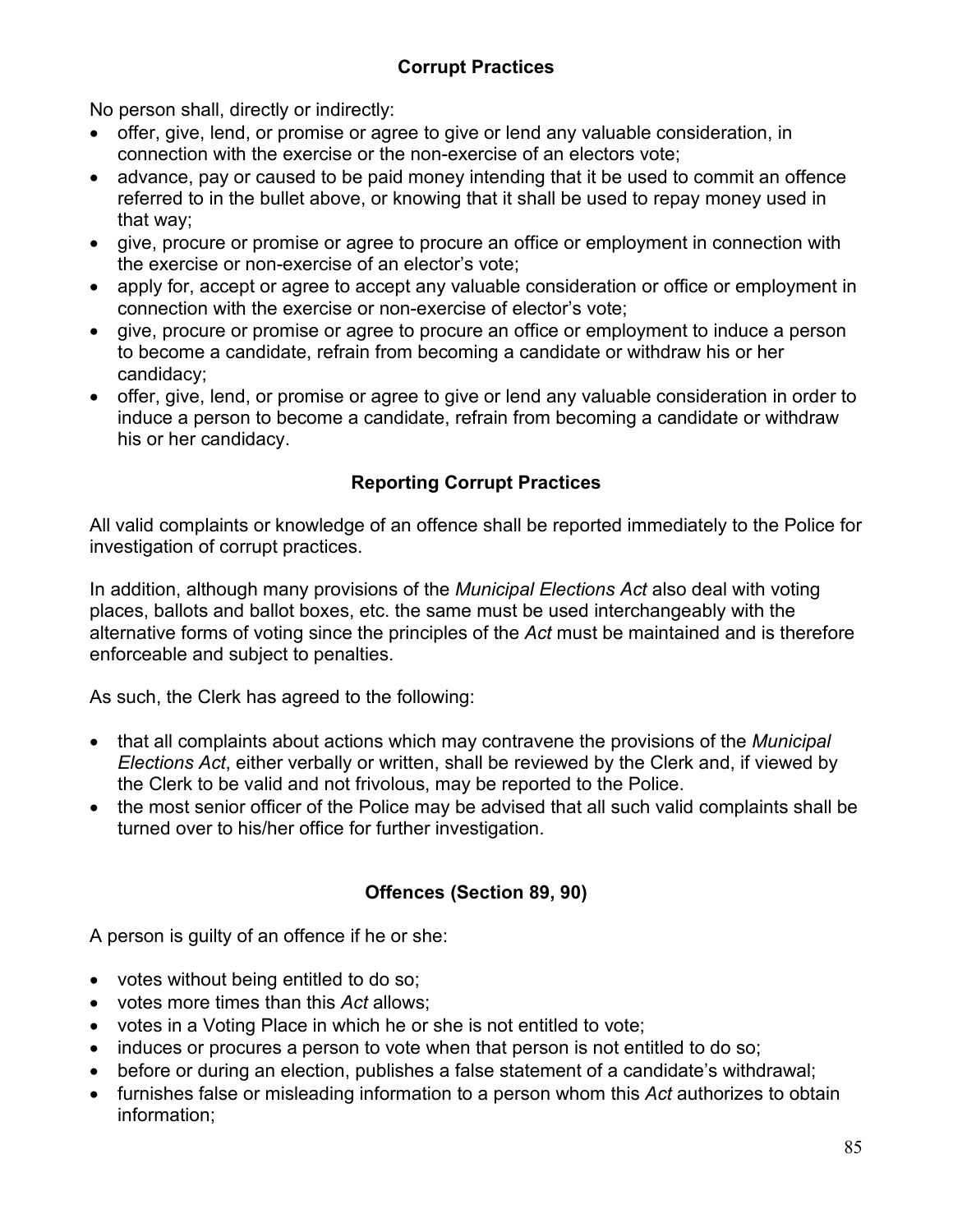## Corrupt Practices

No person shall, directly or indirectly:

- offer, give, lend, or promise or agree to give or lend any valuable consideration, in connection with the exercise or the non-exercise of an electors vote;
- advance, pay or caused to be paid money intending that it be used to commit an offence referred to in the bullet above, or knowing that it shall be used to repay money used in that way;
- give, procure or promise or agree to procure an office or employment in connection with the exercise or non-exercise of an elector's vote;
- apply for, accept or agree to accept any valuable consideration or office or employment in connection with the exercise or non-exercise of elector's vote;
- give, procure or promise or agree to procure an office or employment to induce a person to become a candidate, refrain from becoming a candidate or withdraw his or her candidacy;
- offer, give, lend, or promise or agree to give or lend any valuable consideration in order to induce a person to become a candidate, refrain from becoming a candidate or withdraw his or her candidacy.

## Reporting Corrupt Practices

All valid complaints or knowledge of an offence shall be reported immediately to the Police for investigation of corrupt practices.

In addition, although many provisions of the *Municipal Elections Act* also deal with voting places, ballots and ballot boxes, etc. the same must be used interchangeably with the alternative forms of voting since the principles of the *Act* must be maintained and is therefore enforceable and subject to penalties.

As such, the Clerk has agreed to the following:

- that all complaints about actions which may contravene the provisions of the *Municipal Elections Act*, either verbally or written, shall be reviewed by the Clerk and, if viewed by the Clerk to be valid and not frivolous, may be reported to the Police.
- the most senior officer of the Police may be advised that all such valid complaints shall be turned over to his/her office for further investigation.

## Offences (Section 89, 90)

A person is guilty of an offence if he or she:

- votes without being entitled to do so;
- votes more times than this *Act* allows;
- votes in a Voting Place in which he or she is not entitled to vote;
- induces or procures a person to vote when that person is not entitled to do so;
- before or during an election, publishes a false statement of a candidate's withdrawal;
- furnishes false or misleading information to a person whom this *Act* authorizes to obtain information;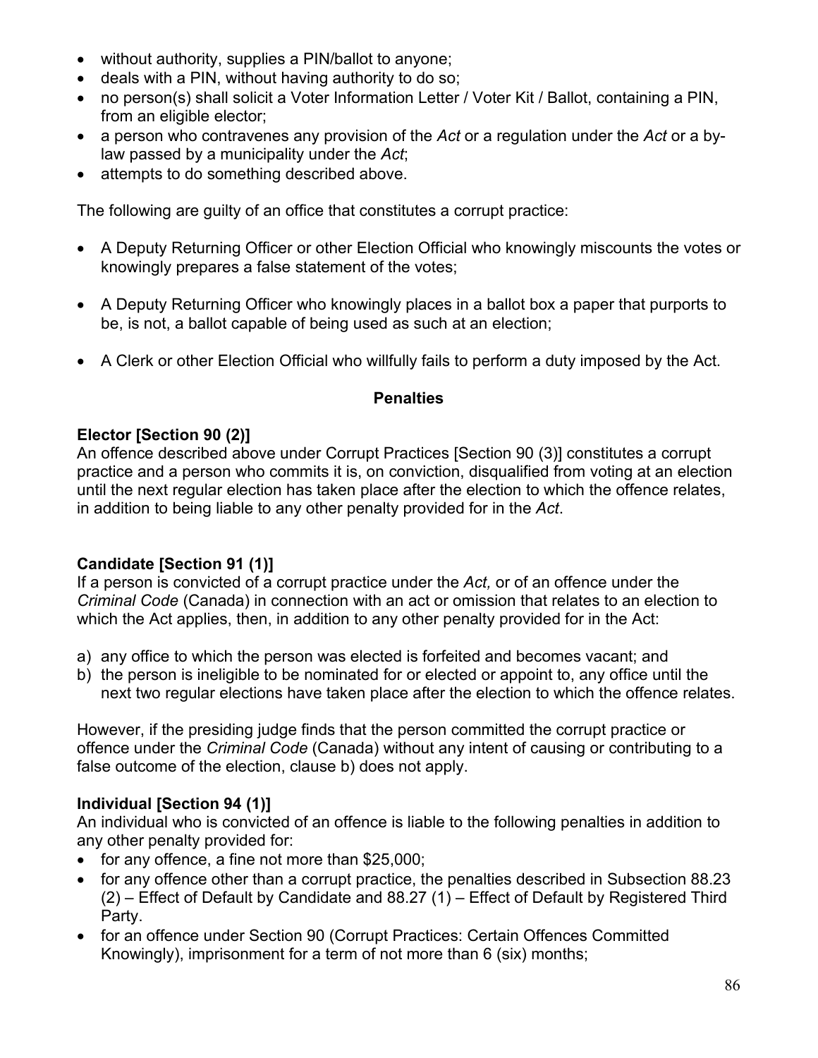- without authority, supplies a PIN/ballot to anyone;
- deals with a PIN, without having authority to do so;
- no person(s) shall solicit a Voter Information Letter / Voter Kit / Ballot, containing a PIN, from an eligible elector;
- a person who contravenes any provision of the *Act* or a regulation under the *Act* or a by-law passed by a municipality under the *Act*;
- attempts to do something described above.

The following are guilty of an office that constitutes a corrupt practice:

- A Deputy Returning Officer or other Election Official who knowingly miscounts the votes or knowingly prepares a false statement of the votes;

- A Deputy Returning Officer who knowingly places in a ballot box a paper that purports to be, is not, a ballot capable of being used as such at an election;

- A Clerk or other Election Official who willfully fails to perform a duty imposed by the Act.

### Penalties

**Elector [Section 90 (2)]**
An offence described above under Corrupt Practices [Section 90 (3)] constitutes a corrupt practice and a person who commits it is, on conviction, disqualified from voting at an election until the next regular election has taken place after the election to which the offence relates, in addition to being liable to any other penalty provided for in the *Act*.

**Candidate [Section 91 (1)]**
If a person is convicted of a corrupt practice under the *Act,* or of an offence under the *Criminal Code* (Canada) in connection with an act or omission that relates to an election to which the Act applies, then, in addition to any other penalty provided for in the Act:

a) any office to which the person was elected is forfeited and becomes vacant; and
b) the person is ineligible to be nominated for or elected or appoint to, any office until the next two regular elections have taken place after the election to which the offence relates.

However, if the presiding judge finds that the person committed the corrupt practice or offence under the *Criminal Code* (Canada) without any intent of causing or contributing to a false outcome of the election, clause b) does not apply.

**Individual [Section 94 (1)]**
An individual who is convicted of an offence is liable to the following penalties in addition to any other penalty provided for:

- for any offence, a fine not more than $25,000;
- for any offence other than a corrupt practice, the penalties described in Subsection 88.23 (2) – Effect of Default by Candidate and 88.27 (1) – Effect of Default by Registered Third Party.
- for an offence under Section 90 (Corrupt Practices: Certain Offences Committed Knowingly), imprisonment for a term of not more than 6 (six) months;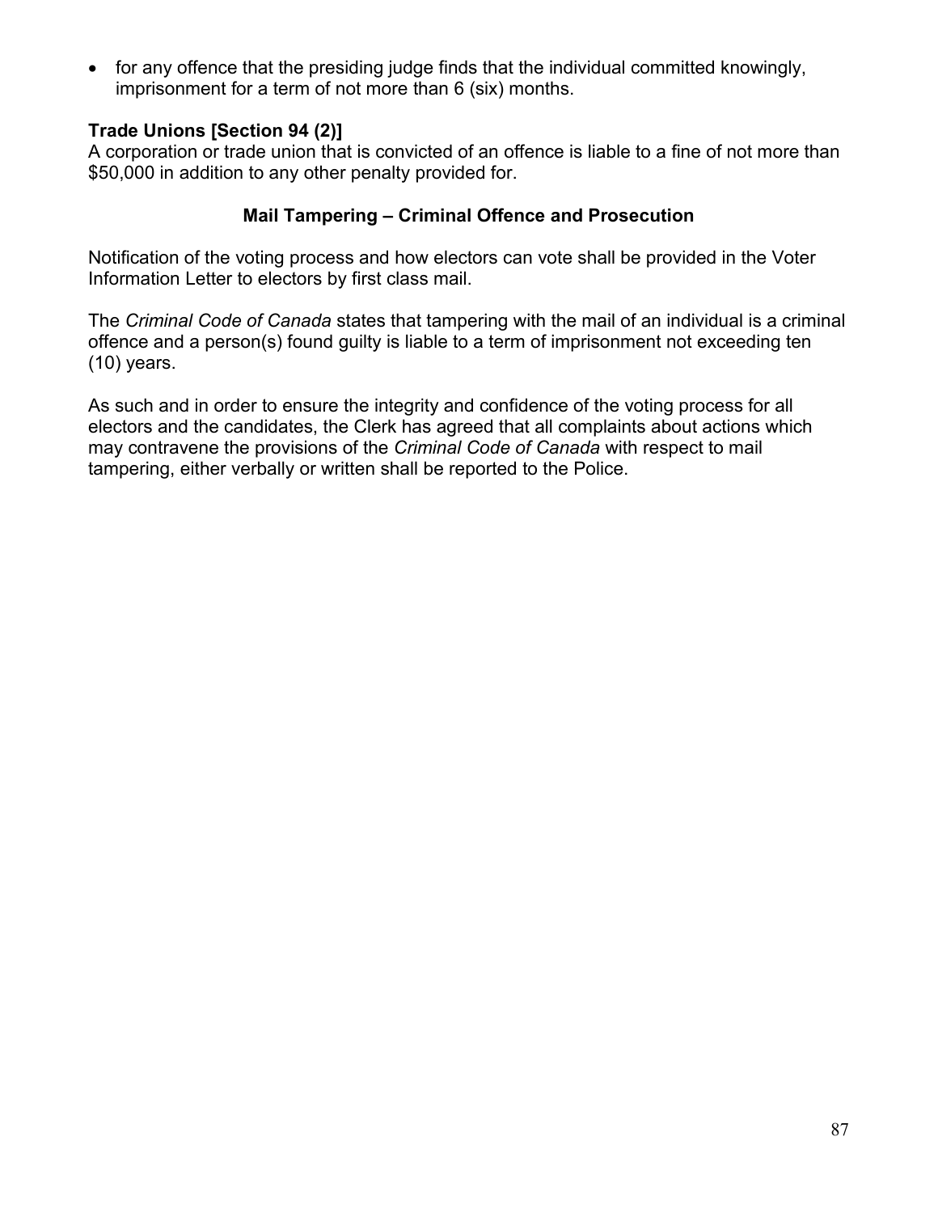- for any offence that the presiding judge finds that the individual committed knowingly, imprisonment for a term of not more than 6 (six) months.

**Trade Unions [Section 94 (2)]**
A corporation or trade union that is convicted of an offence is liable to a fine of not more than $50,000 in addition to any other penalty provided for.

### Mail Tampering – Criminal Offence and Prosecution

Notification of the voting process and how electors can vote shall be provided in the Voter Information Letter to electors by first class mail.

The *Criminal Code of Canada* states that tampering with the mail of an individual is a criminal offence and a person(s) found guilty is liable to a term of imprisonment not exceeding ten (10) years.

As such and in order to ensure the integrity and confidence of the voting process for all electors and the candidates, the Clerk has agreed that all complaints about actions which may contravene the provisions of the *Criminal Code of Canada* with respect to mail tampering, either verbally or written shall be reported to the Police.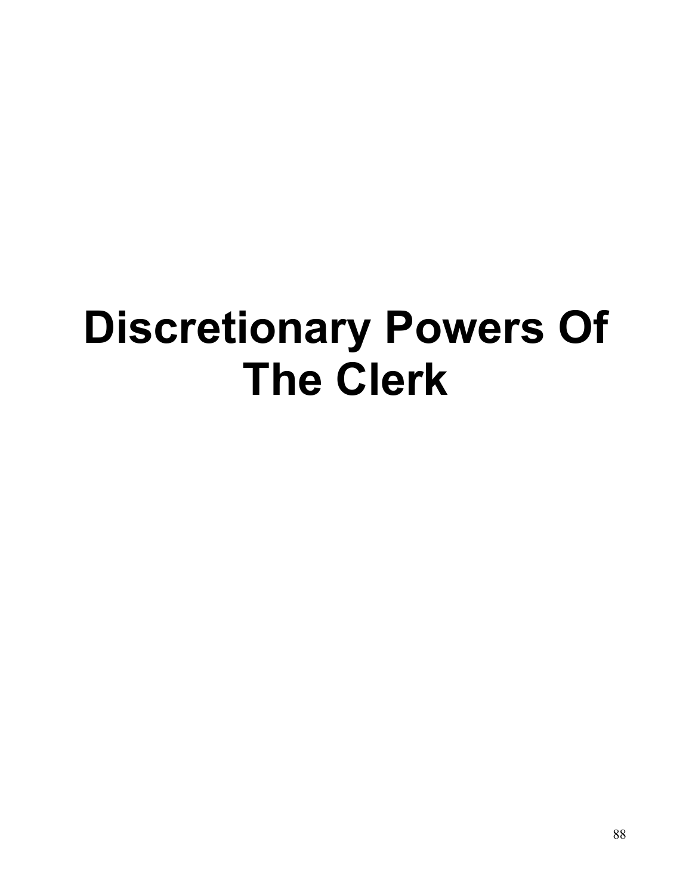# Discretionary Powers Of The Clerk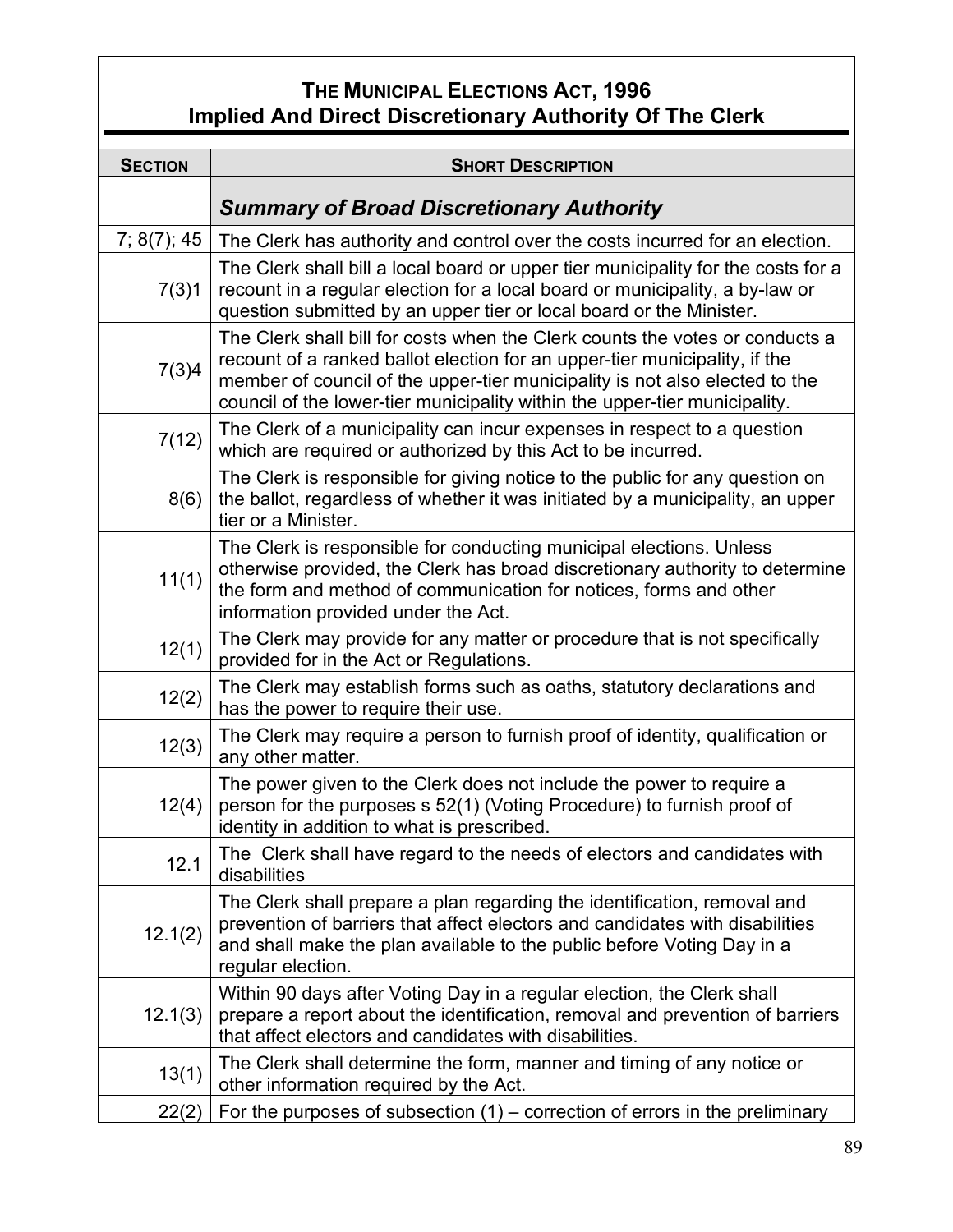## THE MUNICIPAL ELECTIONS ACT, 1996
## Implied And Direct Discretionary Authority Of The Clerk

| SECTION | SHORT DESCRIPTION |
|---|---|
| | ***Summary of Broad Discretionary Authority*** |
| 7; 8(7); 45 | The Clerk has authority and control over the costs incurred for an election. |
| 7(3)1 | The Clerk shall bill a local board or upper tier municipality for the costs for a recount in a regular election for a local board or municipality, a by-law or question submitted by an upper tier or local board or the Minister. |
| 7(3)4 | The Clerk shall bill for costs when the Clerk counts the votes or conducts a recount of a ranked ballot election for an upper-tier municipality, if the member of council of the upper-tier municipality is not also elected to the council of the lower-tier municipality within the upper-tier municipality. |
| 7(12) | The Clerk of a municipality can incur expenses in respect to a question which are required or authorized by this Act to be incurred. |
| 8(6) | The Clerk is responsible for giving notice to the public for any question on the ballot, regardless of whether it was initiated by a municipality, an upper tier or a Minister. |
| 11(1) | The Clerk is responsible for conducting municipal elections. Unless otherwise provided, the Clerk has broad discretionary authority to determine the form and method of communication for notices, forms and other information provided under the Act. |
| 12(1) | The Clerk may provide for any matter or procedure that is not specifically provided for in the Act or Regulations. |
| 12(2) | The Clerk may establish forms such as oaths, statutory declarations and has the power to require their use. |
| 12(3) | The Clerk may require a person to furnish proof of identity, qualification or any other matter. |
| 12(4) | The power given to the Clerk does not include the power to require a person for the purposes s 52(1) (Voting Procedure) to furnish proof of identity in addition to what is prescribed. |
| 12.1 | The Clerk shall have regard to the needs of electors and candidates with disabilities |
| 12.1(2) | The Clerk shall prepare a plan regarding the identification, removal and prevention of barriers that affect electors and candidates with disabilities and shall make the plan available to the public before Voting Day in a regular election. |
| 12.1(3) | Within 90 days after Voting Day in a regular election, the Clerk shall prepare a report about the identification, removal and prevention of barriers that affect electors and candidates with disabilities. |
| 13(1) | The Clerk shall determine the form, manner and timing of any notice or other information required by the Act. |
| 22(2) | For the purposes of subsection (1) – correction of errors in the preliminary |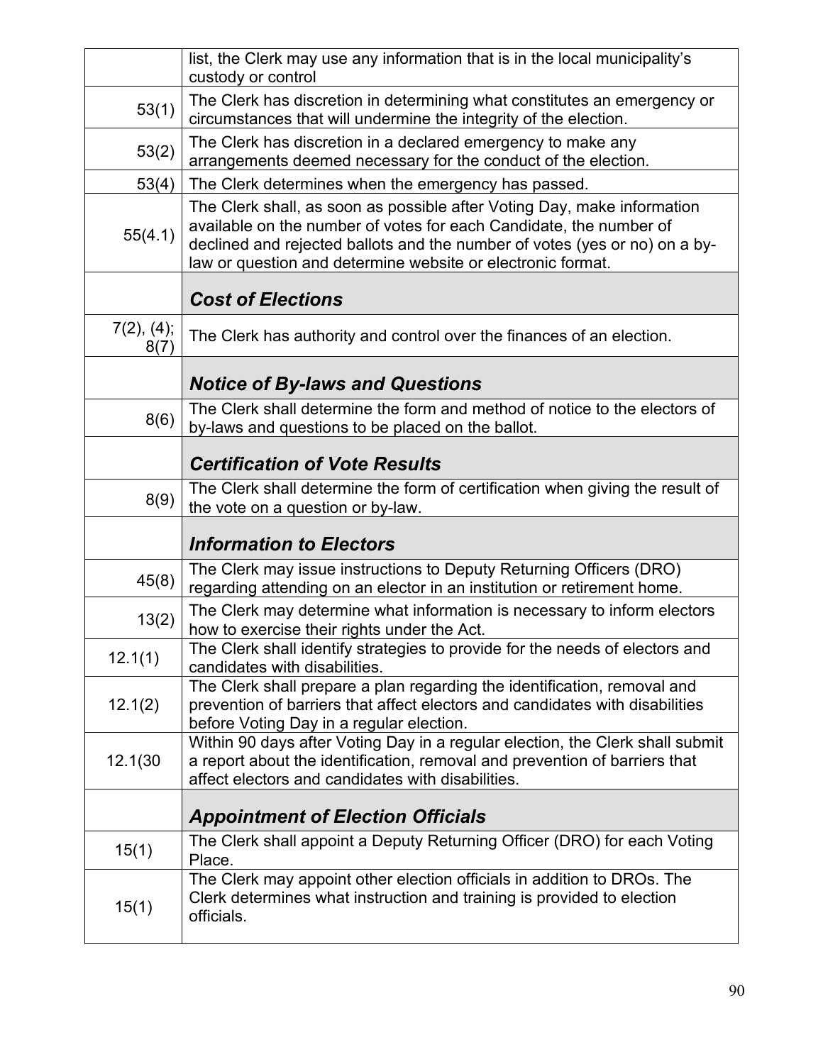| | |
|---|---|
| | list, the Clerk may use any information that is in the local municipality's custody or control |
| 53(1) | The Clerk has discretion in determining what constitutes an emergency or circumstances that will undermine the integrity of the election. |
| 53(2) | The Clerk has discretion in a declared emergency to make any arrangements deemed necessary for the conduct of the election. |
| 53(4) | The Clerk determines when the emergency has passed. |
| 55(4.1) | The Clerk shall, as soon as possible after Voting Day, make information available on the number of votes for each Candidate, the number of declined and rejected ballots and the number of votes (yes or no) on a by-law or question and determine website or electronic format. |
| | ***Cost of Elections*** |
| 7(2), (4); 8(7) | The Clerk has authority and control over the finances of an election. |
| | ***Notice of By-laws and Questions*** |
| 8(6) | The Clerk shall determine the form and method of notice to the electors of by-laws and questions to be placed on the ballot. |
| | ***Certification of Vote Results*** |
| 8(9) | The Clerk shall determine the form of certification when giving the result of the vote on a question or by-law. |
| | ***Information to Electors*** |
| 45(8) | The Clerk may issue instructions to Deputy Returning Officers (DRO) regarding attending on an elector in an institution or retirement home. |
| 13(2) | The Clerk may determine what information is necessary to inform electors how to exercise their rights under the Act. |
| 12.1(1) | The Clerk shall identify strategies to provide for the needs of electors and candidates with disabilities. |
| 12.1(2) | The Clerk shall prepare a plan regarding the identification, removal and prevention of barriers that affect electors and candidates with disabilities before Voting Day in a regular election. |
| 12.1(30 | Within 90 days after Voting Day in a regular election, the Clerk shall submit a report about the identification, removal and prevention of barriers that affect electors and candidates with disabilities. |
| | ***Appointment of Election Officials*** |
| 15(1) | The Clerk shall appoint a Deputy Returning Officer (DRO) for each Voting Place. |
| 15(1) | The Clerk may appoint other election officials in addition to DROs. The Clerk determines what instruction and training is provided to election officials. |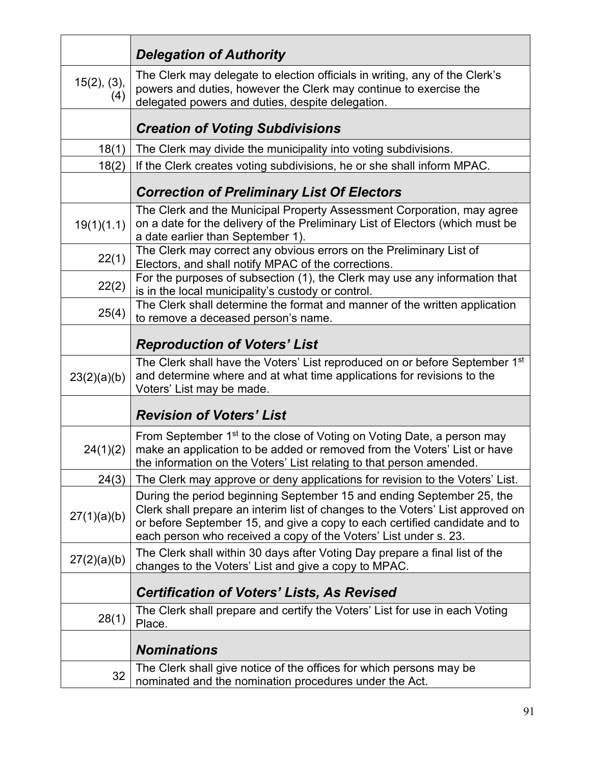| | |
|---|---|
| | ***Delegation of Authority*** |
| 15(2), (3), (4) | The Clerk may delegate to election officials in writing, any of the Clerk's powers and duties, however the Clerk may continue to exercise the delegated powers and duties, despite delegation. |
| | ***Creation of Voting Subdivisions*** |
| 18(1) | The Clerk may divide the municipality into voting subdivisions. |
| 18(2) | If the Clerk creates voting subdivisions, he or she shall inform MPAC. |
| | ***Correction of Preliminary List Of Electors*** |
| 19(1)(1.1) | The Clerk and the Municipal Property Assessment Corporation, may agree on a date for the delivery of the Preliminary List of Electors (which must be a date earlier than September 1). |
| 22(1) | The Clerk may correct any obvious errors on the Preliminary List of Electors, and shall notify MPAC of the corrections. |
| 22(2) | For the purposes of subsection (1), the Clerk may use any information that is in the local municipality's custody or control. |
| 25(4) | The Clerk shall determine the format and manner of the written application to remove a deceased person's name. |
| | ***Reproduction of Voters' List*** |
| 23(2)(a)(b) | The Clerk shall have the Voters' List reproduced on or before September 1st and determine where and at what time applications for revisions to the Voters' List may be made. |
| | ***Revision of Voters' List*** |
| 24(1)(2) | From September 1st to the close of Voting on Voting Date, a person may make an application to be added or removed from the Voters' List or have the information on the Voters' List relating to that person amended. |
| 24(3) | The Clerk may approve or deny applications for revision to the Voters' List. |
| 27(1)(a)(b) | During the period beginning September 15 and ending September 25, the Clerk shall prepare an interim list of changes to the Voters' List approved on or before September 15, and give a copy to each certified candidate and to each person who received a copy of the Voters' List under s. 23. |
| 27(2)(a)(b) | The Clerk shall within 30 days after Voting Day prepare a final list of the changes to the Voters' List and give a copy to MPAC. |
| | ***Certification of Voters' Lists, As Revised*** |
| 28(1) | The Clerk shall prepare and certify the Voters' List for use in each Voting Place. |
| | ***Nominations*** |
| 32 | The Clerk shall give notice of the offices for which persons may be nominated and the nomination procedures under the Act. |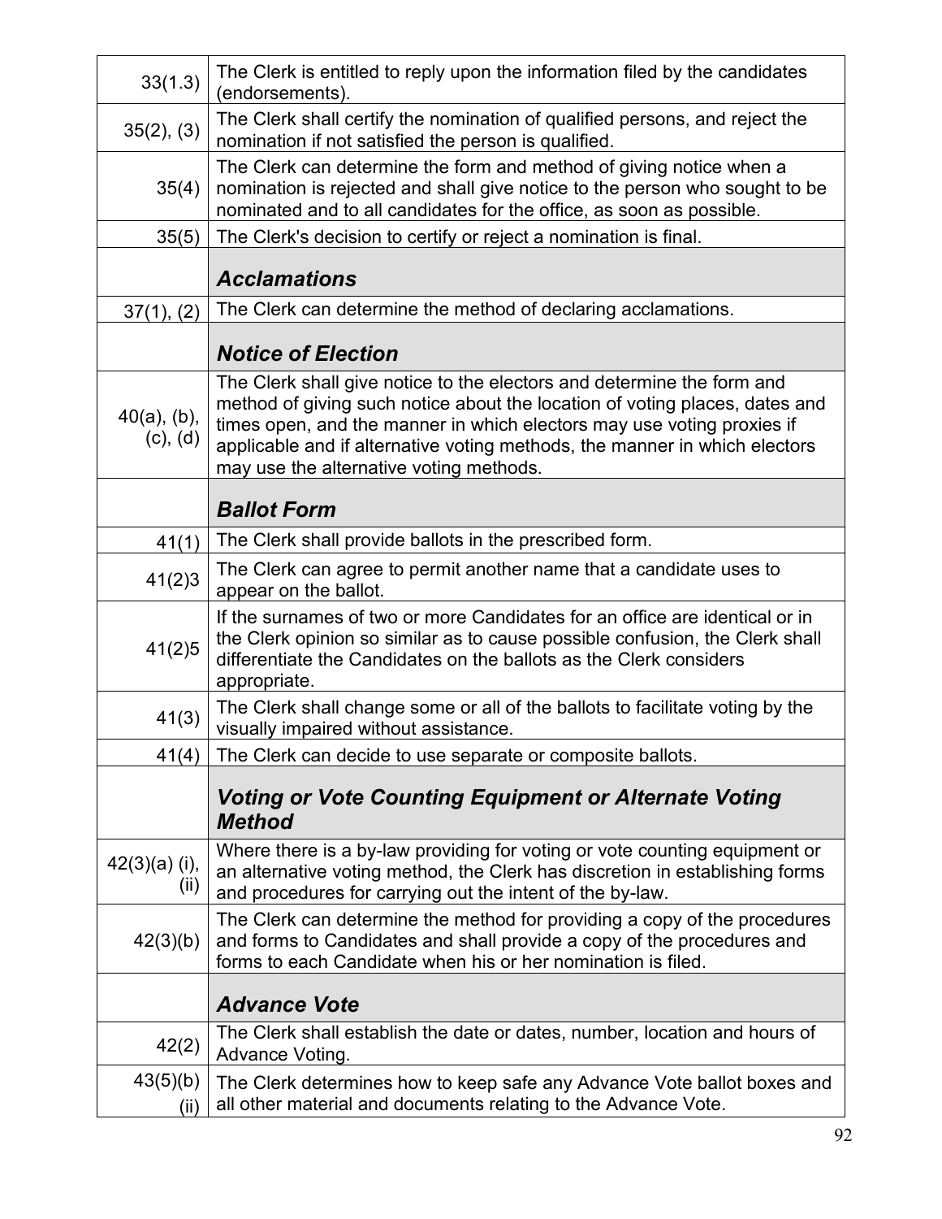| | |
|---|---|
| 33(1.3) | The Clerk is entitled to reply upon the information filed by the candidates (endorsements). |
| 35(2), (3) | The Clerk shall certify the nomination of qualified persons, and reject the nomination if not satisfied the person is qualified. |
| 35(4) | The Clerk can determine the form and method of giving notice when a nomination is rejected and shall give notice to the person who sought to be nominated and to all candidates for the office, as soon as possible. |
| 35(5) | The Clerk's decision to certify or reject a nomination is final. |
| | ***Acclamations*** |
| 37(1), (2) | The Clerk can determine the method of declaring acclamations. |
| | ***Notice of Election*** |
| 40(a), (b), (c), (d) | The Clerk shall give notice to the electors and determine the form and method of giving such notice about the location of voting places, dates and times open, and the manner in which electors may use voting proxies if applicable and if alternative voting methods, the manner in which electors may use the alternative voting methods. |
| | ***Ballot Form*** |
| 41(1) | The Clerk shall provide ballots in the prescribed form. |
| 41(2)3 | The Clerk can agree to permit another name that a candidate uses to appear on the ballot. |
| 41(2)5 | If the surnames of two or more Candidates for an office are identical or in the Clerk opinion so similar as to cause possible confusion, the Clerk shall differentiate the Candidates on the ballots as the Clerk considers appropriate. |
| 41(3) | The Clerk shall change some or all of the ballots to facilitate voting by the visually impaired without assistance. |
| 41(4) | The Clerk can decide to use separate or composite ballots. |
| | ***Voting or Vote Counting Equipment or Alternate Voting Method*** |
| 42(3)(a) (i), (ii) | Where there is a by-law providing for voting or vote counting equipment or an alternative voting method, the Clerk has discretion in establishing forms and procedures for carrying out the intent of the by-law. |
| 42(3)(b) | The Clerk can determine the method for providing a copy of the procedures and forms to Candidates and shall provide a copy of the procedures and forms to each Candidate when his or her nomination is filed. |
| | ***Advance Vote*** |
| 42(2) | The Clerk shall establish the date or dates, number, location and hours of Advance Voting. |
| 43(5)(b) (ii) | The Clerk determines how to keep safe any Advance Vote ballot boxes and all other material and documents relating to the Advance Vote. |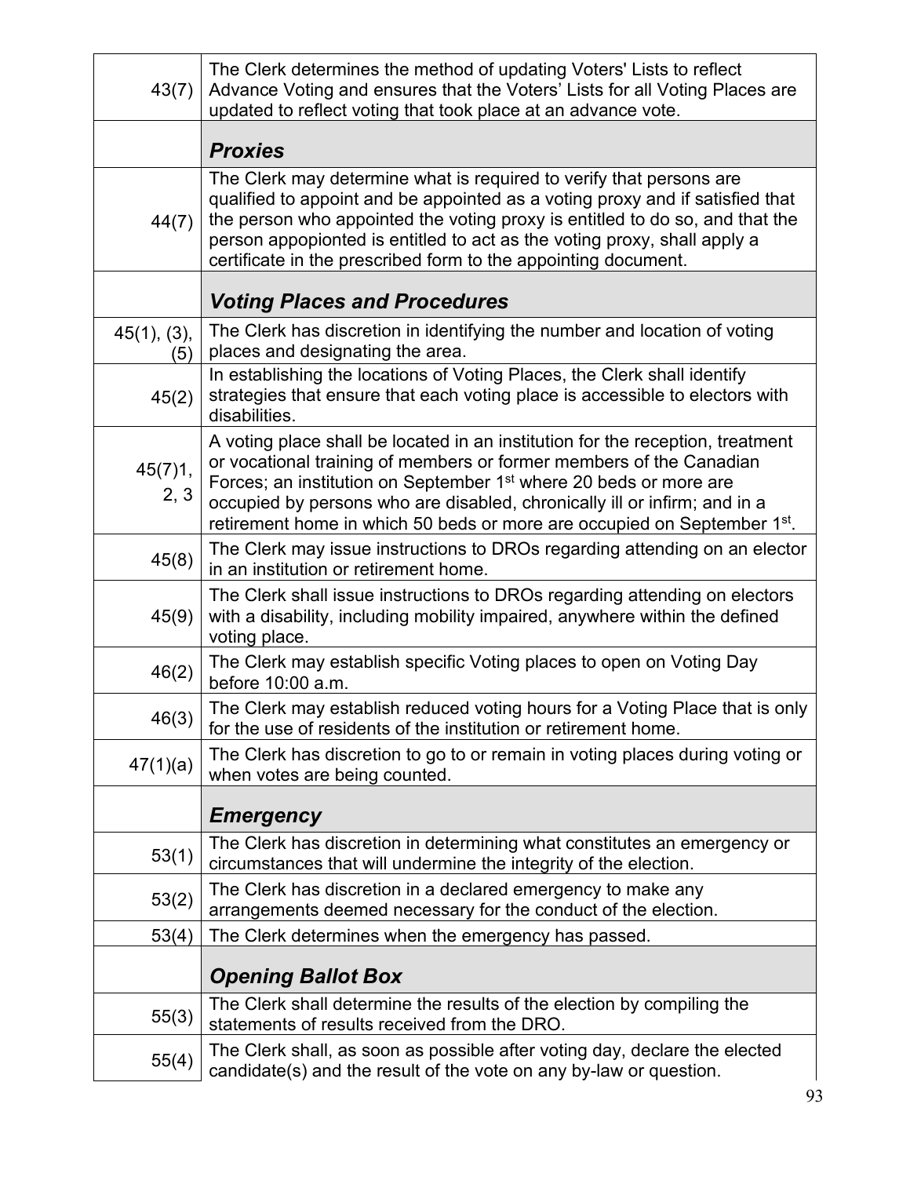| | |
|---|---|
| 43(7) | The Clerk determines the method of updating Voters' Lists to reflect Advance Voting and ensures that the Voters' Lists for all Voting Places are updated to reflect voting that took place at an advance vote. |
| | ***Proxies*** |
| 44(7) | The Clerk may determine what is required to verify that persons are qualified to appoint and be appointed as a voting proxy and if satisfied that the person who appointed the voting proxy is entitled to do so, and that the person appopionted is entitled to act as the voting proxy, shall apply a certificate in the prescribed form to the appointing document. |
| | ***Voting Places and Procedures*** |
| 45(1), (3), (5) | The Clerk has discretion in identifying the number and location of voting places and designating the area. |
| 45(2) | In establishing the locations of Voting Places, the Clerk shall identify strategies that ensure that each voting place is accessible to electors with disabilities. |
| 45(7)1, 2, 3 | A voting place shall be located in an institution for the reception, treatment or vocational training of members or former members of the Canadian Forces; an institution on September 1st where 20 beds or more are occupied by persons who are disabled, chronically ill or infirm; and in a retirement home in which 50 beds or more are occupied on September 1st. |
| 45(8) | The Clerk may issue instructions to DROs regarding attending on an elector in an institution or retirement home. |
| 45(9) | The Clerk shall issue instructions to DROs regarding attending on electors with a disability, including mobility impaired, anywhere within the defined voting place. |
| 46(2) | The Clerk may establish specific Voting places to open on Voting Day before 10:00 a.m. |
| 46(3) | The Clerk may establish reduced voting hours for a Voting Place that is only for the use of residents of the institution or retirement home. |
| 47(1)(a) | The Clerk has discretion to go to or remain in voting places during voting or when votes are being counted. |
| | ***Emergency*** |
| 53(1) | The Clerk has discretion in determining what constitutes an emergency or circumstances that will undermine the integrity of the election. |
| 53(2) | The Clerk has discretion in a declared emergency to make any arrangements deemed necessary for the conduct of the election. |
| 53(4) | The Clerk determines when the emergency has passed. |
| | ***Opening Ballot Box*** |
| 55(3) | The Clerk shall determine the results of the election by compiling the statements of results received from the DRO. |
| 55(4) | The Clerk shall, as soon as possible after voting day, declare the elected candidate(s) and the result of the vote on any by-law or question. |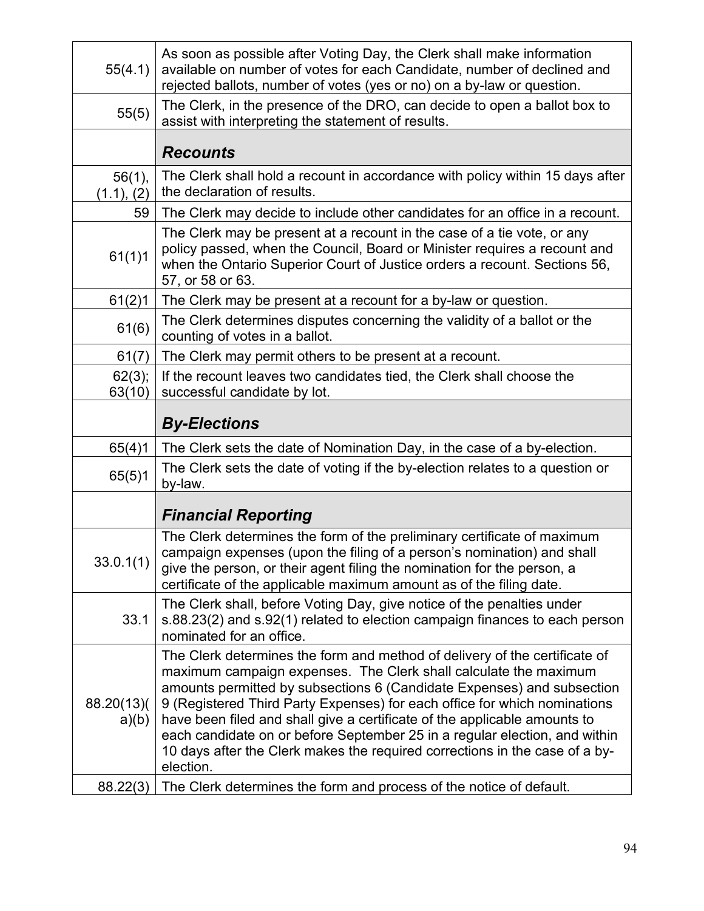| | |
|---|---|
| 55(4.1) | As soon as possible after Voting Day, the Clerk shall make information available on number of votes for each Candidate, number of declined and rejected ballots, number of votes (yes or no) on a by-law or question. |
| 55(5) | The Clerk, in the presence of the DRO, can decide to open a ballot box to assist with interpreting the statement of results. |
| | ***Recounts*** |
| 56(1), (1.1), (2) | The Clerk shall hold a recount in accordance with policy within 15 days after the declaration of results. |
| 59 | The Clerk may decide to include other candidates for an office in a recount. |
| 61(1)1 | The Clerk may be present at a recount in the case of a tie vote, or any policy passed, when the Council, Board or Minister requires a recount and when the Ontario Superior Court of Justice orders a recount. Sections 56, 57, or 58 or 63. |
| 61(2)1 | The Clerk may be present at a recount for a by-law or question. |
| 61(6) | The Clerk determines disputes concerning the validity of a ballot or the counting of votes in a ballot. |
| 61(7) | The Clerk may permit others to be present at a recount. |
| 62(3); 63(10) | If the recount leaves two candidates tied, the Clerk shall choose the successful candidate by lot. |
| | ***By-Elections*** |
| 65(4)1 | The Clerk sets the date of Nomination Day, in the case of a by-election. |
| 65(5)1 | The Clerk sets the date of voting if the by-election relates to a question or by-law. |
| | ***Financial Reporting*** |
| 33.0.1(1) | The Clerk determines the form of the preliminary certificate of maximum campaign expenses (upon the filing of a person's nomination) and shall give the person, or their agent filing the nomination for the person, a certificate of the applicable maximum amount as of the filing date. |
| 33.1 | The Clerk shall, before Voting Day, give notice of the penalties under s.88.23(2) and s.92(1) related to election campaign finances to each person nominated for an office. |
| 88.20(13)(a)(b) | The Clerk determines the form and method of delivery of the certificate of maximum campaign expenses. The Clerk shall calculate the maximum amounts permitted by subsections 6 (Candidate Expenses) and subsection 9 (Registered Third Party Expenses) for each office for which nominations have been filed and shall give a certificate of the applicable amounts to each candidate on or before September 25 in a regular election, and within 10 days after the Clerk makes the required corrections in the case of a by-election. |
| 88.22(3) | The Clerk determines the form and process of the notice of default. |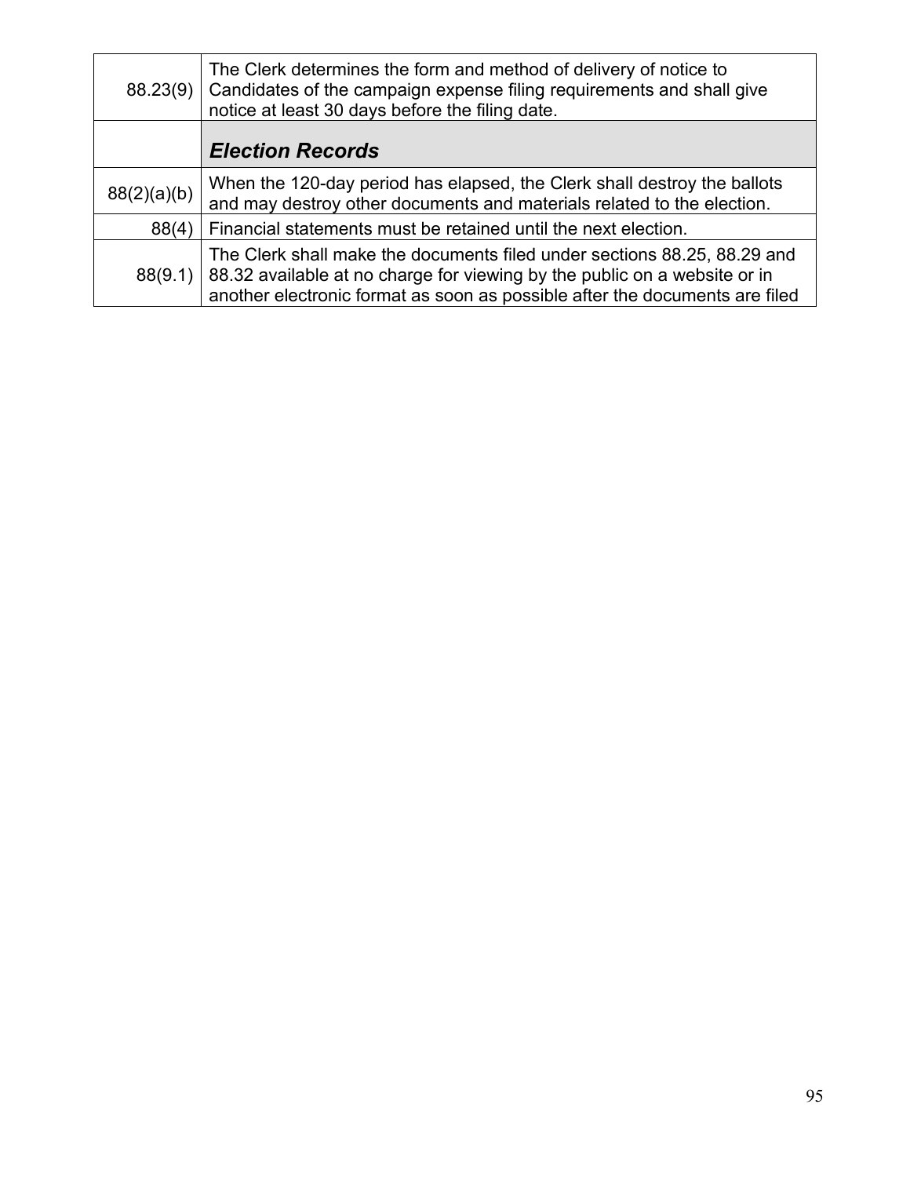| | |
|---|---|
| 88.23(9) | The Clerk determines the form and method of delivery of notice to Candidates of the campaign expense filing requirements and shall give notice at least 30 days before the filing date. |
| | ***Election Records*** |
| 88(2)(a)(b) | When the 120-day period has elapsed, the Clerk shall destroy the ballots and may destroy other documents and materials related to the election. |
| 88(4) | Financial statements must be retained until the next election. |
| 88(9.1) | The Clerk shall make the documents filed under sections 88.25, 88.29 and 88.32 available at no charge for viewing by the public on a website or in another electronic format as soon as possible after the documents are filed |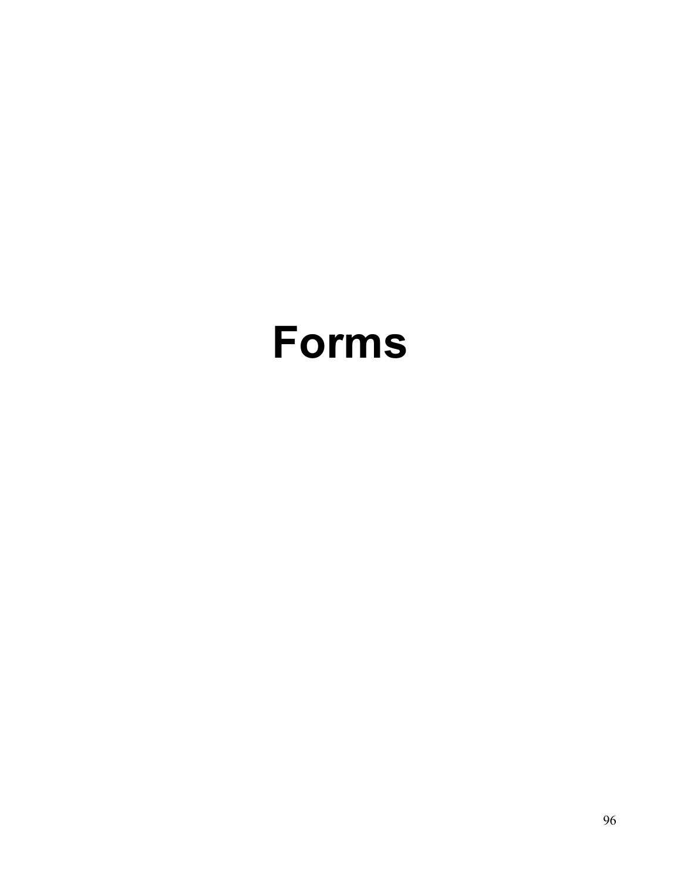# Forms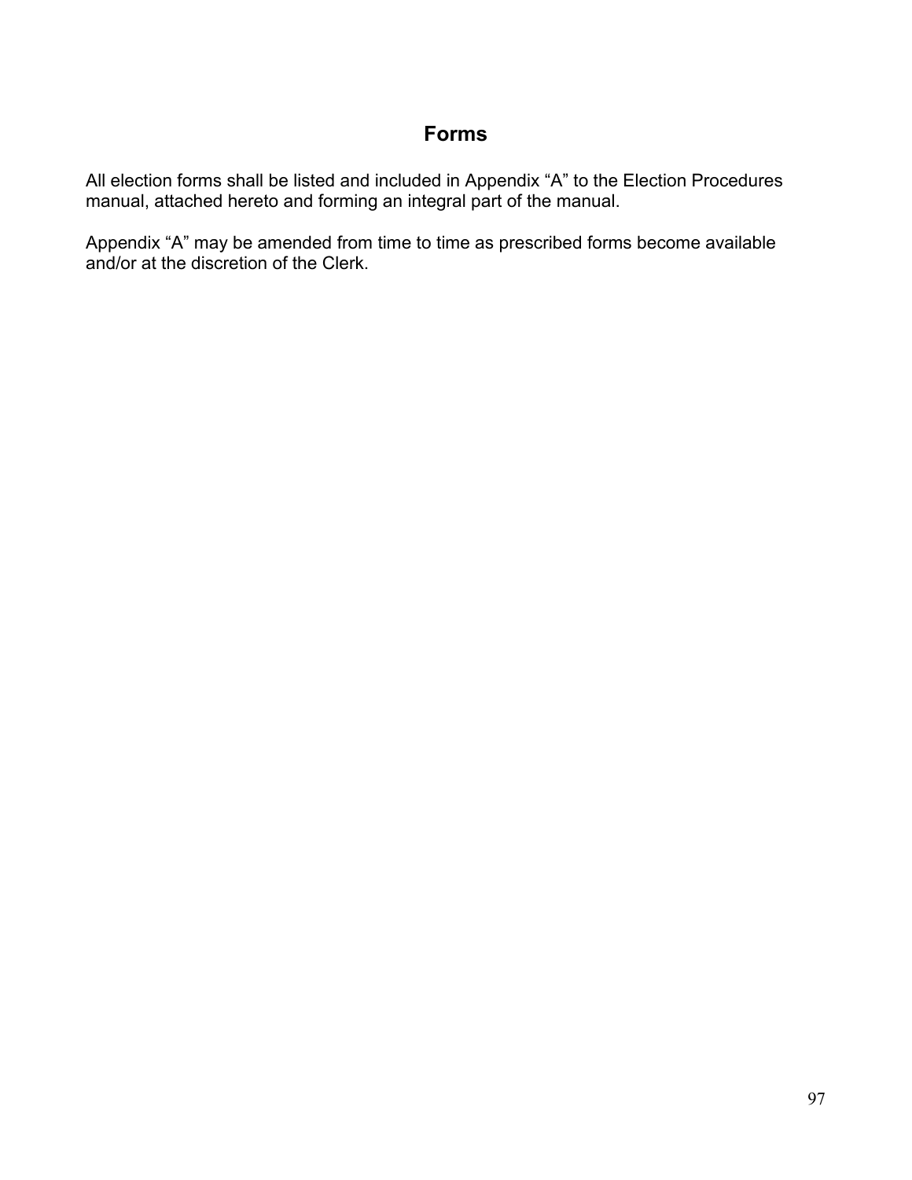# Forms

All election forms shall be listed and included in Appendix “A” to the Election Procedures manual, attached hereto and forming an integral part of the manual.

Appendix “A” may be amended from time to time as prescribed forms become available and/or at the discretion of the Clerk.